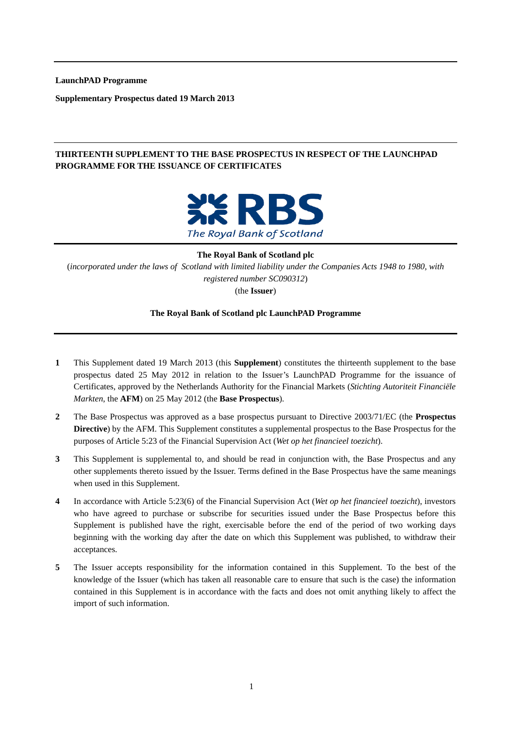**LaunchPAD Programme**

**Supplementary Prospectus dated 19 March 2013**

**THIRTEENTH SUPPLEMENT TO THE BASE PROSPECTUS IN RESPECT OF THE LAUNCHPAD PROGRAMME FOR THE ISSUANCE OF CERTIFICATES**

**The Royal Bank of Scotland plc**

(*incorporated under the laws of Scotland with limited liability under the Companies Acts 1948 to 1980, with registered number SC090312*)

(the **Issuer**)

**The Royal Bank of Scotland plc LaunchPAD Programme**

**1** This Supplement dated 19 March 2013 (this **Supplement**) constitutes the thirteenth supplement to the base prospectus dated 25 May 2012 in relation to the Issuer's LaunchPAD Programme for the issuance of Certificates, approved by the Netherlands Authority for the Financial Markets (*Stichting Autoriteit Financiële Markten*, the **AFM**) on 25 May 2012 (the **Base Prospectus**).

**2** The Base Prospectus was approved as a base prospectus pursuant to Directive 2003/71/EC (the **Prospectus Directive**) by the AFM. This Supplement constitutes a supplemental prospectus to the Base Prospectus for the purposes of Article 5:23 of the Financial Supervision Act (*Wet op het financieel toezicht*).

**3** This Supplement is supplemental to, and should be read in conjunction with, the Base Prospectus and any other supplements thereto issued by the Issuer. Terms defined in the Base Prospectus have the same meanings when used in this Supplement.

**4** In accordance with Article 5:23(6) of the Financial Supervision Act (*Wet op het financieel toezicht*), investors who have agreed to purchase or subscribe for securities issued under the Base Prospectus before this Supplement is published have the right, exercisable before the end of the period of two working days beginning with the working day after the date on which this Supplement was published, to withdraw their acceptances.

**5** The Issuer accepts responsibility for the information contained in this Supplement. To the best of the knowledge of the Issuer (which has taken all reasonable care to ensure that such is the case) the information contained in this Supplement is in accordance with the facts and does not omit anything likely to affect the import of such information.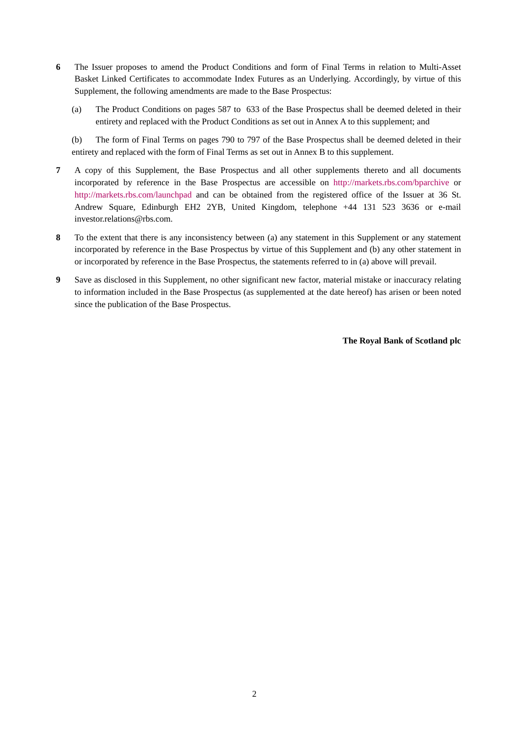**6** The Issuer proposes to amend the Product Conditions and form of Final Terms in relation to Multi-Asset Basket Linked Certificates to accommodate Index Futures as an Underlying. Accordingly, by virtue of this Supplement, the following amendments are made to the Base Prospectus:

(a) The Product Conditions on pages 587 to 633 of the Base Prospectus shall be deemed deleted in their entirety and replaced with the Product Conditions as set out in Annex A to this supplement; and

(b) The form of Final Terms on pages 790 to 797 of the Base Prospectus shall be deemed deleted in their entirety and replaced with the form of Final Terms as set out in Annex B to this supplement.

**7** A copy of this Supplement, the Base Prospectus and all other supplements thereto and all documents incorporated by reference in the Base Prospectus are accessible on http://markets.rbs.com/bparchive or http://markets.rbs.com/launchpad and can be obtained from the registered office of the Issuer at 36 St. Andrew Square, Edinburgh EH2 2YB, United Kingdom, telephone +44 131 523 3636 or e-mail investor.relations@rbs.com.

**8** To the extent that there is any inconsistency between (a) any statement in this Supplement or any statement incorporated by reference in the Base Prospectus by virtue of this Supplement and (b) any other statement in or incorporated by reference in the Base Prospectus, the statements referred to in (a) above will prevail.

**9** Save as disclosed in this Supplement, no other significant new factor, material mistake or inaccuracy relating to information included in the Base Prospectus (as supplemented at the date hereof) has arisen or been noted since the publication of the Base Prospectus.

**The Royal Bank of Scotland plc**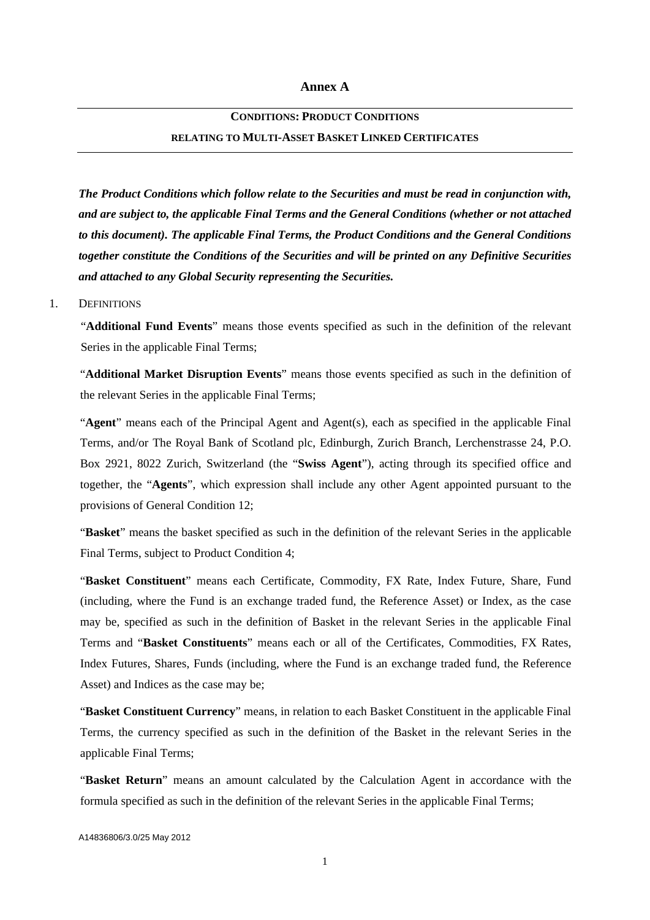# Annex A

## CONDITIONS: PRODUCT CONDITIONS RELATING TO MULTI-ASSET BASKET LINKED CERTIFICATES

***The Product Conditions which follow relate to the Securities and must be read in conjunction with, and are subject to, the applicable Final Terms and the General Conditions (whether or not attached to this document). The applicable Final Terms, the Product Conditions and the General Conditions together constitute the Conditions of the Securities and will be printed on any Definitive Securities and attached to any Global Security representing the Securities.***

1. DEFINITIONS

"**Additional Fund Events**" means those events specified as such in the definition of the relevant Series in the applicable Final Terms;

"**Additional Market Disruption Events**" means those events specified as such in the definition of the relevant Series in the applicable Final Terms;

"**Agent**" means each of the Principal Agent and Agent(s), each as specified in the applicable Final Terms, and/or The Royal Bank of Scotland plc, Edinburgh, Zurich Branch, Lerchenstrasse 24, P.O. Box 2921, 8022 Zurich, Switzerland (the "**Swiss Agent**"), acting through its specified office and together, the "**Agents**", which expression shall include any other Agent appointed pursuant to the provisions of General Condition 12;

"**Basket**" means the basket specified as such in the definition of the relevant Series in the applicable Final Terms, subject to Product Condition 4;

"**Basket Constituent**" means each Certificate, Commodity, FX Rate, Index Future, Share, Fund (including, where the Fund is an exchange traded fund, the Reference Asset) or Index, as the case may be, specified as such in the definition of Basket in the relevant Series in the applicable Final Terms and "**Basket Constituents**" means each or all of the Certificates, Commodities, FX Rates, Index Futures, Shares, Funds (including, where the Fund is an exchange traded fund, the Reference Asset) and Indices as the case may be;

"**Basket Constituent Currency**" means, in relation to each Basket Constituent in the applicable Final Terms, the currency specified as such in the definition of the Basket in the relevant Series in the applicable Final Terms;

"**Basket Return**" means an amount calculated by the Calculation Agent in accordance with the formula specified as such in the definition of the relevant Series in the applicable Final Terms;

A14836806/3.0/25 May 2012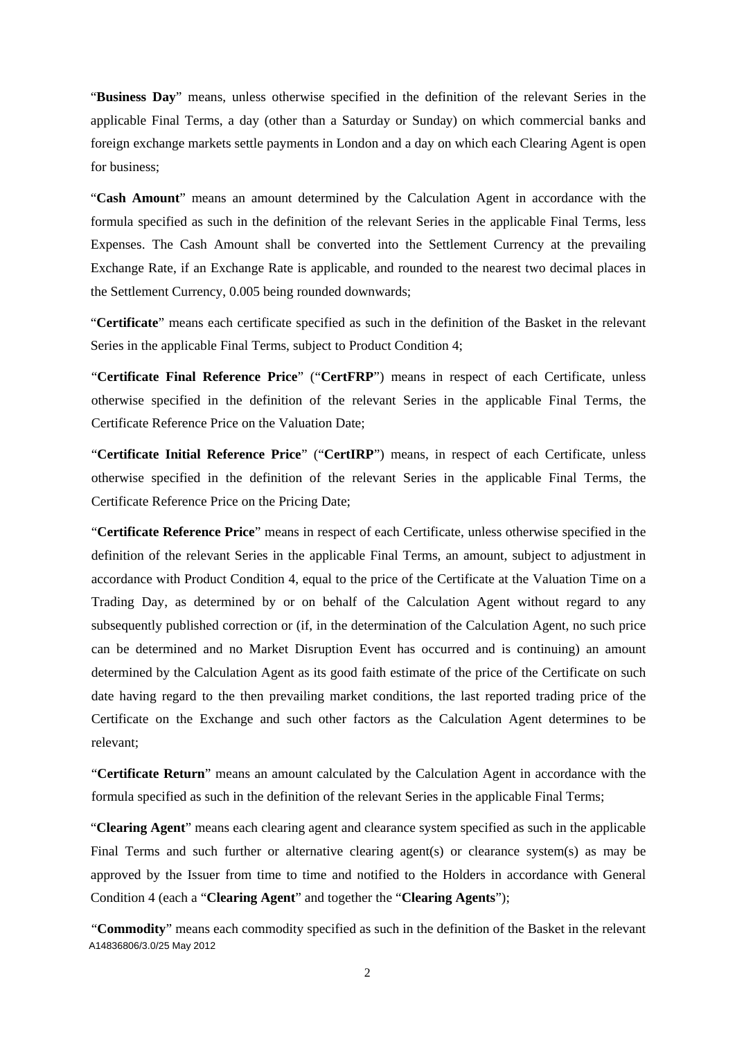"**Business Day**" means, unless otherwise specified in the definition of the relevant Series in the applicable Final Terms, a day (other than a Saturday or Sunday) on which commercial banks and foreign exchange markets settle payments in London and a day on which each Clearing Agent is open for business;

"**Cash Amount**" means an amount determined by the Calculation Agent in accordance with the formula specified as such in the definition of the relevant Series in the applicable Final Terms, less Expenses. The Cash Amount shall be converted into the Settlement Currency at the prevailing Exchange Rate, if an Exchange Rate is applicable, and rounded to the nearest two decimal places in the Settlement Currency, 0.005 being rounded downwards;

"**Certificate**" means each certificate specified as such in the definition of the Basket in the relevant Series in the applicable Final Terms, subject to Product Condition 4;

"**Certificate Final Reference Price**" ("**CertFRP**") means in respect of each Certificate, unless otherwise specified in the definition of the relevant Series in the applicable Final Terms, the Certificate Reference Price on the Valuation Date;

"**Certificate Initial Reference Price**" ("**CertIRP**") means, in respect of each Certificate, unless otherwise specified in the definition of the relevant Series in the applicable Final Terms, the Certificate Reference Price on the Pricing Date;

"**Certificate Reference Price**" means in respect of each Certificate, unless otherwise specified in the definition of the relevant Series in the applicable Final Terms, an amount, subject to adjustment in accordance with Product Condition 4, equal to the price of the Certificate at the Valuation Time on a Trading Day, as determined by or on behalf of the Calculation Agent without regard to any subsequently published correction or (if, in the determination of the Calculation Agent, no such price can be determined and no Market Disruption Event has occurred and is continuing) an amount determined by the Calculation Agent as its good faith estimate of the price of the Certificate on such date having regard to the then prevailing market conditions, the last reported trading price of the Certificate on the Exchange and such other factors as the Calculation Agent determines to be relevant;

"**Certificate Return**" means an amount calculated by the Calculation Agent in accordance with the formula specified as such in the definition of the relevant Series in the applicable Final Terms;

"**Clearing Agent**" means each clearing agent and clearance system specified as such in the applicable Final Terms and such further or alternative clearing agent(s) or clearance system(s) as may be approved by the Issuer from time to time and notified to the Holders in accordance with General Condition 4 (each a "**Clearing Agent**" and together the "**Clearing Agents**");

"**Commodity**" means each commodity specified as such in the definition of the Basket in the relevant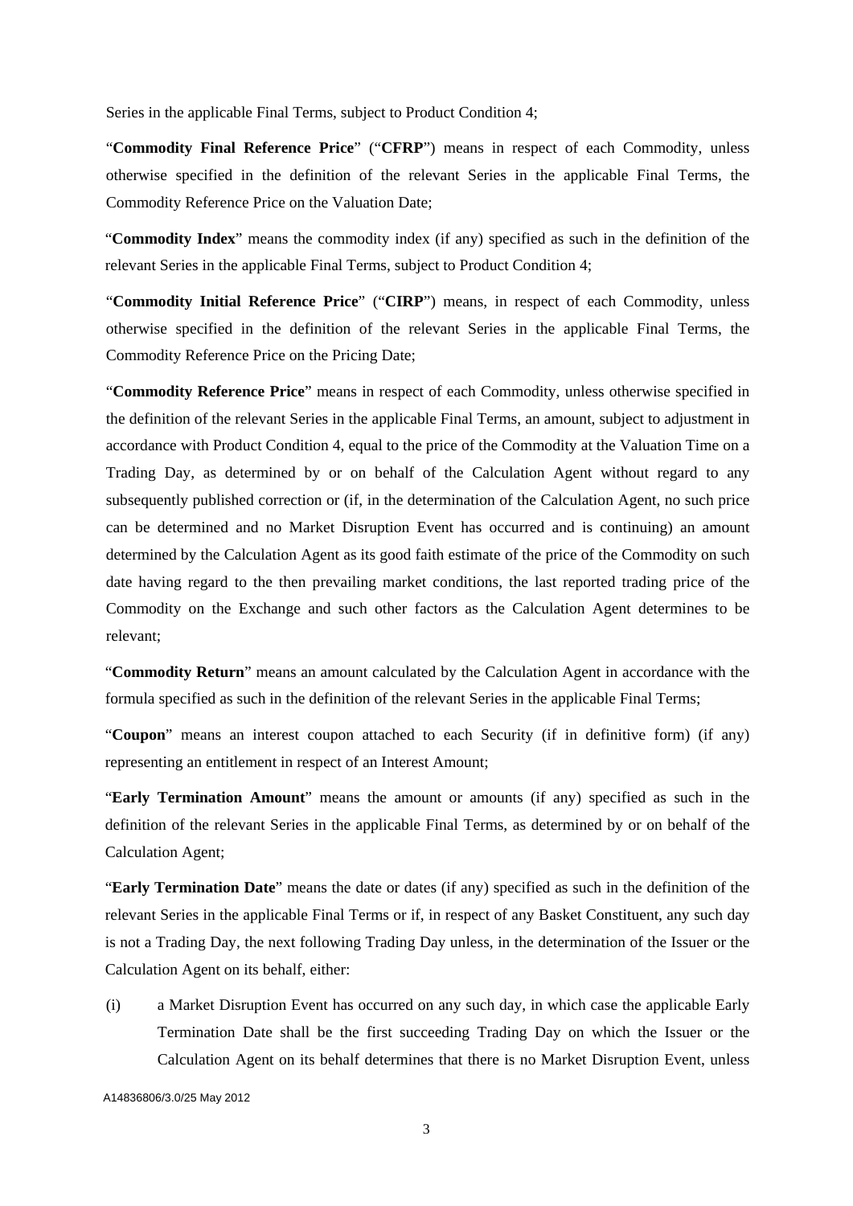Series in the applicable Final Terms, subject to Product Condition 4;

"**Commodity Final Reference Price**" ("**CFRP**") means in respect of each Commodity, unless otherwise specified in the definition of the relevant Series in the applicable Final Terms, the Commodity Reference Price on the Valuation Date;

"**Commodity Index**" means the commodity index (if any) specified as such in the definition of the relevant Series in the applicable Final Terms, subject to Product Condition 4;

"**Commodity Initial Reference Price**" ("**CIRP**") means, in respect of each Commodity, unless otherwise specified in the definition of the relevant Series in the applicable Final Terms, the Commodity Reference Price on the Pricing Date;

"**Commodity Reference Price**" means in respect of each Commodity, unless otherwise specified in the definition of the relevant Series in the applicable Final Terms, an amount, subject to adjustment in accordance with Product Condition 4, equal to the price of the Commodity at the Valuation Time on a Trading Day, as determined by or on behalf of the Calculation Agent without regard to any subsequently published correction or (if, in the determination of the Calculation Agent, no such price can be determined and no Market Disruption Event has occurred and is continuing) an amount determined by the Calculation Agent as its good faith estimate of the price of the Commodity on such date having regard to the then prevailing market conditions, the last reported trading price of the Commodity on the Exchange and such other factors as the Calculation Agent determines to be relevant;

"**Commodity Return**" means an amount calculated by the Calculation Agent in accordance with the formula specified as such in the definition of the relevant Series in the applicable Final Terms;

"**Coupon**" means an interest coupon attached to each Security (if in definitive form) (if any) representing an entitlement in respect of an Interest Amount;

"**Early Termination Amount**" means the amount or amounts (if any) specified as such in the definition of the relevant Series in the applicable Final Terms, as determined by or on behalf of the Calculation Agent;

"**Early Termination Date**" means the date or dates (if any) specified as such in the definition of the relevant Series in the applicable Final Terms or if, in respect of any Basket Constituent, any such day is not a Trading Day, the next following Trading Day unless, in the determination of the Issuer or the Calculation Agent on its behalf, either:

(i) a Market Disruption Event has occurred on any such day, in which case the applicable Early Termination Date shall be the first succeeding Trading Day on which the Issuer or the Calculation Agent on its behalf determines that there is no Market Disruption Event, unless

A14836806/3.0/25 May 2012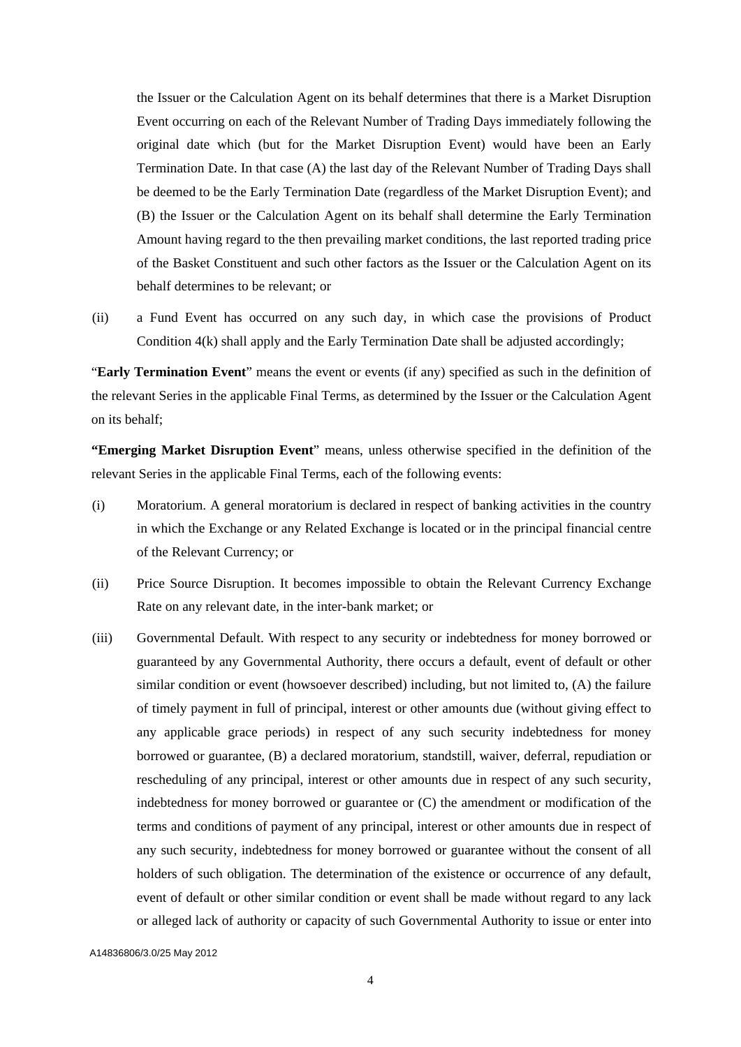the Issuer or the Calculation Agent on its behalf determines that there is a Market Disruption Event occurring on each of the Relevant Number of Trading Days immediately following the original date which (but for the Market Disruption Event) would have been an Early Termination Date. In that case (A) the last day of the Relevant Number of Trading Days shall be deemed to be the Early Termination Date (regardless of the Market Disruption Event); and (B) the Issuer or the Calculation Agent on its behalf shall determine the Early Termination Amount having regard to the then prevailing market conditions, the last reported trading price of the Basket Constituent and such other factors as the Issuer or the Calculation Agent on its behalf determines to be relevant; or

(ii) a Fund Event has occurred on any such day, in which case the provisions of Product Condition 4(k) shall apply and the Early Termination Date shall be adjusted accordingly;

"**Early Termination Event**" means the event or events (if any) specified as such in the definition of the relevant Series in the applicable Final Terms, as determined by the Issuer or the Calculation Agent on its behalf;

**"Emerging Market Disruption Event**" means, unless otherwise specified in the definition of the relevant Series in the applicable Final Terms, each of the following events:

(i) Moratorium. A general moratorium is declared in respect of banking activities in the country in which the Exchange or any Related Exchange is located or in the principal financial centre of the Relevant Currency; or

(ii) Price Source Disruption. It becomes impossible to obtain the Relevant Currency Exchange Rate on any relevant date, in the inter-bank market; or

(iii) Governmental Default. With respect to any security or indebtedness for money borrowed or guaranteed by any Governmental Authority, there occurs a default, event of default or other similar condition or event (howsoever described) including, but not limited to, (A) the failure of timely payment in full of principal, interest or other amounts due (without giving effect to any applicable grace periods) in respect of any such security indebtedness for money borrowed or guarantee, (B) a declared moratorium, standstill, waiver, deferral, repudiation or rescheduling of any principal, interest or other amounts due in respect of any such security, indebtedness for money borrowed or guarantee or (C) the amendment or modification of the terms and conditions of payment of any principal, interest or other amounts due in respect of any such security, indebtedness for money borrowed or guarantee without the consent of all holders of such obligation. The determination of the existence or occurrence of any default, event of default or other similar condition or event shall be made without regard to any lack or alleged lack of authority or capacity of such Governmental Authority to issue or enter into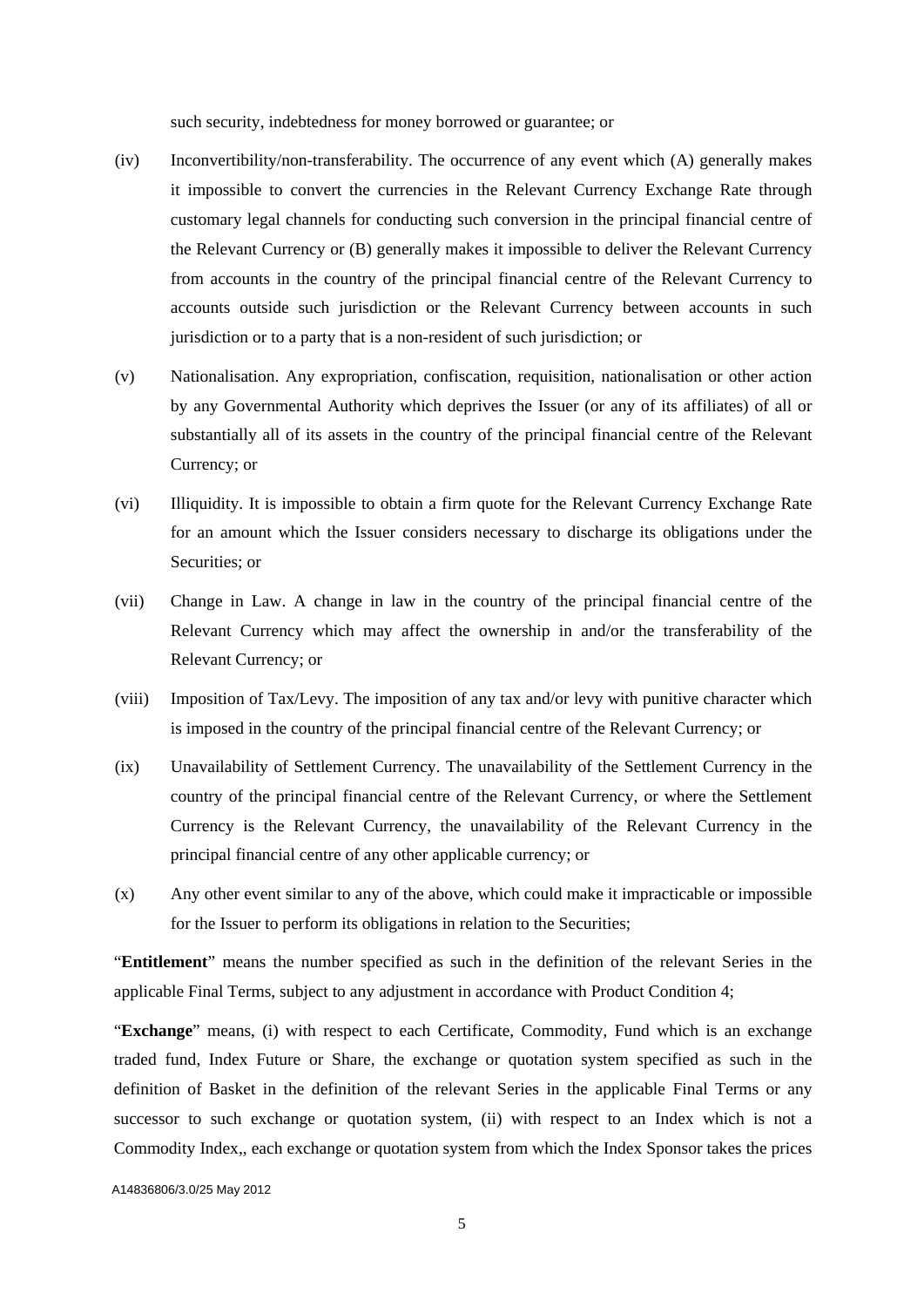such security, indebtedness for money borrowed or guarantee; or

(iv) Inconvertibility/non-transferability. The occurrence of any event which (A) generally makes it impossible to convert the currencies in the Relevant Currency Exchange Rate through customary legal channels for conducting such conversion in the principal financial centre of the Relevant Currency or (B) generally makes it impossible to deliver the Relevant Currency from accounts in the country of the principal financial centre of the Relevant Currency to accounts outside such jurisdiction or the Relevant Currency between accounts in such jurisdiction or to a party that is a non-resident of such jurisdiction; or

(v) Nationalisation. Any expropriation, confiscation, requisition, nationalisation or other action by any Governmental Authority which deprives the Issuer (or any of its affiliates) of all or substantially all of its assets in the country of the principal financial centre of the Relevant Currency; or

(vi) Illiquidity. It is impossible to obtain a firm quote for the Relevant Currency Exchange Rate for an amount which the Issuer considers necessary to discharge its obligations under the Securities; or

(vii) Change in Law. A change in law in the country of the principal financial centre of the Relevant Currency which may affect the ownership in and/or the transferability of the Relevant Currency; or

(viii) Imposition of Tax/Levy. The imposition of any tax and/or levy with punitive character which is imposed in the country of the principal financial centre of the Relevant Currency; or

(ix) Unavailability of Settlement Currency. The unavailability of the Settlement Currency in the country of the principal financial centre of the Relevant Currency, or where the Settlement Currency is the Relevant Currency, the unavailability of the Relevant Currency in the principal financial centre of any other applicable currency; or

(x) Any other event similar to any of the above, which could make it impracticable or impossible for the Issuer to perform its obligations in relation to the Securities;

"**Entitlement**" means the number specified as such in the definition of the relevant Series in the applicable Final Terms, subject to any adjustment in accordance with Product Condition 4;

"**Exchange**" means, (i) with respect to each Certificate, Commodity, Fund which is an exchange traded fund, Index Future or Share, the exchange or quotation system specified as such in the definition of Basket in the definition of the relevant Series in the applicable Final Terms or any successor to such exchange or quotation system, (ii) with respect to an Index which is not a Commodity Index,, each exchange or quotation system from which the Index Sponsor takes the prices

A14836806/3.0/25 May 2012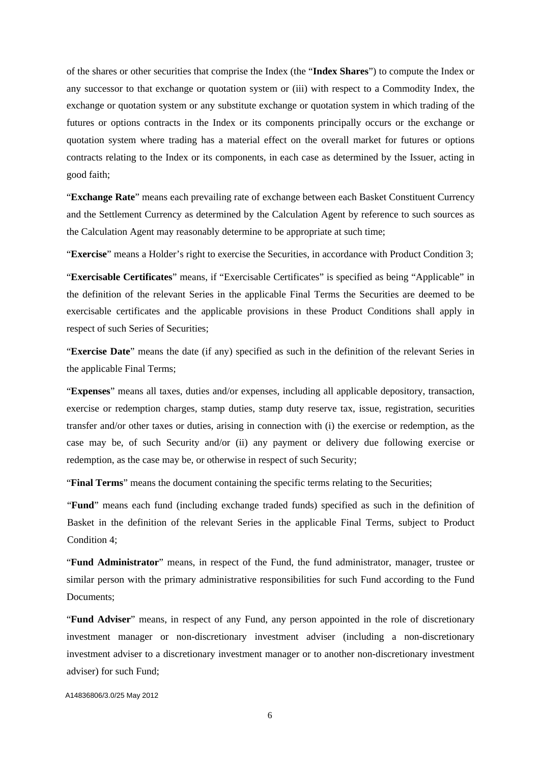of the shares or other securities that comprise the Index (the "**Index Shares**") to compute the Index or any successor to that exchange or quotation system or (iii) with respect to a Commodity Index, the exchange or quotation system or any substitute exchange or quotation system in which trading of the futures or options contracts in the Index or its components principally occurs or the exchange or quotation system where trading has a material effect on the overall market for futures or options contracts relating to the Index or its components, in each case as determined by the Issuer, acting in good faith;

"**Exchange Rate**" means each prevailing rate of exchange between each Basket Constituent Currency and the Settlement Currency as determined by the Calculation Agent by reference to such sources as the Calculation Agent may reasonably determine to be appropriate at such time;

"**Exercise**" means a Holder's right to exercise the Securities, in accordance with Product Condition 3;

"**Exercisable Certificates**" means, if "Exercisable Certificates" is specified as being "Applicable" in the definition of the relevant Series in the applicable Final Terms the Securities are deemed to be exercisable certificates and the applicable provisions in these Product Conditions shall apply in respect of such Series of Securities;

"**Exercise Date**" means the date (if any) specified as such in the definition of the relevant Series in the applicable Final Terms;

"**Expenses**" means all taxes, duties and/or expenses, including all applicable depository, transaction, exercise or redemption charges, stamp duties, stamp duty reserve tax, issue, registration, securities transfer and/or other taxes or duties, arising in connection with (i) the exercise or redemption, as the case may be, of such Security and/or (ii) any payment or delivery due following exercise or redemption, as the case may be, or otherwise in respect of such Security;

"**Final Terms**" means the document containing the specific terms relating to the Securities;

"**Fund**" means each fund (including exchange traded funds) specified as such in the definition of Basket in the definition of the relevant Series in the applicable Final Terms, subject to Product Condition 4;

"**Fund Administrator**" means, in respect of the Fund, the fund administrator, manager, trustee or similar person with the primary administrative responsibilities for such Fund according to the Fund Documents;

"**Fund Adviser**" means, in respect of any Fund, any person appointed in the role of discretionary investment manager or non-discretionary investment adviser (including a non-discretionary investment adviser to a discretionary investment manager or to another non-discretionary investment adviser) for such Fund;

A14836806/3.0/25 May 2012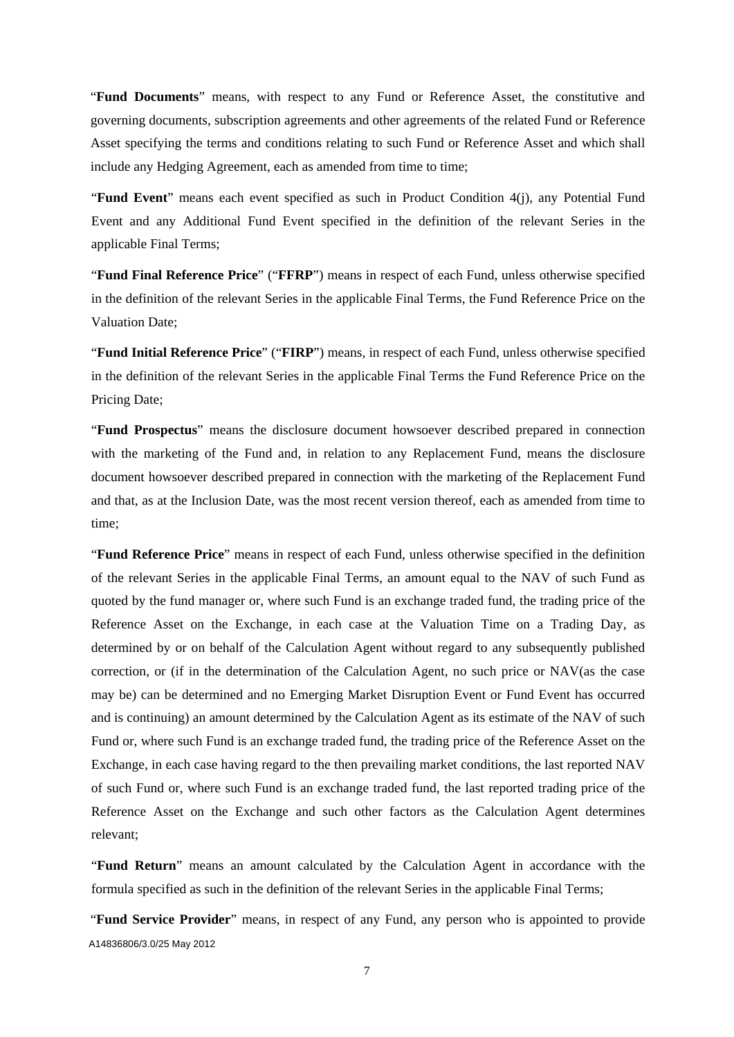"**Fund Documents**" means, with respect to any Fund or Reference Asset, the constitutive and governing documents, subscription agreements and other agreements of the related Fund or Reference Asset specifying the terms and conditions relating to such Fund or Reference Asset and which shall include any Hedging Agreement, each as amended from time to time;

"**Fund Event**" means each event specified as such in Product Condition 4(j), any Potential Fund Event and any Additional Fund Event specified in the definition of the relevant Series in the applicable Final Terms;

"**Fund Final Reference Price**" ("**FFRP**") means in respect of each Fund, unless otherwise specified in the definition of the relevant Series in the applicable Final Terms, the Fund Reference Price on the Valuation Date;

"**Fund Initial Reference Price**" ("**FIRP**") means, in respect of each Fund, unless otherwise specified in the definition of the relevant Series in the applicable Final Terms the Fund Reference Price on the Pricing Date;

"**Fund Prospectus**" means the disclosure document howsoever described prepared in connection with the marketing of the Fund and, in relation to any Replacement Fund, means the disclosure document howsoever described prepared in connection with the marketing of the Replacement Fund and that, as at the Inclusion Date, was the most recent version thereof, each as amended from time to time;

"**Fund Reference Price**" means in respect of each Fund, unless otherwise specified in the definition of the relevant Series in the applicable Final Terms, an amount equal to the NAV of such Fund as quoted by the fund manager or, where such Fund is an exchange traded fund, the trading price of the Reference Asset on the Exchange, in each case at the Valuation Time on a Trading Day, as determined by or on behalf of the Calculation Agent without regard to any subsequently published correction, or (if in the determination of the Calculation Agent, no such price or NAV(as the case may be) can be determined and no Emerging Market Disruption Event or Fund Event has occurred and is continuing) an amount determined by the Calculation Agent as its estimate of the NAV of such Fund or, where such Fund is an exchange traded fund, the trading price of the Reference Asset on the Exchange, in each case having regard to the then prevailing market conditions, the last reported NAV of such Fund or, where such Fund is an exchange traded fund, the last reported trading price of the Reference Asset on the Exchange and such other factors as the Calculation Agent determines relevant;

"**Fund Return**" means an amount calculated by the Calculation Agent in accordance with the formula specified as such in the definition of the relevant Series in the applicable Final Terms;

"**Fund Service Provider**" means, in respect of any Fund, any person who is appointed to provide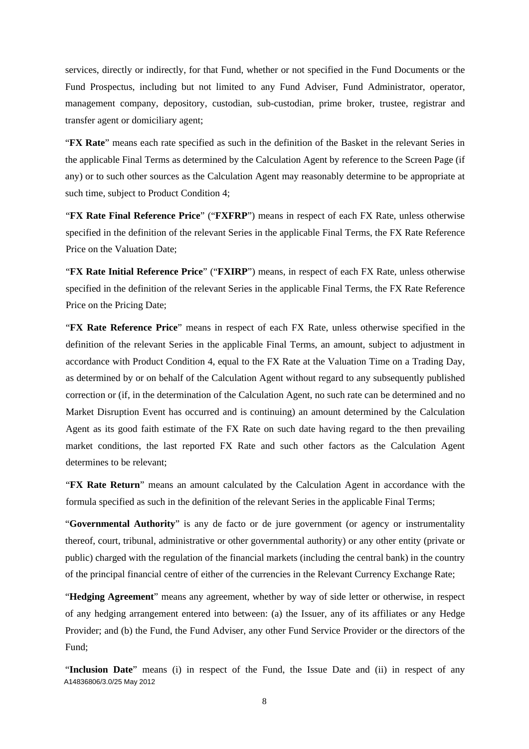services, directly or indirectly, for that Fund, whether or not specified in the Fund Documents or the Fund Prospectus, including but not limited to any Fund Adviser, Fund Administrator, operator, management company, depository, custodian, sub-custodian, prime broker, trustee, registrar and transfer agent or domiciliary agent;

"**FX Rate**" means each rate specified as such in the definition of the Basket in the relevant Series in the applicable Final Terms as determined by the Calculation Agent by reference to the Screen Page (if any) or to such other sources as the Calculation Agent may reasonably determine to be appropriate at such time, subject to Product Condition 4;

"**FX Rate Final Reference Price**" ("**FXFRP**") means in respect of each FX Rate, unless otherwise specified in the definition of the relevant Series in the applicable Final Terms, the FX Rate Reference Price on the Valuation Date;

"**FX Rate Initial Reference Price**" ("**FXIRP**") means, in respect of each FX Rate, unless otherwise specified in the definition of the relevant Series in the applicable Final Terms, the FX Rate Reference Price on the Pricing Date;

"**FX Rate Reference Price**" means in respect of each FX Rate, unless otherwise specified in the definition of the relevant Series in the applicable Final Terms, an amount, subject to adjustment in accordance with Product Condition 4, equal to the FX Rate at the Valuation Time on a Trading Day, as determined by or on behalf of the Calculation Agent without regard to any subsequently published correction or (if, in the determination of the Calculation Agent, no such rate can be determined and no Market Disruption Event has occurred and is continuing) an amount determined by the Calculation Agent as its good faith estimate of the FX Rate on such date having regard to the then prevailing market conditions, the last reported FX Rate and such other factors as the Calculation Agent determines to be relevant;

"**FX Rate Return**" means an amount calculated by the Calculation Agent in accordance with the formula specified as such in the definition of the relevant Series in the applicable Final Terms;

"**Governmental Authority**" is any de facto or de jure government (or agency or instrumentality thereof, court, tribunal, administrative or other governmental authority) or any other entity (private or public) charged with the regulation of the financial markets (including the central bank) in the country of the principal financial centre of either of the currencies in the Relevant Currency Exchange Rate;

"**Hedging Agreement**" means any agreement, whether by way of side letter or otherwise, in respect of any hedging arrangement entered into between: (a) the Issuer, any of its affiliates or any Hedge Provider; and (b) the Fund, the Fund Adviser, any other Fund Service Provider or the directors of the Fund;

"**Inclusion Date**" means (i) in respect of the Fund, the Issue Date and (ii) in respect of any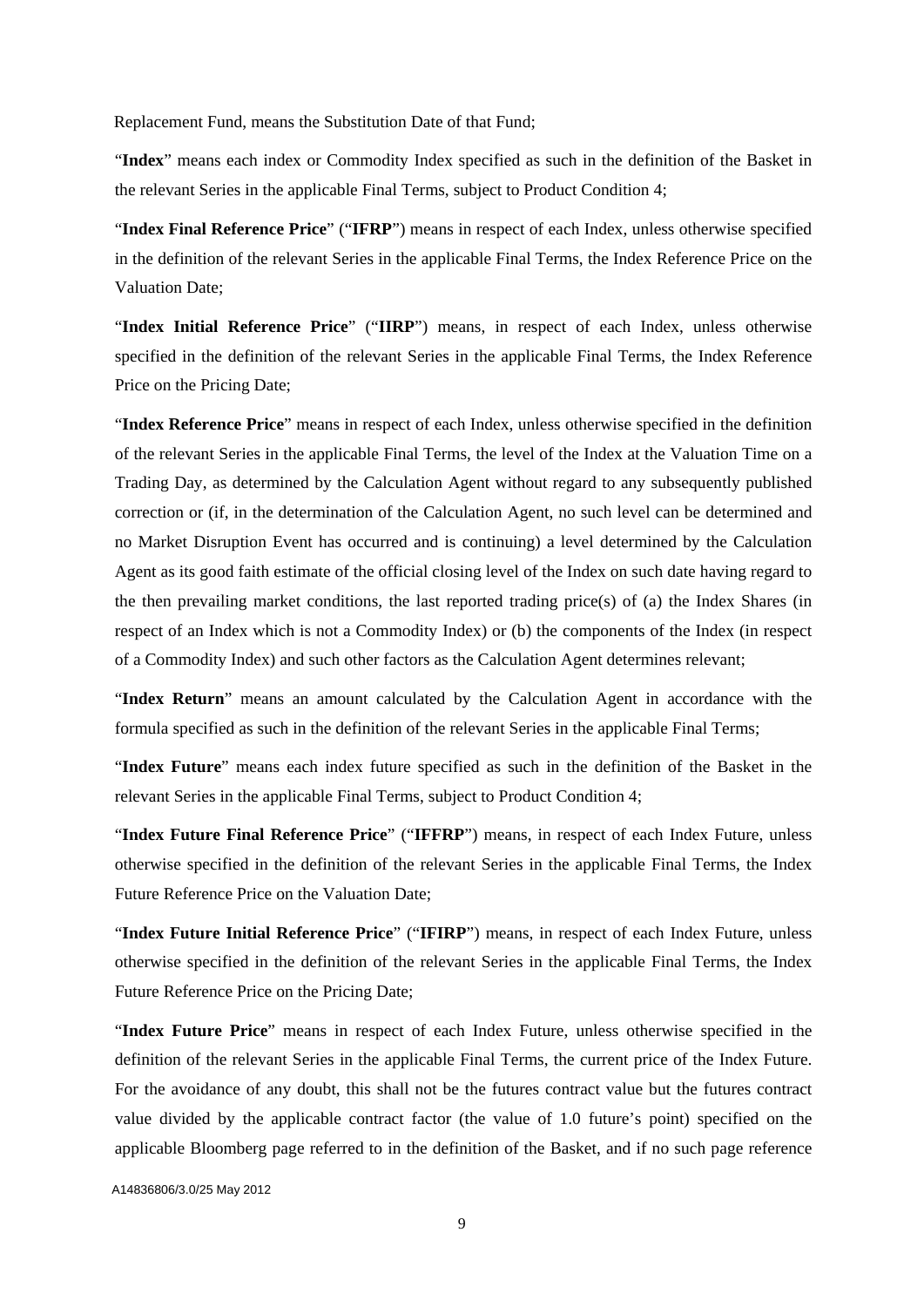Replacement Fund, means the Substitution Date of that Fund;

"**Index**" means each index or Commodity Index specified as such in the definition of the Basket in the relevant Series in the applicable Final Terms, subject to Product Condition 4;

"**Index Final Reference Price**" ("**IFRP**") means in respect of each Index, unless otherwise specified in the definition of the relevant Series in the applicable Final Terms, the Index Reference Price on the Valuation Date;

"**Index Initial Reference Price**" ("**IIRP**") means, in respect of each Index, unless otherwise specified in the definition of the relevant Series in the applicable Final Terms, the Index Reference Price on the Pricing Date;

"**Index Reference Price**" means in respect of each Index, unless otherwise specified in the definition of the relevant Series in the applicable Final Terms, the level of the Index at the Valuation Time on a Trading Day, as determined by the Calculation Agent without regard to any subsequently published correction or (if, in the determination of the Calculation Agent, no such level can be determined and no Market Disruption Event has occurred and is continuing) a level determined by the Calculation Agent as its good faith estimate of the official closing level of the Index on such date having regard to the then prevailing market conditions, the last reported trading price(s) of (a) the Index Shares (in respect of an Index which is not a Commodity Index) or (b) the components of the Index (in respect of a Commodity Index) and such other factors as the Calculation Agent determines relevant;

"**Index Return**" means an amount calculated by the Calculation Agent in accordance with the formula specified as such in the definition of the relevant Series in the applicable Final Terms;

"**Index Future**" means each index future specified as such in the definition of the Basket in the relevant Series in the applicable Final Terms, subject to Product Condition 4;

"**Index Future Final Reference Price**" ("**IFFRP**") means, in respect of each Index Future, unless otherwise specified in the definition of the relevant Series in the applicable Final Terms, the Index Future Reference Price on the Valuation Date;

"**Index Future Initial Reference Price**" ("**IFIRP**") means, in respect of each Index Future, unless otherwise specified in the definition of the relevant Series in the applicable Final Terms, the Index Future Reference Price on the Pricing Date;

"**Index Future Price**" means in respect of each Index Future, unless otherwise specified in the definition of the relevant Series in the applicable Final Terms, the current price of the Index Future. For the avoidance of any doubt, this shall not be the futures contract value but the futures contract value divided by the applicable contract factor (the value of 1.0 future's point) specified on the applicable Bloomberg page referred to in the definition of the Basket, and if no such page reference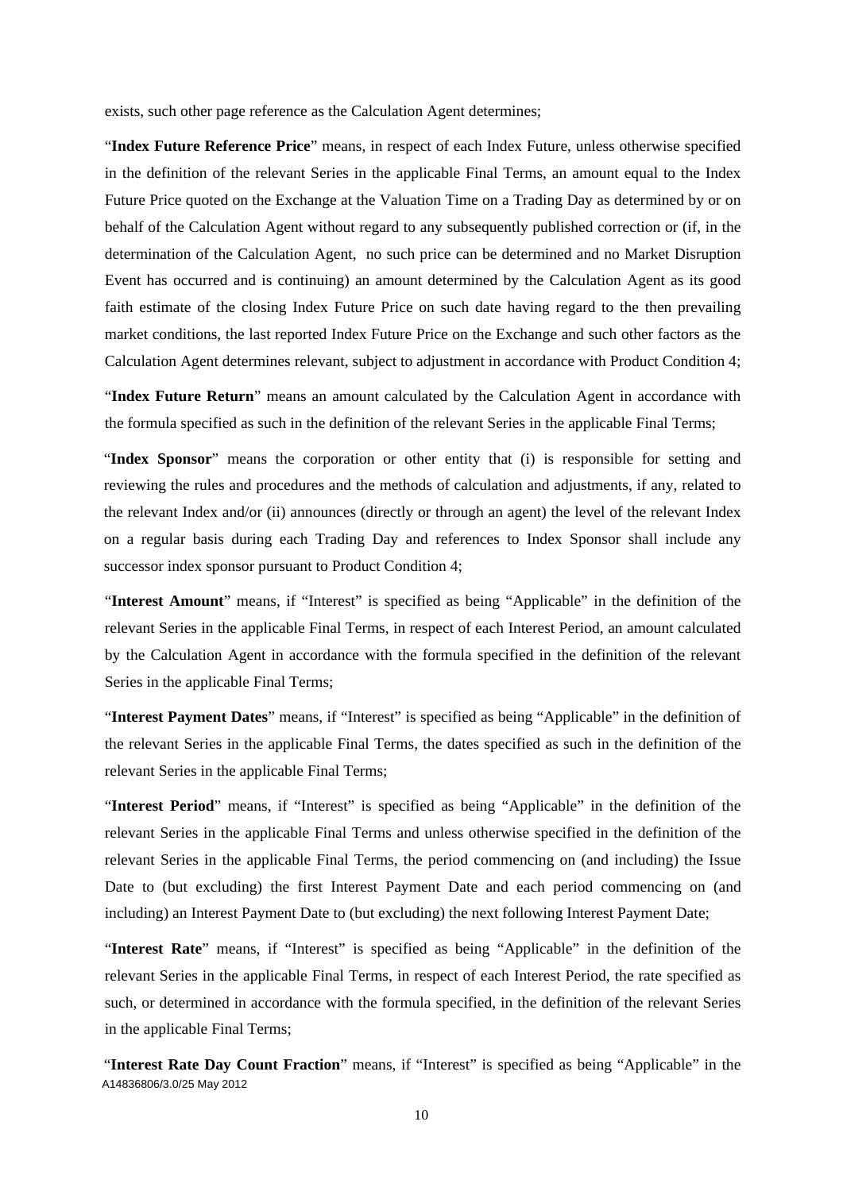exists, such other page reference as the Calculation Agent determines;

"**Index Future Reference Price**" means, in respect of each Index Future, unless otherwise specified in the definition of the relevant Series in the applicable Final Terms, an amount equal to the Index Future Price quoted on the Exchange at the Valuation Time on a Trading Day as determined by or on behalf of the Calculation Agent without regard to any subsequently published correction or (if, in the determination of the Calculation Agent, no such price can be determined and no Market Disruption Event has occurred and is continuing) an amount determined by the Calculation Agent as its good faith estimate of the closing Index Future Price on such date having regard to the then prevailing market conditions, the last reported Index Future Price on the Exchange and such other factors as the Calculation Agent determines relevant, subject to adjustment in accordance with Product Condition 4;

"**Index Future Return**" means an amount calculated by the Calculation Agent in accordance with the formula specified as such in the definition of the relevant Series in the applicable Final Terms;

"**Index Sponsor**" means the corporation or other entity that (i) is responsible for setting and reviewing the rules and procedures and the methods of calculation and adjustments, if any, related to the relevant Index and/or (ii) announces (directly or through an agent) the level of the relevant Index on a regular basis during each Trading Day and references to Index Sponsor shall include any successor index sponsor pursuant to Product Condition 4;

"**Interest Amount**" means, if "Interest" is specified as being "Applicable" in the definition of the relevant Series in the applicable Final Terms, in respect of each Interest Period, an amount calculated by the Calculation Agent in accordance with the formula specified in the definition of the relevant Series in the applicable Final Terms;

"**Interest Payment Dates**" means, if "Interest" is specified as being "Applicable" in the definition of the relevant Series in the applicable Final Terms, the dates specified as such in the definition of the relevant Series in the applicable Final Terms;

"**Interest Period**" means, if "Interest" is specified as being "Applicable" in the definition of the relevant Series in the applicable Final Terms and unless otherwise specified in the definition of the relevant Series in the applicable Final Terms, the period commencing on (and including) the Issue Date to (but excluding) the first Interest Payment Date and each period commencing on (and including) an Interest Payment Date to (but excluding) the next following Interest Payment Date;

"**Interest Rate**" means, if "Interest" is specified as being "Applicable" in the definition of the relevant Series in the applicable Final Terms, in respect of each Interest Period, the rate specified as such, or determined in accordance with the formula specified, in the definition of the relevant Series in the applicable Final Terms;

"**Interest Rate Day Count Fraction**" means, if "Interest" is specified as being "Applicable" in the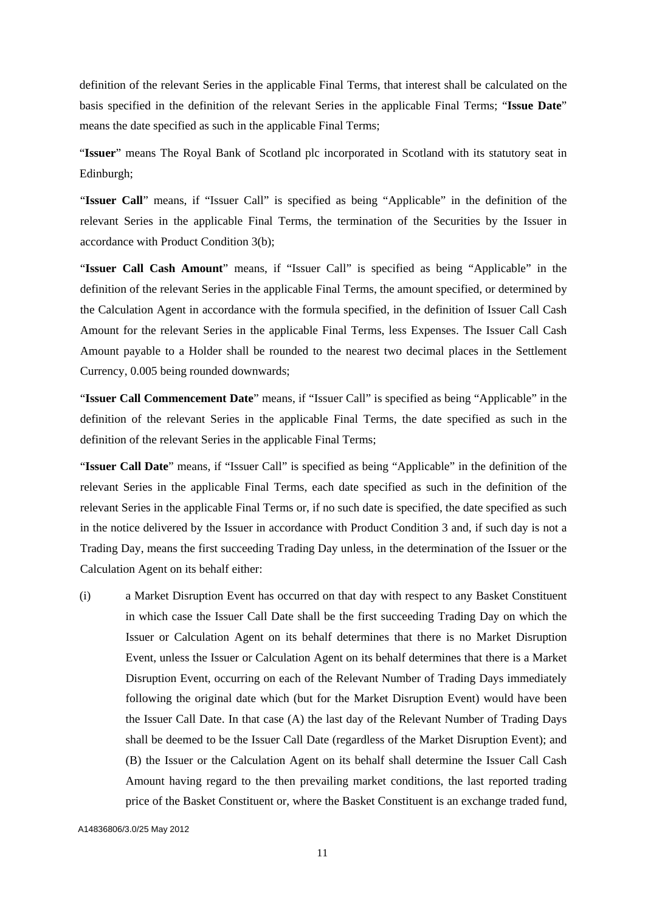definition of the relevant Series in the applicable Final Terms, that interest shall be calculated on the basis specified in the definition of the relevant Series in the applicable Final Terms; "**Issue Date**" means the date specified as such in the applicable Final Terms;

"**Issuer**" means The Royal Bank of Scotland plc incorporated in Scotland with its statutory seat in Edinburgh;

"**Issuer Call**" means, if "Issuer Call" is specified as being "Applicable" in the definition of the relevant Series in the applicable Final Terms, the termination of the Securities by the Issuer in accordance with Product Condition 3(b);

"**Issuer Call Cash Amount**" means, if "Issuer Call" is specified as being "Applicable" in the definition of the relevant Series in the applicable Final Terms, the amount specified, or determined by the Calculation Agent in accordance with the formula specified, in the definition of Issuer Call Cash Amount for the relevant Series in the applicable Final Terms, less Expenses. The Issuer Call Cash Amount payable to a Holder shall be rounded to the nearest two decimal places in the Settlement Currency, 0.005 being rounded downwards;

"**Issuer Call Commencement Date**" means, if "Issuer Call" is specified as being "Applicable" in the definition of the relevant Series in the applicable Final Terms, the date specified as such in the definition of the relevant Series in the applicable Final Terms;

"**Issuer Call Date**" means, if "Issuer Call" is specified as being "Applicable" in the definition of the relevant Series in the applicable Final Terms, each date specified as such in the definition of the relevant Series in the applicable Final Terms or, if no such date is specified, the date specified as such in the notice delivered by the Issuer in accordance with Product Condition 3 and, if such day is not a Trading Day, means the first succeeding Trading Day unless, in the determination of the Issuer or the Calculation Agent on its behalf either:

(i) a Market Disruption Event has occurred on that day with respect to any Basket Constituent in which case the Issuer Call Date shall be the first succeeding Trading Day on which the Issuer or Calculation Agent on its behalf determines that there is no Market Disruption Event, unless the Issuer or Calculation Agent on its behalf determines that there is a Market Disruption Event, occurring on each of the Relevant Number of Trading Days immediately following the original date which (but for the Market Disruption Event) would have been the Issuer Call Date. In that case (A) the last day of the Relevant Number of Trading Days shall be deemed to be the Issuer Call Date (regardless of the Market Disruption Event); and (B) the Issuer or the Calculation Agent on its behalf shall determine the Issuer Call Cash Amount having regard to the then prevailing market conditions, the last reported trading price of the Basket Constituent or, where the Basket Constituent is an exchange traded fund,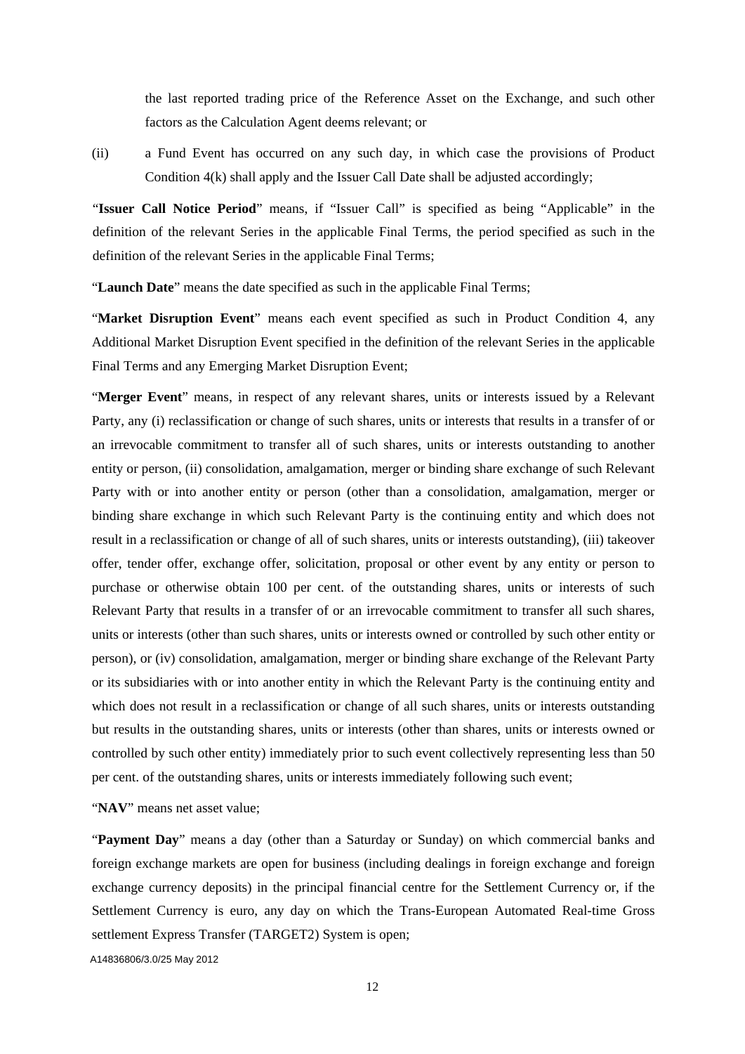the last reported trading price of the Reference Asset on the Exchange, and such other factors as the Calculation Agent deems relevant; or

(ii) a Fund Event has occurred on any such day, in which case the provisions of Product Condition 4(k) shall apply and the Issuer Call Date shall be adjusted accordingly;

"**Issuer Call Notice Period**" means, if "Issuer Call" is specified as being "Applicable" in the definition of the relevant Series in the applicable Final Terms, the period specified as such in the definition of the relevant Series in the applicable Final Terms;

"**Launch Date**" means the date specified as such in the applicable Final Terms;

"**Market Disruption Event**" means each event specified as such in Product Condition 4, any Additional Market Disruption Event specified in the definition of the relevant Series in the applicable Final Terms and any Emerging Market Disruption Event;

"**Merger Event**" means, in respect of any relevant shares, units or interests issued by a Relevant Party, any (i) reclassification or change of such shares, units or interests that results in a transfer of or an irrevocable commitment to transfer all of such shares, units or interests outstanding to another entity or person, (ii) consolidation, amalgamation, merger or binding share exchange of such Relevant Party with or into another entity or person (other than a consolidation, amalgamation, merger or binding share exchange in which such Relevant Party is the continuing entity and which does not result in a reclassification or change of all of such shares, units or interests outstanding), (iii) takeover offer, tender offer, exchange offer, solicitation, proposal or other event by any entity or person to purchase or otherwise obtain 100 per cent. of the outstanding shares, units or interests of such Relevant Party that results in a transfer of or an irrevocable commitment to transfer all such shares, units or interests (other than such shares, units or interests owned or controlled by such other entity or person), or (iv) consolidation, amalgamation, merger or binding share exchange of the Relevant Party or its subsidiaries with or into another entity in which the Relevant Party is the continuing entity and which does not result in a reclassification or change of all such shares, units or interests outstanding but results in the outstanding shares, units or interests (other than shares, units or interests owned or controlled by such other entity) immediately prior to such event collectively representing less than 50 per cent. of the outstanding shares, units or interests immediately following such event;

"**NAV**" means net asset value;

"**Payment Day**" means a day (other than a Saturday or Sunday) on which commercial banks and foreign exchange markets are open for business (including dealings in foreign exchange and foreign exchange currency deposits) in the principal financial centre for the Settlement Currency or, if the Settlement Currency is euro, any day on which the Trans-European Automated Real-time Gross settlement Express Transfer (TARGET2) System is open;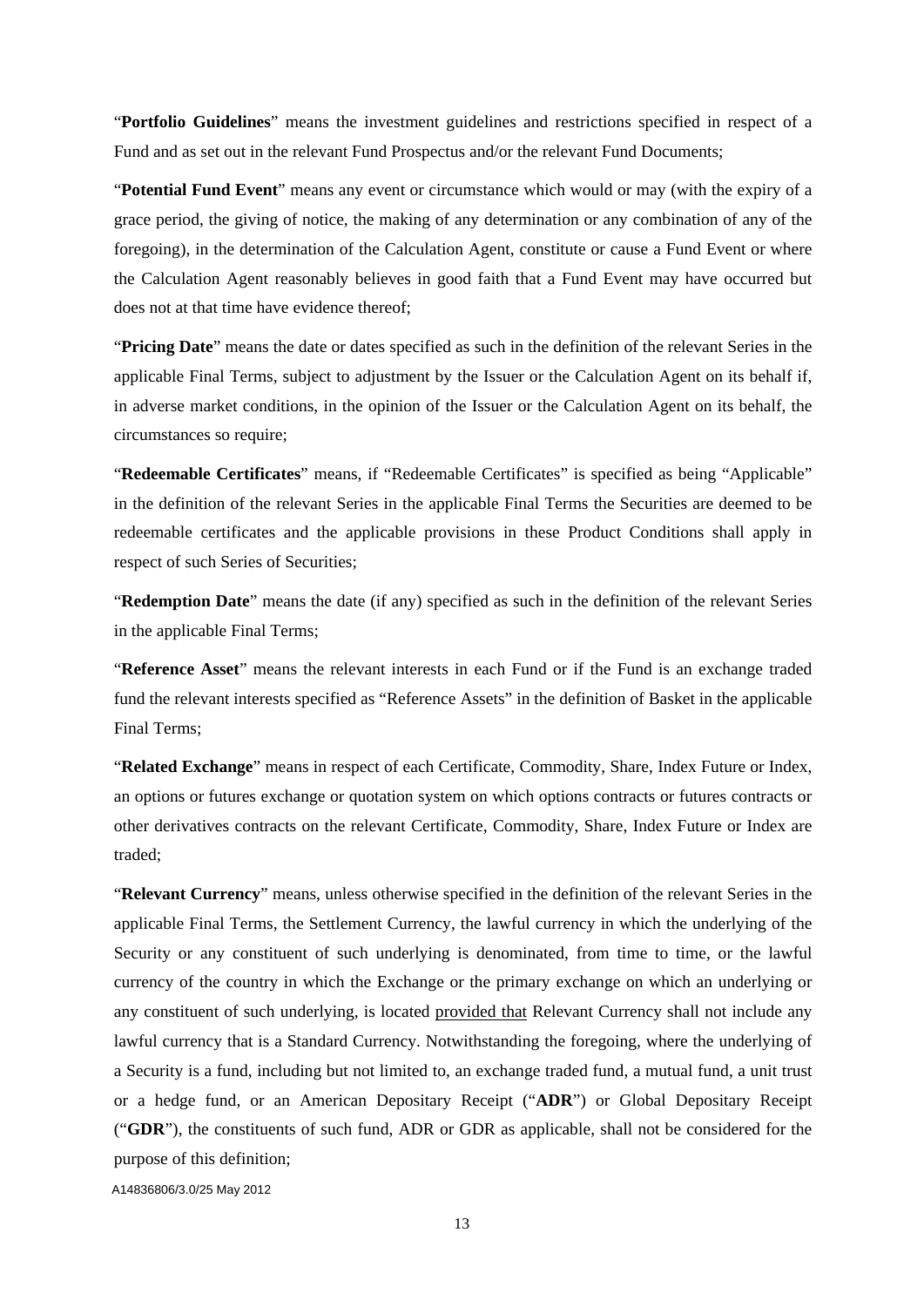"**Portfolio Guidelines**" means the investment guidelines and restrictions specified in respect of a Fund and as set out in the relevant Fund Prospectus and/or the relevant Fund Documents;

"**Potential Fund Event**" means any event or circumstance which would or may (with the expiry of a grace period, the giving of notice, the making of any determination or any combination of any of the foregoing), in the determination of the Calculation Agent, constitute or cause a Fund Event or where the Calculation Agent reasonably believes in good faith that a Fund Event may have occurred but does not at that time have evidence thereof;

"**Pricing Date**" means the date or dates specified as such in the definition of the relevant Series in the applicable Final Terms, subject to adjustment by the Issuer or the Calculation Agent on its behalf if, in adverse market conditions, in the opinion of the Issuer or the Calculation Agent on its behalf, the circumstances so require;

"**Redeemable Certificates**" means, if "Redeemable Certificates" is specified as being "Applicable" in the definition of the relevant Series in the applicable Final Terms the Securities are deemed to be redeemable certificates and the applicable provisions in these Product Conditions shall apply in respect of such Series of Securities;

"**Redemption Date**" means the date (if any) specified as such in the definition of the relevant Series in the applicable Final Terms;

"**Reference Asset**" means the relevant interests in each Fund or if the Fund is an exchange traded fund the relevant interests specified as "Reference Assets" in the definition of Basket in the applicable Final Terms;

"**Related Exchange**" means in respect of each Certificate, Commodity, Share, Index Future or Index, an options or futures exchange or quotation system on which options contracts or futures contracts or other derivatives contracts on the relevant Certificate, Commodity, Share, Index Future or Index are traded;

"**Relevant Currency**" means, unless otherwise specified in the definition of the relevant Series in the applicable Final Terms, the Settlement Currency, the lawful currency in which the underlying of the Security or any constituent of such underlying is denominated, from time to time, or the lawful currency of the country in which the Exchange or the primary exchange on which an underlying or any constituent of such underlying, is located provided that Relevant Currency shall not include any lawful currency that is a Standard Currency. Notwithstanding the foregoing, where the underlying of a Security is a fund, including but not limited to, an exchange traded fund, a mutual fund, a unit trust or a hedge fund, or an American Depositary Receipt ("**ADR**") or Global Depositary Receipt ("**GDR**"), the constituents of such fund, ADR or GDR as applicable, shall not be considered for the purpose of this definition;

A14836806/3.0/25 May 2012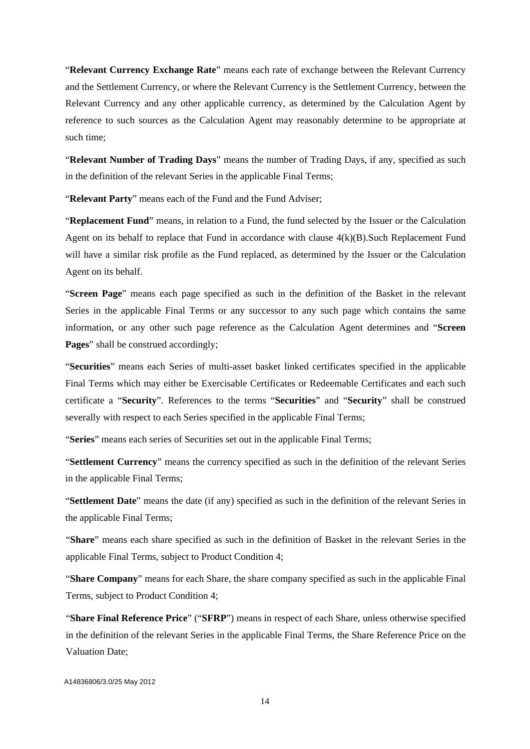"**Relevant Currency Exchange Rate**" means each rate of exchange between the Relevant Currency and the Settlement Currency, or where the Relevant Currency is the Settlement Currency, between the Relevant Currency and any other applicable currency, as determined by the Calculation Agent by reference to such sources as the Calculation Agent may reasonably determine to be appropriate at such time;

"**Relevant Number of Trading Days**" means the number of Trading Days, if any, specified as such in the definition of the relevant Series in the applicable Final Terms;

"**Relevant Party**" means each of the Fund and the Fund Adviser;

"**Replacement Fund**" means, in relation to a Fund, the fund selected by the Issuer or the Calculation Agent on its behalf to replace that Fund in accordance with clause 4(k)(B).Such Replacement Fund will have a similar risk profile as the Fund replaced, as determined by the Issuer or the Calculation Agent on its behalf.

"**Screen Page**" means each page specified as such in the definition of the Basket in the relevant Series in the applicable Final Terms or any successor to any such page which contains the same information, or any other such page reference as the Calculation Agent determines and "**Screen Pages**" shall be construed accordingly;

"**Securities**" means each Series of multi-asset basket linked certificates specified in the applicable Final Terms which may either be Exercisable Certificates or Redeemable Certificates and each such certificate a "**Security**". References to the terms "**Securities**" and "**Security**" shall be construed severally with respect to each Series specified in the applicable Final Terms;

"**Series**" means each series of Securities set out in the applicable Final Terms;

"**Settlement Currency**" means the currency specified as such in the definition of the relevant Series in the applicable Final Terms;

"**Settlement Date**" means the date (if any) specified as such in the definition of the relevant Series in the applicable Final Terms;

"**Share**" means each share specified as such in the definition of Basket in the relevant Series in the applicable Final Terms, subject to Product Condition 4;

"**Share Company**" means for each Share, the share company specified as such in the applicable Final Terms, subject to Product Condition 4;

"**Share Final Reference Price**" ("**SFRP**") means in respect of each Share, unless otherwise specified in the definition of the relevant Series in the applicable Final Terms, the Share Reference Price on the Valuation Date;

A14836806/3.0/25 May 2012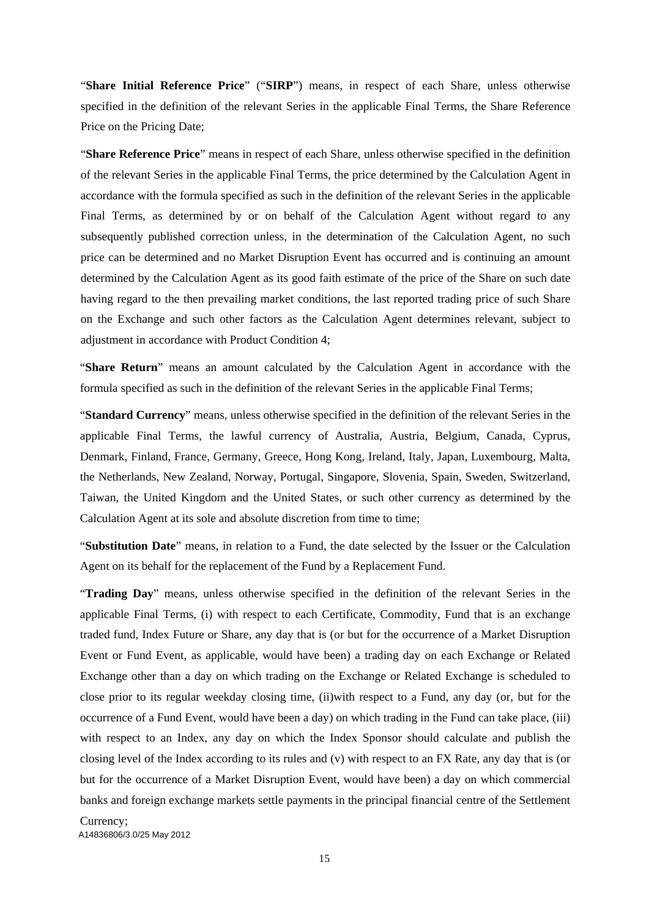"**Share Initial Reference Price**" ("**SIRP**") means, in respect of each Share, unless otherwise specified in the definition of the relevant Series in the applicable Final Terms, the Share Reference Price on the Pricing Date;

"**Share Reference Price**" means in respect of each Share, unless otherwise specified in the definition of the relevant Series in the applicable Final Terms, the price determined by the Calculation Agent in accordance with the formula specified as such in the definition of the relevant Series in the applicable Final Terms, as determined by or on behalf of the Calculation Agent without regard to any subsequently published correction unless, in the determination of the Calculation Agent, no such price can be determined and no Market Disruption Event has occurred and is continuing an amount determined by the Calculation Agent as its good faith estimate of the price of the Share on such date having regard to the then prevailing market conditions, the last reported trading price of such Share on the Exchange and such other factors as the Calculation Agent determines relevant, subject to adjustment in accordance with Product Condition 4;

"**Share Return**" means an amount calculated by the Calculation Agent in accordance with the formula specified as such in the definition of the relevant Series in the applicable Final Terms;

"**Standard Currency**" means, unless otherwise specified in the definition of the relevant Series in the applicable Final Terms, the lawful currency of Australia, Austria, Belgium, Canada, Cyprus, Denmark, Finland, France, Germany, Greece, Hong Kong, Ireland, Italy, Japan, Luxembourg, Malta, the Netherlands, New Zealand, Norway, Portugal, Singapore, Slovenia, Spain, Sweden, Switzerland, Taiwan, the United Kingdom and the United States, or such other currency as determined by the Calculation Agent at its sole and absolute discretion from time to time;

"**Substitution Date**" means, in relation to a Fund, the date selected by the Issuer or the Calculation Agent on its behalf for the replacement of the Fund by a Replacement Fund.

"**Trading Day**" means, unless otherwise specified in the definition of the relevant Series in the applicable Final Terms, (i) with respect to each Certificate, Commodity, Fund that is an exchange traded fund, Index Future or Share, any day that is (or but for the occurrence of a Market Disruption Event or Fund Event, as applicable, would have been) a trading day on each Exchange or Related Exchange other than a day on which trading on the Exchange or Related Exchange is scheduled to close prior to its regular weekday closing time, (ii)with respect to a Fund, any day (or, but for the occurrence of a Fund Event, would have been a day) on which trading in the Fund can take place, (iii) with respect to an Index, any day on which the Index Sponsor should calculate and publish the closing level of the Index according to its rules and (v) with respect to an FX Rate, any day that is (or but for the occurrence of a Market Disruption Event, would have been) a day on which commercial banks and foreign exchange markets settle payments in the principal financial centre of the Settlement Currency;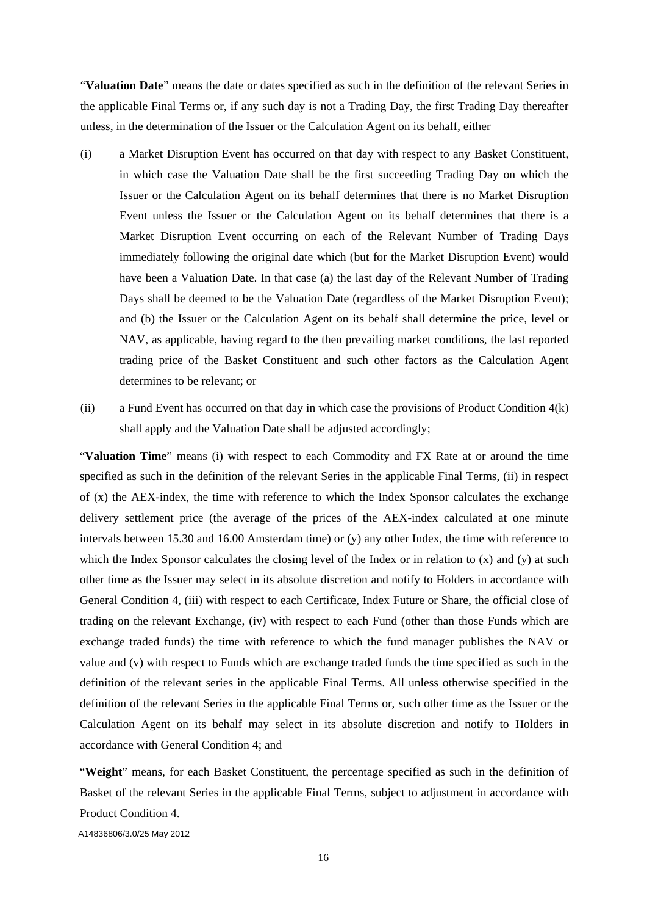"**Valuation Date**" means the date or dates specified as such in the definition of the relevant Series in the applicable Final Terms or, if any such day is not a Trading Day, the first Trading Day thereafter unless, in the determination of the Issuer or the Calculation Agent on its behalf, either

(i) a Market Disruption Event has occurred on that day with respect to any Basket Constituent, in which case the Valuation Date shall be the first succeeding Trading Day on which the Issuer or the Calculation Agent on its behalf determines that there is no Market Disruption Event unless the Issuer or the Calculation Agent on its behalf determines that there is a Market Disruption Event occurring on each of the Relevant Number of Trading Days immediately following the original date which (but for the Market Disruption Event) would have been a Valuation Date. In that case (a) the last day of the Relevant Number of Trading Days shall be deemed to be the Valuation Date (regardless of the Market Disruption Event); and (b) the Issuer or the Calculation Agent on its behalf shall determine the price, level or NAV, as applicable, having regard to the then prevailing market conditions, the last reported trading price of the Basket Constituent and such other factors as the Calculation Agent determines to be relevant; or

(ii) a Fund Event has occurred on that day in which case the provisions of Product Condition 4(k) shall apply and the Valuation Date shall be adjusted accordingly;

"**Valuation Time**" means (i) with respect to each Commodity and FX Rate at or around the time specified as such in the definition of the relevant Series in the applicable Final Terms, (ii) in respect of (x) the AEX-index, the time with reference to which the Index Sponsor calculates the exchange delivery settlement price (the average of the prices of the AEX-index calculated at one minute intervals between 15.30 and 16.00 Amsterdam time) or (y) any other Index, the time with reference to which the Index Sponsor calculates the closing level of the Index or in relation to (x) and (y) at such other time as the Issuer may select in its absolute discretion and notify to Holders in accordance with General Condition 4, (iii) with respect to each Certificate, Index Future or Share, the official close of trading on the relevant Exchange, (iv) with respect to each Fund (other than those Funds which are exchange traded funds) the time with reference to which the fund manager publishes the NAV or value and (v) with respect to Funds which are exchange traded funds the time specified as such in the definition of the relevant series in the applicable Final Terms. All unless otherwise specified in the definition of the relevant Series in the applicable Final Terms or, such other time as the Issuer or the Calculation Agent on its behalf may select in its absolute discretion and notify to Holders in accordance with General Condition 4; and

"**Weight**" means, for each Basket Constituent, the percentage specified as such in the definition of Basket of the relevant Series in the applicable Final Terms, subject to adjustment in accordance with Product Condition 4.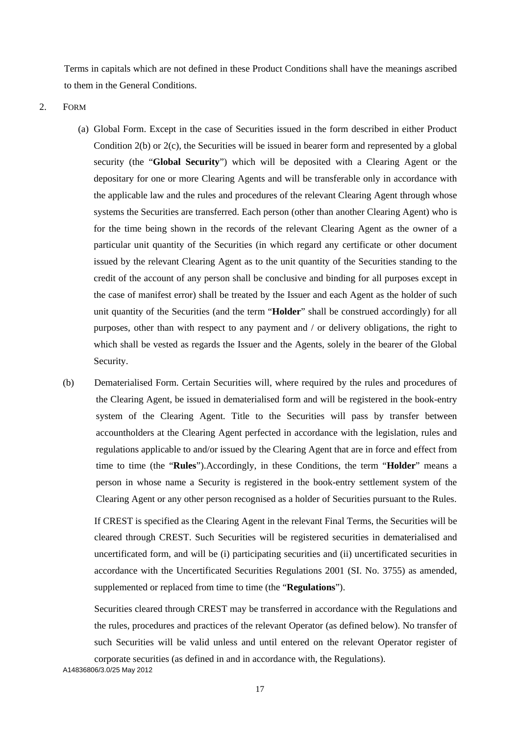Terms in capitals which are not defined in these Product Conditions shall have the meanings ascribed to them in the General Conditions.

2. FORM

(a) Global Form. Except in the case of Securities issued in the form described in either Product Condition 2(b) or 2(c), the Securities will be issued in bearer form and represented by a global security (the "**Global Security**") which will be deposited with a Clearing Agent or the depositary for one or more Clearing Agents and will be transferable only in accordance with the applicable law and the rules and procedures of the relevant Clearing Agent through whose systems the Securities are transferred. Each person (other than another Clearing Agent) who is for the time being shown in the records of the relevant Clearing Agent as the owner of a particular unit quantity of the Securities (in which regard any certificate or other document issued by the relevant Clearing Agent as to the unit quantity of the Securities standing to the credit of the account of any person shall be conclusive and binding for all purposes except in the case of manifest error) shall be treated by the Issuer and each Agent as the holder of such unit quantity of the Securities (and the term "**Holder**" shall be construed accordingly) for all purposes, other than with respect to any payment and / or delivery obligations, the right to which shall be vested as regards the Issuer and the Agents, solely in the bearer of the Global Security.

(b) Dematerialised Form. Certain Securities will, where required by the rules and procedures of the Clearing Agent, be issued in dematerialised form and will be registered in the book-entry system of the Clearing Agent. Title to the Securities will pass by transfer between accountholders at the Clearing Agent perfected in accordance with the legislation, rules and regulations applicable to and/or issued by the Clearing Agent that are in force and effect from time to time (the "**Rules**").Accordingly, in these Conditions, the term "**Holder**" means a person in whose name a Security is registered in the book-entry settlement system of the Clearing Agent or any other person recognised as a holder of Securities pursuant to the Rules.

If CREST is specified as the Clearing Agent in the relevant Final Terms, the Securities will be cleared through CREST. Such Securities will be registered securities in dematerialised and uncertificated form, and will be (i) participating securities and (ii) uncertificated securities in accordance with the Uncertificated Securities Regulations 2001 (SI. No. 3755) as amended, supplemented or replaced from time to time (the "**Regulations**").

Securities cleared through CREST may be transferred in accordance with the Regulations and the rules, procedures and practices of the relevant Operator (as defined below). No transfer of such Securities will be valid unless and until entered on the relevant Operator register of corporate securities (as defined in and in accordance with, the Regulations).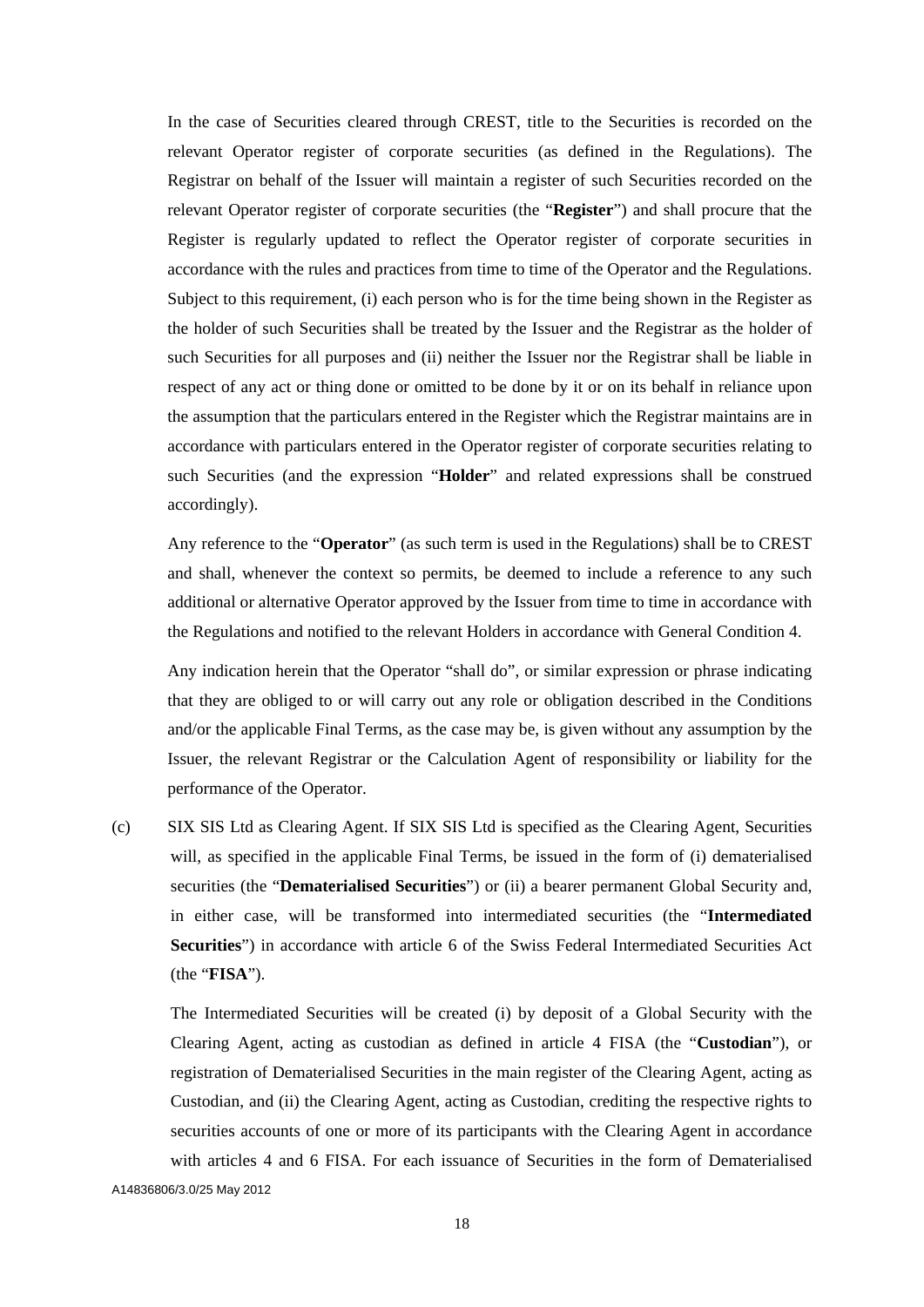In the case of Securities cleared through CREST, title to the Securities is recorded on the relevant Operator register of corporate securities (as defined in the Regulations). The Registrar on behalf of the Issuer will maintain a register of such Securities recorded on the relevant Operator register of corporate securities (the "**Register**") and shall procure that the Register is regularly updated to reflect the Operator register of corporate securities in accordance with the rules and practices from time to time of the Operator and the Regulations. Subject to this requirement, (i) each person who is for the time being shown in the Register as the holder of such Securities shall be treated by the Issuer and the Registrar as the holder of such Securities for all purposes and (ii) neither the Issuer nor the Registrar shall be liable in respect of any act or thing done or omitted to be done by it or on its behalf in reliance upon the assumption that the particulars entered in the Register which the Registrar maintains are in accordance with particulars entered in the Operator register of corporate securities relating to such Securities (and the expression "**Holder**" and related expressions shall be construed accordingly).

Any reference to the "**Operator**" (as such term is used in the Regulations) shall be to CREST and shall, whenever the context so permits, be deemed to include a reference to any such additional or alternative Operator approved by the Issuer from time to time in accordance with the Regulations and notified to the relevant Holders in accordance with General Condition 4.

Any indication herein that the Operator "shall do", or similar expression or phrase indicating that they are obliged to or will carry out any role or obligation described in the Conditions and/or the applicable Final Terms, as the case may be, is given without any assumption by the Issuer, the relevant Registrar or the Calculation Agent of responsibility or liability for the performance of the Operator.

(c) SIX SIS Ltd as Clearing Agent. If SIX SIS Ltd is specified as the Clearing Agent, Securities will, as specified in the applicable Final Terms, be issued in the form of (i) dematerialised securities (the "**Dematerialised Securities**") or (ii) a bearer permanent Global Security and, in either case, will be transformed into intermediated securities (the "**Intermediated Securities**") in accordance with article 6 of the Swiss Federal Intermediated Securities Act (the "**FISA**").

The Intermediated Securities will be created (i) by deposit of a Global Security with the Clearing Agent, acting as custodian as defined in article 4 FISA (the "**Custodian**"), or registration of Dematerialised Securities in the main register of the Clearing Agent, acting as Custodian, and (ii) the Clearing Agent, acting as Custodian, crediting the respective rights to securities accounts of one or more of its participants with the Clearing Agent in accordance with articles 4 and 6 FISA. For each issuance of Securities in the form of Dematerialised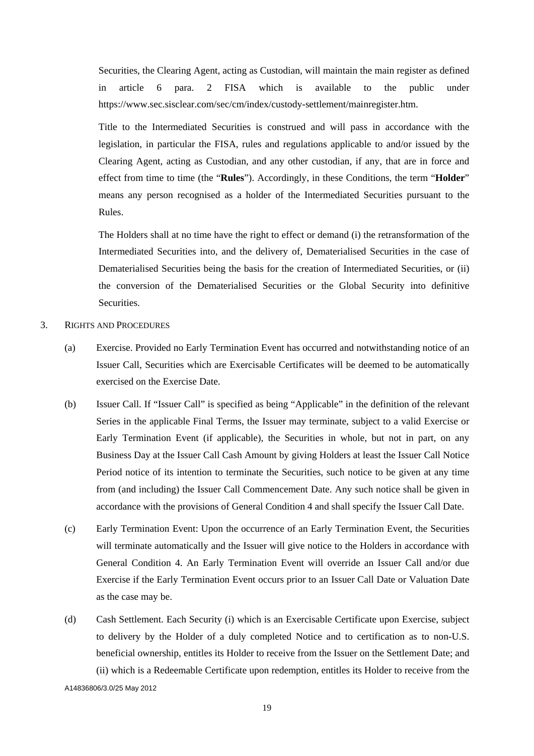Securities, the Clearing Agent, acting as Custodian, will maintain the main register as defined in article 6 para. 2 FISA which is available to the public under https://www.sec.sisclear.com/sec/cm/index/custody-settlement/mainregister.htm.

Title to the Intermediated Securities is construed and will pass in accordance with the legislation, in particular the FISA, rules and regulations applicable to and/or issued by the Clearing Agent, acting as Custodian, and any other custodian, if any, that are in force and effect from time to time (the "**Rules**"). Accordingly, in these Conditions, the term "**Holder**" means any person recognised as a holder of the Intermediated Securities pursuant to the Rules.

The Holders shall at no time have the right to effect or demand (i) the retransformation of the Intermediated Securities into, and the delivery of, Dematerialised Securities in the case of Dematerialised Securities being the basis for the creation of Intermediated Securities, or (ii) the conversion of the Dematerialised Securities or the Global Security into definitive Securities.

3. RIGHTS AND PROCEDURES

(a) Exercise. Provided no Early Termination Event has occurred and notwithstanding notice of an Issuer Call, Securities which are Exercisable Certificates will be deemed to be automatically exercised on the Exercise Date.

(b) Issuer Call. If "Issuer Call" is specified as being "Applicable" in the definition of the relevant Series in the applicable Final Terms, the Issuer may terminate, subject to a valid Exercise or Early Termination Event (if applicable), the Securities in whole, but not in part, on any Business Day at the Issuer Call Cash Amount by giving Holders at least the Issuer Call Notice Period notice of its intention to terminate the Securities, such notice to be given at any time from (and including) the Issuer Call Commencement Date. Any such notice shall be given in accordance with the provisions of General Condition 4 and shall specify the Issuer Call Date.

(c) Early Termination Event: Upon the occurrence of an Early Termination Event, the Securities will terminate automatically and the Issuer will give notice to the Holders in accordance with General Condition 4. An Early Termination Event will override an Issuer Call and/or due Exercise if the Early Termination Event occurs prior to an Issuer Call Date or Valuation Date as the case may be.

(d) Cash Settlement. Each Security (i) which is an Exercisable Certificate upon Exercise, subject to delivery by the Holder of a duly completed Notice and to certification as to non-U.S. beneficial ownership, entitles its Holder to receive from the Issuer on the Settlement Date; and (ii) which is a Redeemable Certificate upon redemption, entitles its Holder to receive from the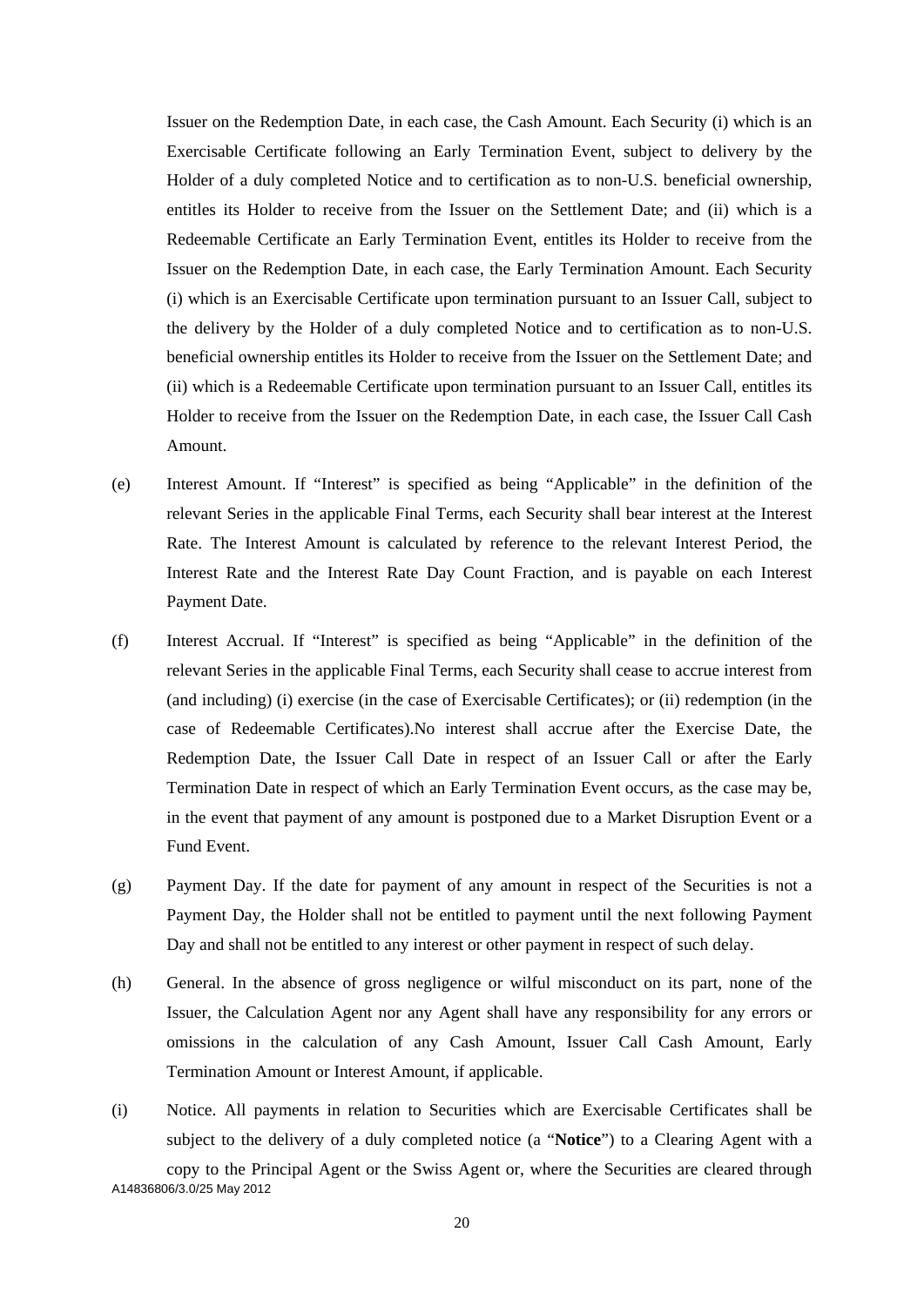Issuer on the Redemption Date, in each case, the Cash Amount. Each Security (i) which is an Exercisable Certificate following an Early Termination Event, subject to delivery by the Holder of a duly completed Notice and to certification as to non-U.S. beneficial ownership, entitles its Holder to receive from the Issuer on the Settlement Date; and (ii) which is a Redeemable Certificate an Early Termination Event, entitles its Holder to receive from the Issuer on the Redemption Date, in each case, the Early Termination Amount. Each Security (i) which is an Exercisable Certificate upon termination pursuant to an Issuer Call, subject to the delivery by the Holder of a duly completed Notice and to certification as to non-U.S. beneficial ownership entitles its Holder to receive from the Issuer on the Settlement Date; and (ii) which is a Redeemable Certificate upon termination pursuant to an Issuer Call, entitles its Holder to receive from the Issuer on the Redemption Date, in each case, the Issuer Call Cash Amount.

(e) Interest Amount. If "Interest" is specified as being "Applicable" in the definition of the relevant Series in the applicable Final Terms, each Security shall bear interest at the Interest Rate. The Interest Amount is calculated by reference to the relevant Interest Period, the Interest Rate and the Interest Rate Day Count Fraction, and is payable on each Interest Payment Date.

(f) Interest Accrual. If "Interest" is specified as being "Applicable" in the definition of the relevant Series in the applicable Final Terms, each Security shall cease to accrue interest from (and including) (i) exercise (in the case of Exercisable Certificates); or (ii) redemption (in the case of Redeemable Certificates).No interest shall accrue after the Exercise Date, the Redemption Date, the Issuer Call Date in respect of an Issuer Call or after the Early Termination Date in respect of which an Early Termination Event occurs, as the case may be, in the event that payment of any amount is postponed due to a Market Disruption Event or a Fund Event.

(g) Payment Day. If the date for payment of any amount in respect of the Securities is not a Payment Day, the Holder shall not be entitled to payment until the next following Payment Day and shall not be entitled to any interest or other payment in respect of such delay.

(h) General. In the absence of gross negligence or wilful misconduct on its part, none of the Issuer, the Calculation Agent nor any Agent shall have any responsibility for any errors or omissions in the calculation of any Cash Amount, Issuer Call Cash Amount, Early Termination Amount or Interest Amount, if applicable.

(i) Notice. All payments in relation to Securities which are Exercisable Certificates shall be subject to the delivery of a duly completed notice (a "**Notice**") to a Clearing Agent with a copy to the Principal Agent or the Swiss Agent or, where the Securities are cleared through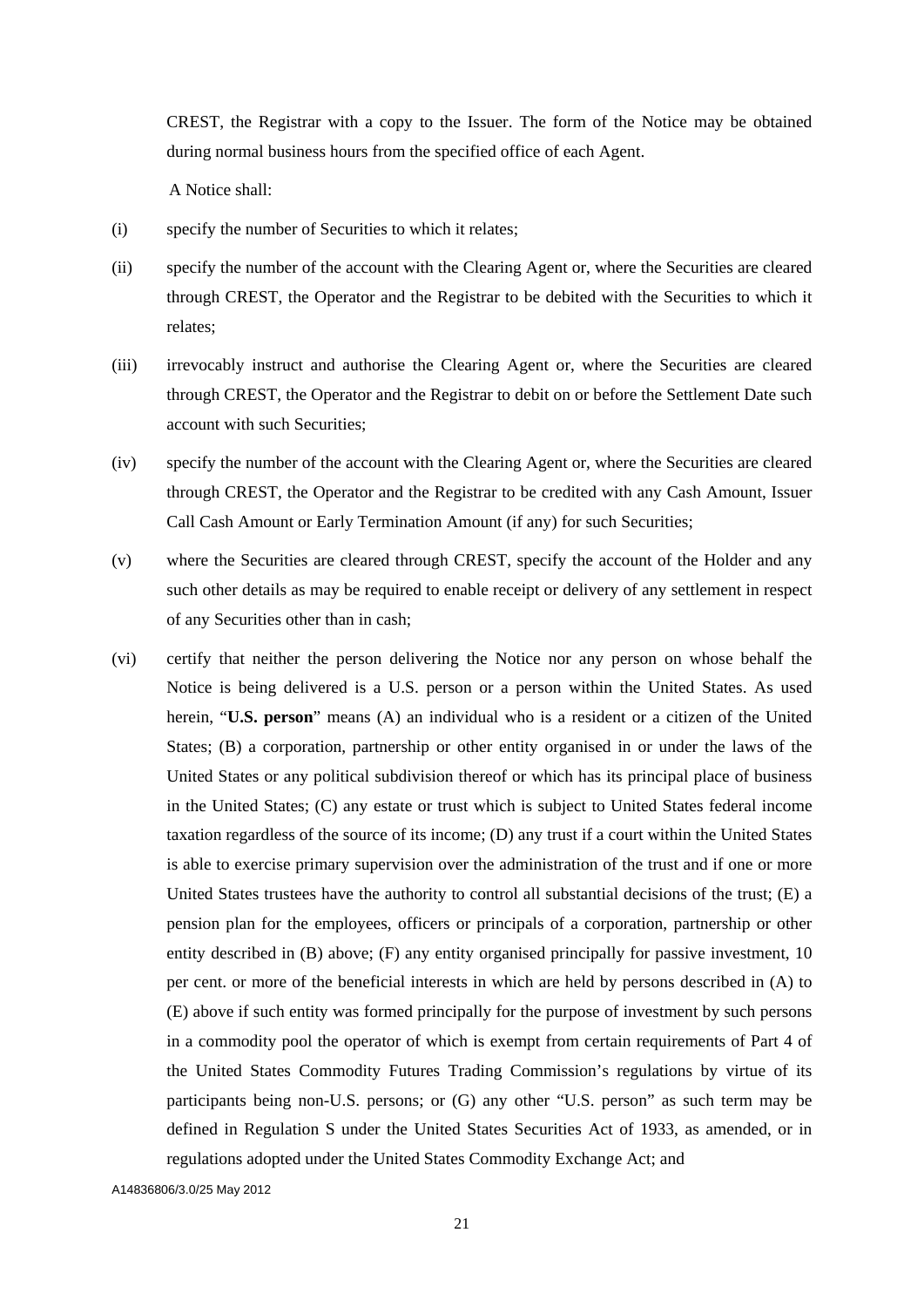CREST, the Registrar with a copy to the Issuer. The form of the Notice may be obtained during normal business hours from the specified office of each Agent.

A Notice shall:

(i) specify the number of Securities to which it relates;

(ii) specify the number of the account with the Clearing Agent or, where the Securities are cleared through CREST, the Operator and the Registrar to be debited with the Securities to which it relates;

(iii) irrevocably instruct and authorise the Clearing Agent or, where the Securities are cleared through CREST, the Operator and the Registrar to debit on or before the Settlement Date such account with such Securities;

(iv) specify the number of the account with the Clearing Agent or, where the Securities are cleared through CREST, the Operator and the Registrar to be credited with any Cash Amount, Issuer Call Cash Amount or Early Termination Amount (if any) for such Securities;

(v) where the Securities are cleared through CREST, specify the account of the Holder and any such other details as may be required to enable receipt or delivery of any settlement in respect of any Securities other than in cash;

(vi) certify that neither the person delivering the Notice nor any person on whose behalf the Notice is being delivered is a U.S. person or a person within the United States. As used herein, "**U.S. person**" means (A) an individual who is a resident or a citizen of the United States; (B) a corporation, partnership or other entity organised in or under the laws of the United States or any political subdivision thereof or which has its principal place of business in the United States; (C) any estate or trust which is subject to United States federal income taxation regardless of the source of its income; (D) any trust if a court within the United States is able to exercise primary supervision over the administration of the trust and if one or more United States trustees have the authority to control all substantial decisions of the trust; (E) a pension plan for the employees, officers or principals of a corporation, partnership or other entity described in (B) above; (F) any entity organised principally for passive investment, 10 per cent. or more of the beneficial interests in which are held by persons described in (A) to (E) above if such entity was formed principally for the purpose of investment by such persons in a commodity pool the operator of which is exempt from certain requirements of Part 4 of the United States Commodity Futures Trading Commission's regulations by virtue of its participants being non-U.S. persons; or (G) any other "U.S. person" as such term may be defined in Regulation S under the United States Securities Act of 1933, as amended, or in regulations adopted under the United States Commodity Exchange Act; and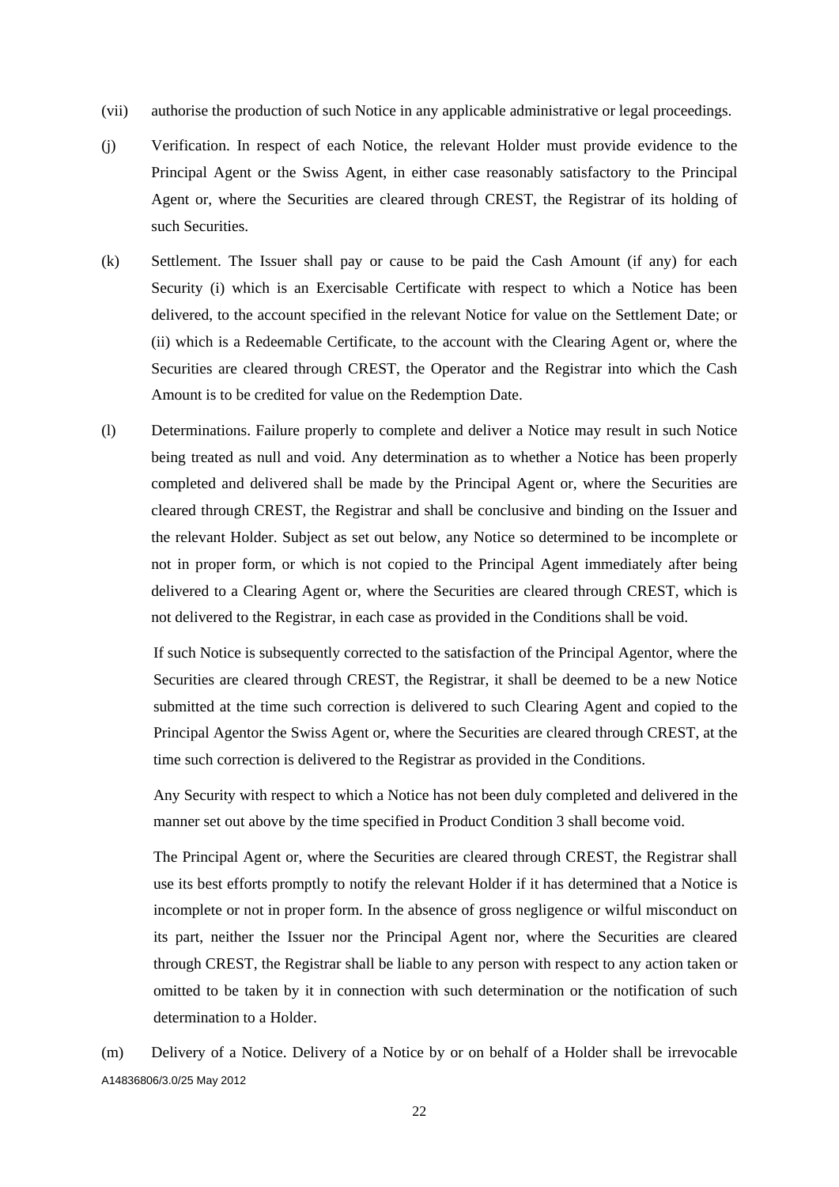(vii) authorise the production of such Notice in any applicable administrative or legal proceedings.

(j) Verification. In respect of each Notice, the relevant Holder must provide evidence to the Principal Agent or the Swiss Agent, in either case reasonably satisfactory to the Principal Agent or, where the Securities are cleared through CREST, the Registrar of its holding of such Securities.

(k) Settlement. The Issuer shall pay or cause to be paid the Cash Amount (if any) for each Security (i) which is an Exercisable Certificate with respect to which a Notice has been delivered, to the account specified in the relevant Notice for value on the Settlement Date; or (ii) which is a Redeemable Certificate, to the account with the Clearing Agent or, where the Securities are cleared through CREST, the Operator and the Registrar into which the Cash Amount is to be credited for value on the Redemption Date.

(l) Determinations. Failure properly to complete and deliver a Notice may result in such Notice being treated as null and void. Any determination as to whether a Notice has been properly completed and delivered shall be made by the Principal Agent or, where the Securities are cleared through CREST, the Registrar and shall be conclusive and binding on the Issuer and the relevant Holder. Subject as set out below, any Notice so determined to be incomplete or not in proper form, or which is not copied to the Principal Agent immediately after being delivered to a Clearing Agent or, where the Securities are cleared through CREST, which is not delivered to the Registrar, in each case as provided in the Conditions shall be void.

If such Notice is subsequently corrected to the satisfaction of the Principal Agentor, where the Securities are cleared through CREST, the Registrar, it shall be deemed to be a new Notice submitted at the time such correction is delivered to such Clearing Agent and copied to the Principal Agentor the Swiss Agent or, where the Securities are cleared through CREST, at the time such correction is delivered to the Registrar as provided in the Conditions.

Any Security with respect to which a Notice has not been duly completed and delivered in the manner set out above by the time specified in Product Condition 3 shall become void.

The Principal Agent or, where the Securities are cleared through CREST, the Registrar shall use its best efforts promptly to notify the relevant Holder if it has determined that a Notice is incomplete or not in proper form. In the absence of gross negligence or wilful misconduct on its part, neither the Issuer nor the Principal Agent nor, where the Securities are cleared through CREST, the Registrar shall be liable to any person with respect to any action taken or omitted to be taken by it in connection with such determination or the notification of such determination to a Holder.

(m) Delivery of a Notice. Delivery of a Notice by or on behalf of a Holder shall be irrevocable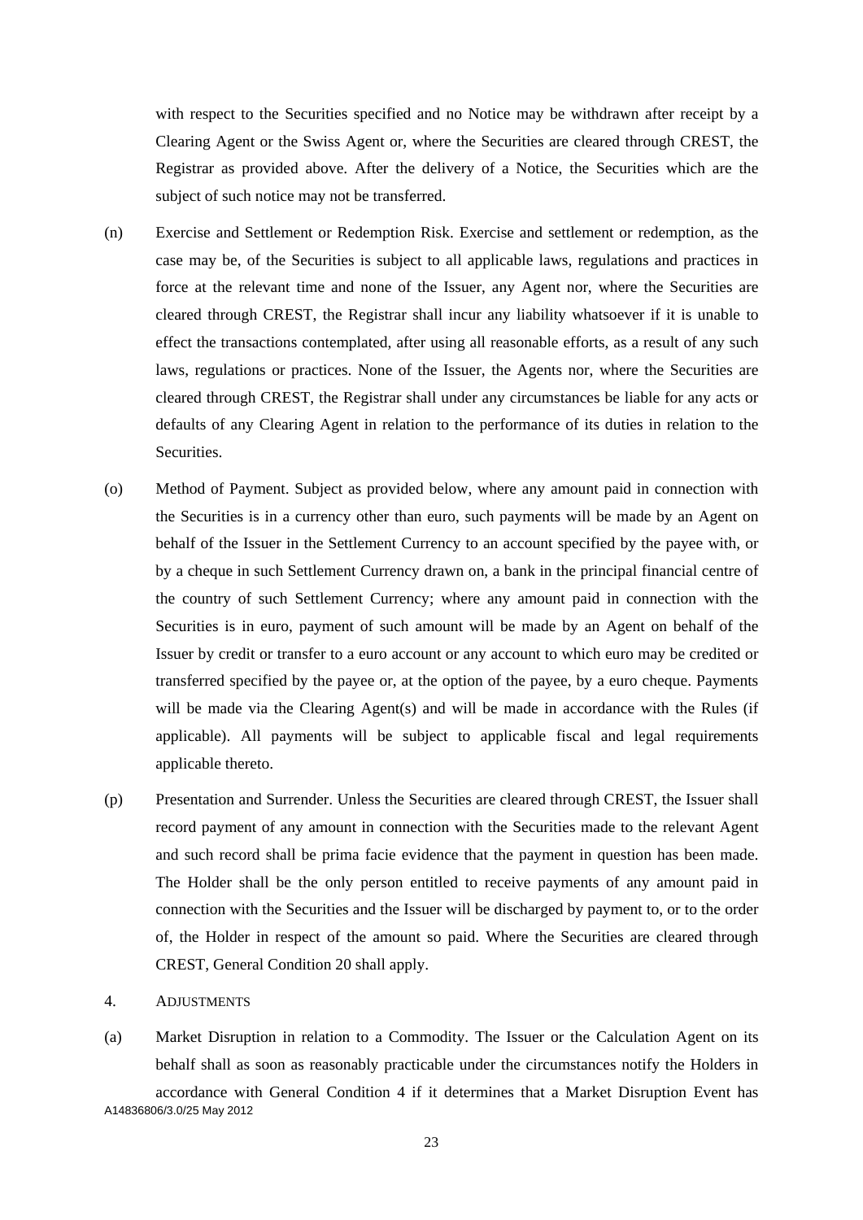with respect to the Securities specified and no Notice may be withdrawn after receipt by a Clearing Agent or the Swiss Agent or, where the Securities are cleared through CREST, the Registrar as provided above. After the delivery of a Notice, the Securities which are the subject of such notice may not be transferred.

(n) Exercise and Settlement or Redemption Risk. Exercise and settlement or redemption, as the case may be, of the Securities is subject to all applicable laws, regulations and practices in force at the relevant time and none of the Issuer, any Agent nor, where the Securities are cleared through CREST, the Registrar shall incur any liability whatsoever if it is unable to effect the transactions contemplated, after using all reasonable efforts, as a result of any such laws, regulations or practices. None of the Issuer, the Agents nor, where the Securities are cleared through CREST, the Registrar shall under any circumstances be liable for any acts or defaults of any Clearing Agent in relation to the performance of its duties in relation to the Securities.

(o) Method of Payment. Subject as provided below, where any amount paid in connection with the Securities is in a currency other than euro, such payments will be made by an Agent on behalf of the Issuer in the Settlement Currency to an account specified by the payee with, or by a cheque in such Settlement Currency drawn on, a bank in the principal financial centre of the country of such Settlement Currency; where any amount paid in connection with the Securities is in euro, payment of such amount will be made by an Agent on behalf of the Issuer by credit or transfer to a euro account or any account to which euro may be credited or transferred specified by the payee or, at the option of the payee, by a euro cheque. Payments will be made via the Clearing Agent(s) and will be made in accordance with the Rules (if applicable). All payments will be subject to applicable fiscal and legal requirements applicable thereto.

(p) Presentation and Surrender. Unless the Securities are cleared through CREST, the Issuer shall record payment of any amount in connection with the Securities made to the relevant Agent and such record shall be prima facie evidence that the payment in question has been made. The Holder shall be the only person entitled to receive payments of any amount paid in connection with the Securities and the Issuer will be discharged by payment to, or to the order of, the Holder in respect of the amount so paid. Where the Securities are cleared through CREST, General Condition 20 shall apply.

4. ADJUSTMENTS

(a) Market Disruption in relation to a Commodity. The Issuer or the Calculation Agent on its behalf shall as soon as reasonably practicable under the circumstances notify the Holders in accordance with General Condition 4 if it determines that a Market Disruption Event has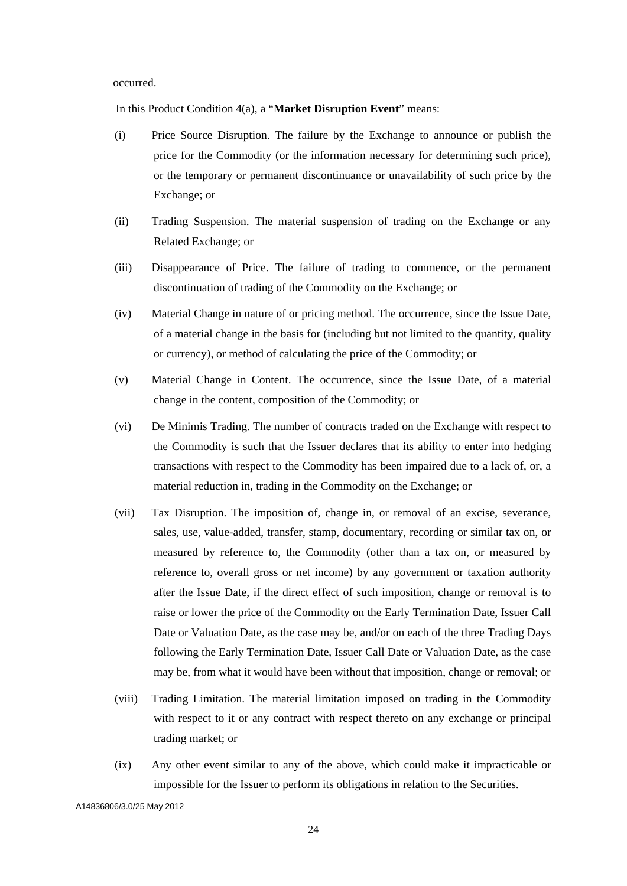occurred.

In this Product Condition 4(a), a "**Market Disruption Event**" means:

(i) Price Source Disruption. The failure by the Exchange to announce or publish the price for the Commodity (or the information necessary for determining such price), or the temporary or permanent discontinuance or unavailability of such price by the Exchange; or

(ii) Trading Suspension. The material suspension of trading on the Exchange or any Related Exchange; or

(iii) Disappearance of Price. The failure of trading to commence, or the permanent discontinuation of trading of the Commodity on the Exchange; or

(iv) Material Change in nature of or pricing method. The occurrence, since the Issue Date, of a material change in the basis for (including but not limited to the quantity, quality or currency), or method of calculating the price of the Commodity; or

(v) Material Change in Content. The occurrence, since the Issue Date, of a material change in the content, composition of the Commodity; or

(vi) De Minimis Trading. The number of contracts traded on the Exchange with respect to the Commodity is such that the Issuer declares that its ability to enter into hedging transactions with respect to the Commodity has been impaired due to a lack of, or, a material reduction in, trading in the Commodity on the Exchange; or

(vii) Tax Disruption. The imposition of, change in, or removal of an excise, severance, sales, use, value-added, transfer, stamp, documentary, recording or similar tax on, or measured by reference to, the Commodity (other than a tax on, or measured by reference to, overall gross or net income) by any government or taxation authority after the Issue Date, if the direct effect of such imposition, change or removal is to raise or lower the price of the Commodity on the Early Termination Date, Issuer Call Date or Valuation Date, as the case may be, and/or on each of the three Trading Days following the Early Termination Date, Issuer Call Date or Valuation Date, as the case may be, from what it would have been without that imposition, change or removal; or

(viii) Trading Limitation. The material limitation imposed on trading in the Commodity with respect to it or any contract with respect thereto on any exchange or principal trading market; or

(ix) Any other event similar to any of the above, which could make it impracticable or impossible for the Issuer to perform its obligations in relation to the Securities.

A14836806/3.0/25 May 2012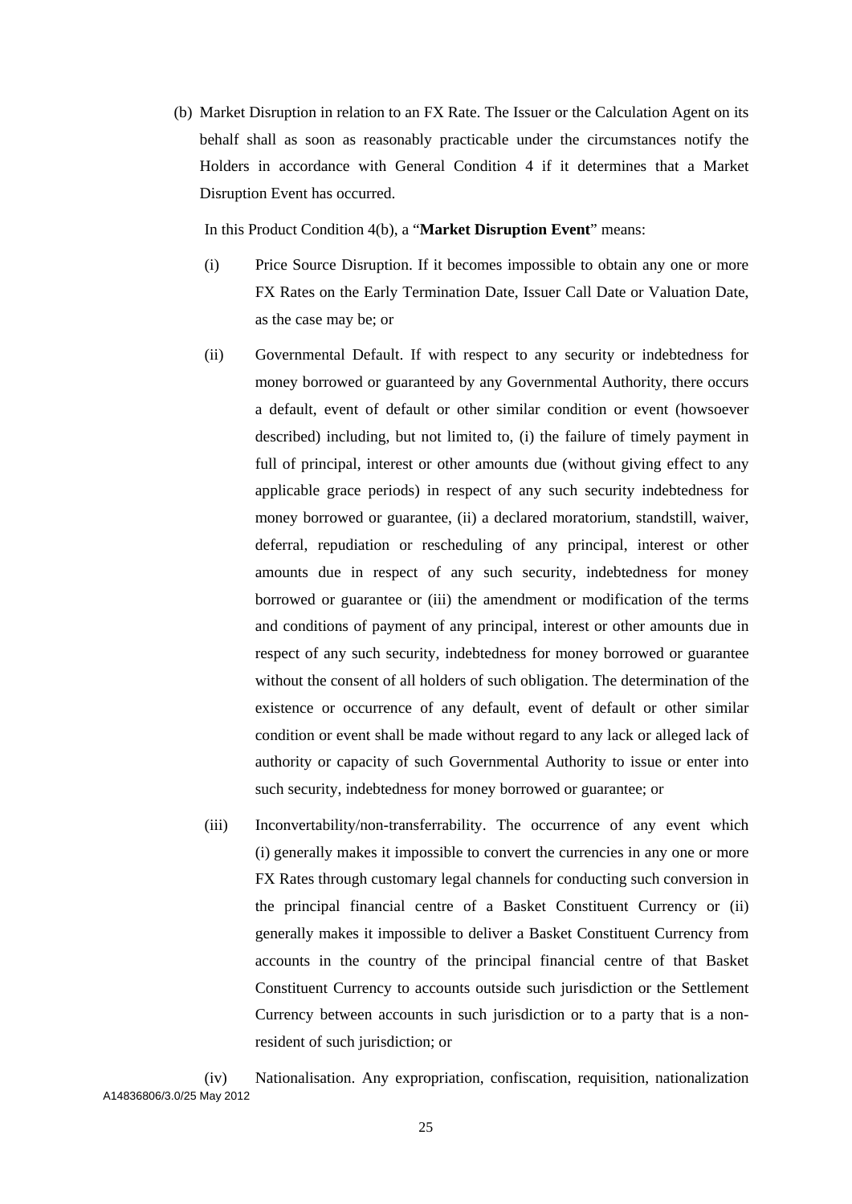(b) Market Disruption in relation to an FX Rate. The Issuer or the Calculation Agent on its behalf shall as soon as reasonably practicable under the circumstances notify the Holders in accordance with General Condition 4 if it determines that a Market Disruption Event has occurred.

In this Product Condition 4(b), a "**Market Disruption Event**" means:

(i) Price Source Disruption. If it becomes impossible to obtain any one or more FX Rates on the Early Termination Date, Issuer Call Date or Valuation Date, as the case may be; or

(ii) Governmental Default. If with respect to any security or indebtedness for money borrowed or guaranteed by any Governmental Authority, there occurs a default, event of default or other similar condition or event (howsoever described) including, but not limited to, (i) the failure of timely payment in full of principal, interest or other amounts due (without giving effect to any applicable grace periods) in respect of any such security indebtedness for money borrowed or guarantee, (ii) a declared moratorium, standstill, waiver, deferral, repudiation or rescheduling of any principal, interest or other amounts due in respect of any such security, indebtedness for money borrowed or guarantee or (iii) the amendment or modification of the terms and conditions of payment of any principal, interest or other amounts due in respect of any such security, indebtedness for money borrowed or guarantee without the consent of all holders of such obligation. The determination of the existence or occurrence of any default, event of default or other similar condition or event shall be made without regard to any lack or alleged lack of authority or capacity of such Governmental Authority to issue or enter into such security, indebtedness for money borrowed or guarantee; or

(iii) Inconvertability/non-transferrability. The occurrence of any event which (i) generally makes it impossible to convert the currencies in any one or more FX Rates through customary legal channels for conducting such conversion in the principal financial centre of a Basket Constituent Currency or (ii) generally makes it impossible to deliver a Basket Constituent Currency from accounts in the country of the principal financial centre of that Basket Constituent Currency to accounts outside such jurisdiction or the Settlement Currency between accounts in such jurisdiction or to a party that is a non-resident of such jurisdiction; or

(iv) Nationalisation. Any expropriation, confiscation, requisition, nationalization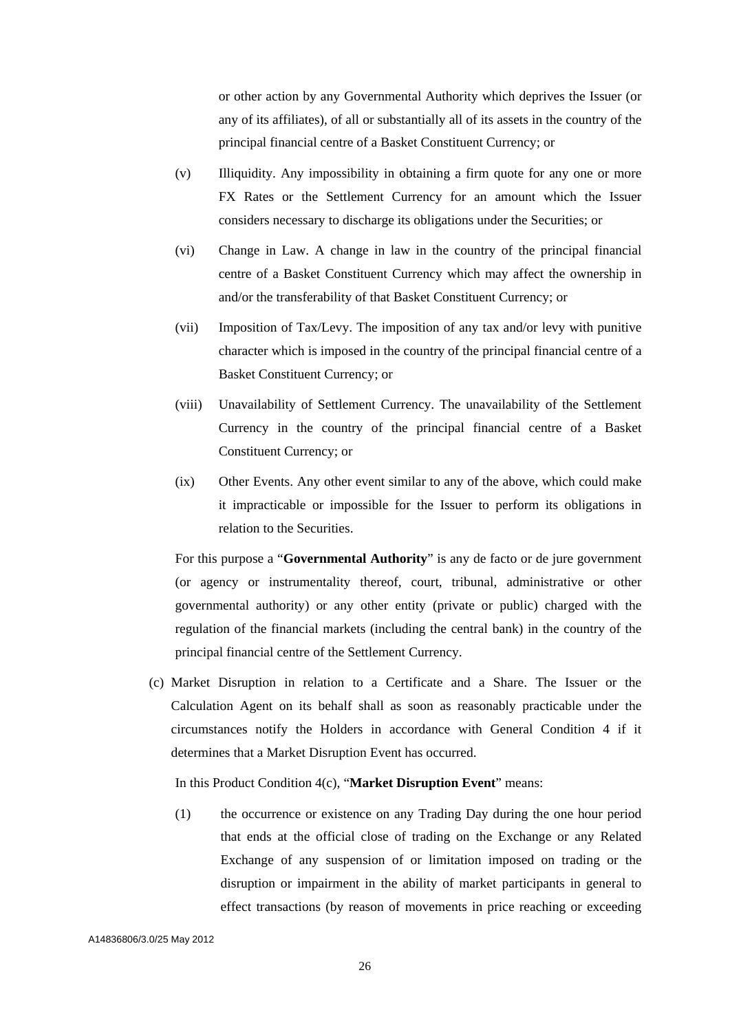or other action by any Governmental Authority which deprives the Issuer (or any of its affiliates), of all or substantially all of its assets in the country of the principal financial centre of a Basket Constituent Currency; or

(v) Illiquidity. Any impossibility in obtaining a firm quote for any one or more FX Rates or the Settlement Currency for an amount which the Issuer considers necessary to discharge its obligations under the Securities; or

(vi) Change in Law. A change in law in the country of the principal financial centre of a Basket Constituent Currency which may affect the ownership in and/or the transferability of that Basket Constituent Currency; or

(vii) Imposition of Tax/Levy. The imposition of any tax and/or levy with punitive character which is imposed in the country of the principal financial centre of a Basket Constituent Currency; or

(viii) Unavailability of Settlement Currency. The unavailability of the Settlement Currency in the country of the principal financial centre of a Basket Constituent Currency; or

(ix) Other Events. Any other event similar to any of the above, which could make it impracticable or impossible for the Issuer to perform its obligations in relation to the Securities.

For this purpose a "**Governmental Authority**" is any de facto or de jure government (or agency or instrumentality thereof, court, tribunal, administrative or other governmental authority) or any other entity (private or public) charged with the regulation of the financial markets (including the central bank) in the country of the principal financial centre of the Settlement Currency.

(c) Market Disruption in relation to a Certificate and a Share. The Issuer or the Calculation Agent on its behalf shall as soon as reasonably practicable under the circumstances notify the Holders in accordance with General Condition 4 if it determines that a Market Disruption Event has occurred.

In this Product Condition 4(c), "**Market Disruption Event**" means:

(1) the occurrence or existence on any Trading Day during the one hour period that ends at the official close of trading on the Exchange or any Related Exchange of any suspension of or limitation imposed on trading or the disruption or impairment in the ability of market participants in general to effect transactions (by reason of movements in price reaching or exceeding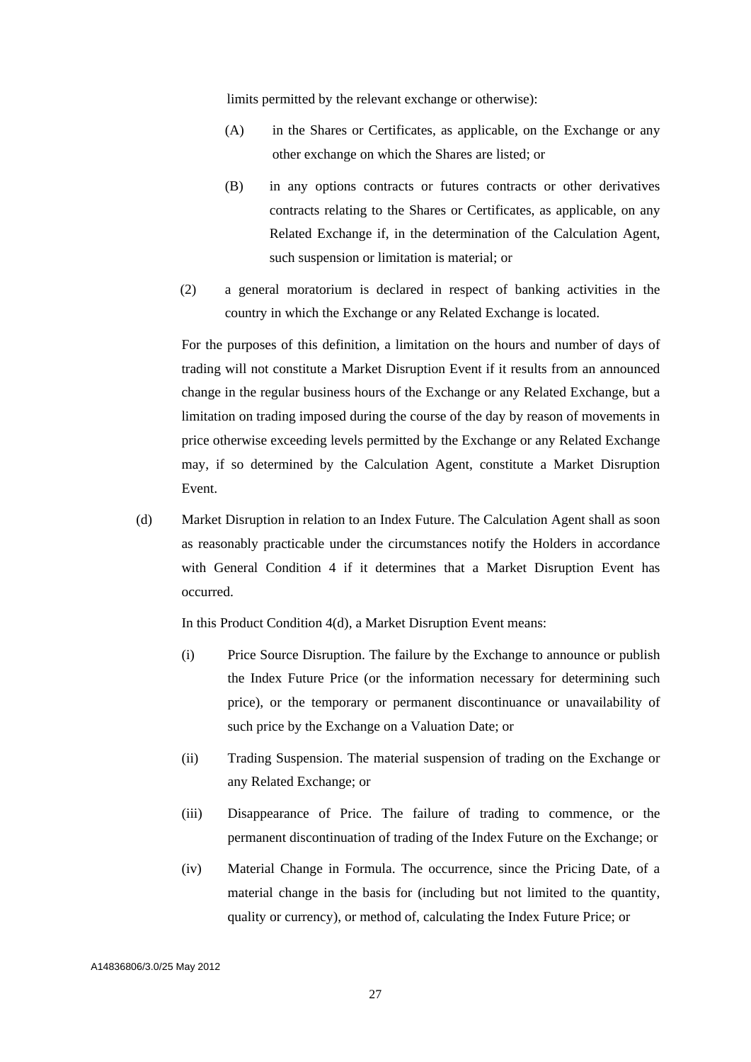limits permitted by the relevant exchange or otherwise):

(A) in the Shares or Certificates, as applicable, on the Exchange or any other exchange on which the Shares are listed; or

(B) in any options contracts or futures contracts or other derivatives contracts relating to the Shares or Certificates, as applicable, on any Related Exchange if, in the determination of the Calculation Agent, such suspension or limitation is material; or

(2) a general moratorium is declared in respect of banking activities in the country in which the Exchange or any Related Exchange is located.

For the purposes of this definition, a limitation on the hours and number of days of trading will not constitute a Market Disruption Event if it results from an announced change in the regular business hours of the Exchange or any Related Exchange, but a limitation on trading imposed during the course of the day by reason of movements in price otherwise exceeding levels permitted by the Exchange or any Related Exchange may, if so determined by the Calculation Agent, constitute a Market Disruption Event.

(d) Market Disruption in relation to an Index Future. The Calculation Agent shall as soon as reasonably practicable under the circumstances notify the Holders in accordance with General Condition 4 if it determines that a Market Disruption Event has occurred.

In this Product Condition 4(d), a Market Disruption Event means:

(i) Price Source Disruption. The failure by the Exchange to announce or publish the Index Future Price (or the information necessary for determining such price), or the temporary or permanent discontinuance or unavailability of such price by the Exchange on a Valuation Date; or

(ii) Trading Suspension. The material suspension of trading on the Exchange or any Related Exchange; or

(iii) Disappearance of Price. The failure of trading to commence, or the permanent discontinuation of trading of the Index Future on the Exchange; or

(iv) Material Change in Formula. The occurrence, since the Pricing Date, of a material change in the basis for (including but not limited to the quantity, quality or currency), or method of, calculating the Index Future Price; or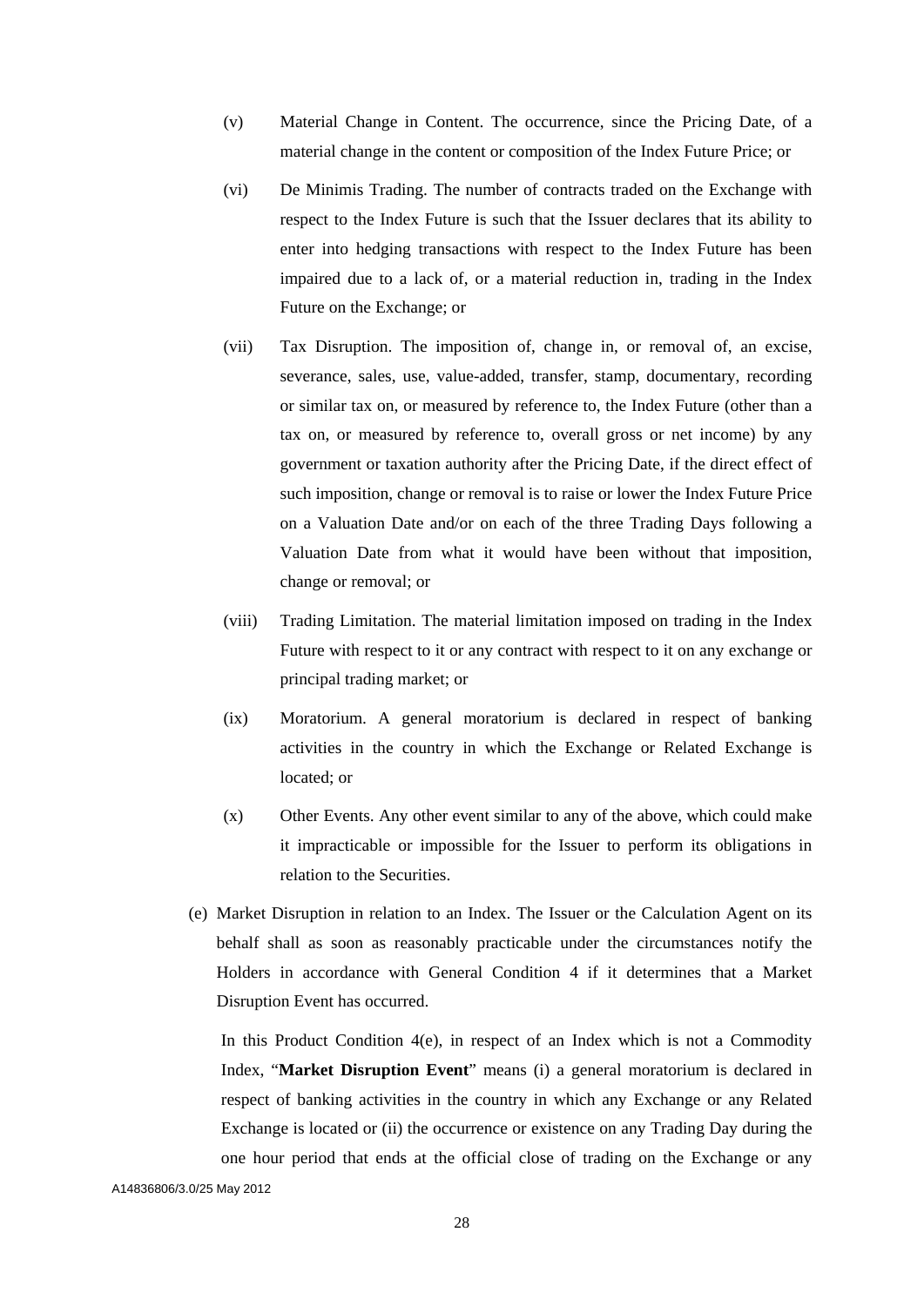(v) Material Change in Content. The occurrence, since the Pricing Date, of a material change in the content or composition of the Index Future Price; or

(vi) De Minimis Trading. The number of contracts traded on the Exchange with respect to the Index Future is such that the Issuer declares that its ability to enter into hedging transactions with respect to the Index Future has been impaired due to a lack of, or a material reduction in, trading in the Index Future on the Exchange; or

(vii) Tax Disruption. The imposition of, change in, or removal of, an excise, severance, sales, use, value-added, transfer, stamp, documentary, recording or similar tax on, or measured by reference to, the Index Future (other than a tax on, or measured by reference to, overall gross or net income) by any government or taxation authority after the Pricing Date, if the direct effect of such imposition, change or removal is to raise or lower the Index Future Price on a Valuation Date and/or on each of the three Trading Days following a Valuation Date from what it would have been without that imposition, change or removal; or

(viii) Trading Limitation. The material limitation imposed on trading in the Index Future with respect to it or any contract with respect to it on any exchange or principal trading market; or

(ix) Moratorium. A general moratorium is declared in respect of banking activities in the country in which the Exchange or Related Exchange is located; or

(x) Other Events. Any other event similar to any of the above, which could make it impracticable or impossible for the Issuer to perform its obligations in relation to the Securities.

(e) Market Disruption in relation to an Index. The Issuer or the Calculation Agent on its behalf shall as soon as reasonably practicable under the circumstances notify the Holders in accordance with General Condition 4 if it determines that a Market Disruption Event has occurred.

In this Product Condition 4(e), in respect of an Index which is not a Commodity Index, "**Market Disruption Event**" means (i) a general moratorium is declared in respect of banking activities in the country in which any Exchange or any Related Exchange is located or (ii) the occurrence or existence on any Trading Day during the one hour period that ends at the official close of trading on the Exchange or any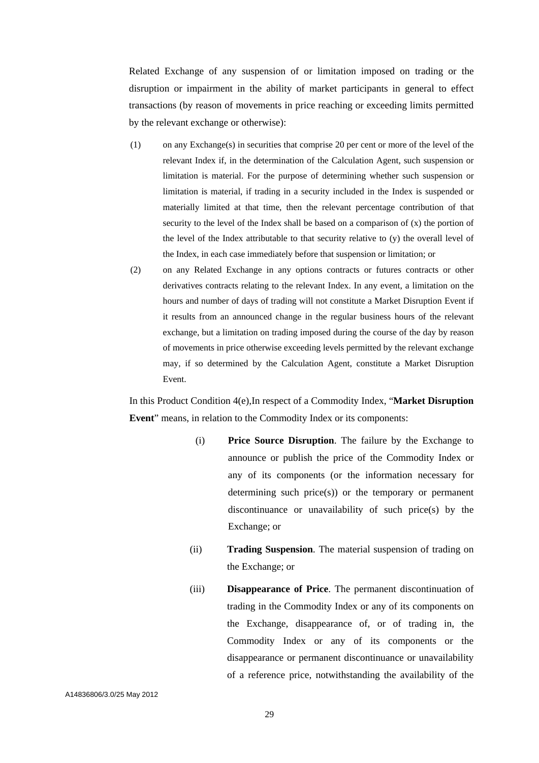Related Exchange of any suspension of or limitation imposed on trading or the disruption or impairment in the ability of market participants in general to effect transactions (by reason of movements in price reaching or exceeding limits permitted by the relevant exchange or otherwise):

(1) on any Exchange(s) in securities that comprise 20 per cent or more of the level of the relevant Index if, in the determination of the Calculation Agent, such suspension or limitation is material. For the purpose of determining whether such suspension or limitation is material, if trading in a security included in the Index is suspended or materially limited at that time, then the relevant percentage contribution of that security to the level of the Index shall be based on a comparison of (x) the portion of the level of the Index attributable to that security relative to (y) the overall level of the Index, in each case immediately before that suspension or limitation; or

(2) on any Related Exchange in any options contracts or futures contracts or other derivatives contracts relating to the relevant Index. In any event, a limitation on the hours and number of days of trading will not constitute a Market Disruption Event if it results from an announced change in the regular business hours of the relevant exchange, but a limitation on trading imposed during the course of the day by reason of movements in price otherwise exceeding levels permitted by the relevant exchange may, if so determined by the Calculation Agent, constitute a Market Disruption Event.

In this Product Condition 4(e),In respect of a Commodity Index, "**Market Disruption Event**" means, in relation to the Commodity Index or its components:

(i) **Price Source Disruption**. The failure by the Exchange to announce or publish the price of the Commodity Index or any of its components (or the information necessary for determining such price(s)) or the temporary or permanent discontinuance or unavailability of such price(s) by the Exchange; or

(ii) **Trading Suspension**. The material suspension of trading on the Exchange; or

(iii) **Disappearance of Price**. The permanent discontinuation of trading in the Commodity Index or any of its components on the Exchange, disappearance of, or of trading in, the Commodity Index or any of its components or the disappearance or permanent discontinuance or unavailability of a reference price, notwithstanding the availability of the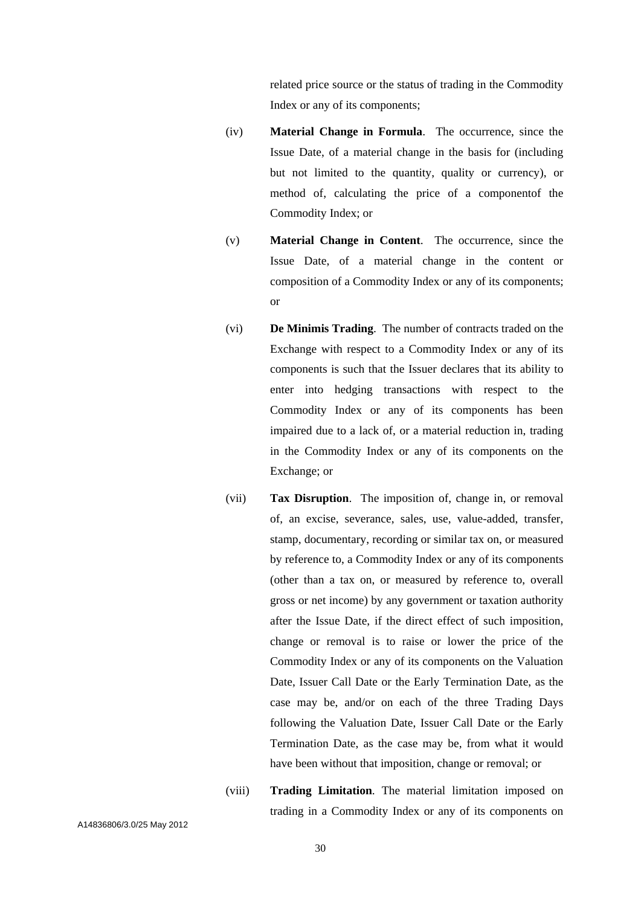related price source or the status of trading in the Commodity Index or any of its components;

(iv) **Material Change in Formula**. The occurrence, since the Issue Date, of a material change in the basis for (including but not limited to the quantity, quality or currency), or method of, calculating the price of a componentof the Commodity Index; or

(v) **Material Change in Content**. The occurrence, since the Issue Date, of a material change in the content or composition of a Commodity Index or any of its components; or

(vi) **De Minimis Trading**. The number of contracts traded on the Exchange with respect to a Commodity Index or any of its components is such that the Issuer declares that its ability to enter into hedging transactions with respect to the Commodity Index or any of its components has been impaired due to a lack of, or a material reduction in, trading in the Commodity Index or any of its components on the Exchange; or

(vii) **Tax Disruption**. The imposition of, change in, or removal of, an excise, severance, sales, use, value-added, transfer, stamp, documentary, recording or similar tax on, or measured by reference to, a Commodity Index or any of its components (other than a tax on, or measured by reference to, overall gross or net income) by any government or taxation authority after the Issue Date, if the direct effect of such imposition, change or removal is to raise or lower the price of the Commodity Index or any of its components on the Valuation Date, Issuer Call Date or the Early Termination Date, as the case may be, and/or on each of the three Trading Days following the Valuation Date, Issuer Call Date or the Early Termination Date, as the case may be, from what it would have been without that imposition, change or removal; or

(viii) **Trading Limitation**. The material limitation imposed on trading in a Commodity Index or any of its components on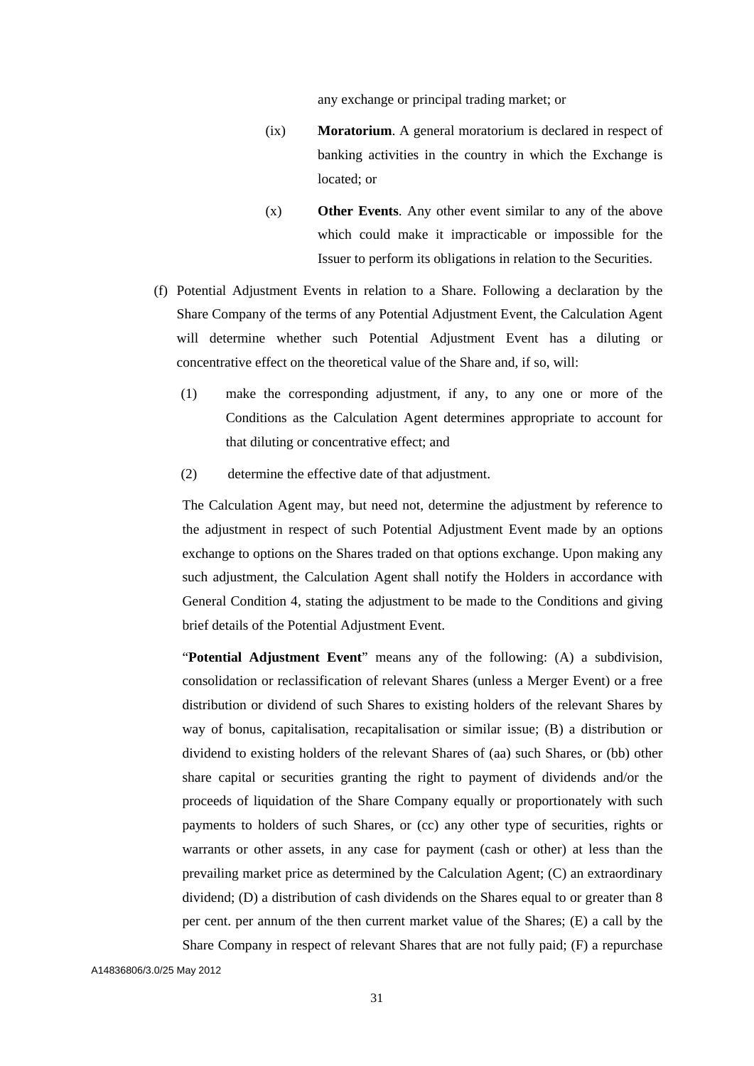any exchange or principal trading market; or

(ix) **Moratorium**. A general moratorium is declared in respect of banking activities in the country in which the Exchange is located; or

(x) **Other Events**. Any other event similar to any of the above which could make it impracticable or impossible for the Issuer to perform its obligations in relation to the Securities.

(f) Potential Adjustment Events in relation to a Share. Following a declaration by the Share Company of the terms of any Potential Adjustment Event, the Calculation Agent will determine whether such Potential Adjustment Event has a diluting or concentrative effect on the theoretical value of the Share and, if so, will:

(1) make the corresponding adjustment, if any, to any one or more of the Conditions as the Calculation Agent determines appropriate to account for that diluting or concentrative effect; and

(2) determine the effective date of that adjustment.

The Calculation Agent may, but need not, determine the adjustment by reference to the adjustment in respect of such Potential Adjustment Event made by an options exchange to options on the Shares traded on that options exchange. Upon making any such adjustment, the Calculation Agent shall notify the Holders in accordance with General Condition 4, stating the adjustment to be made to the Conditions and giving brief details of the Potential Adjustment Event.

"**Potential Adjustment Event**" means any of the following: (A) a subdivision, consolidation or reclassification of relevant Shares (unless a Merger Event) or a free distribution or dividend of such Shares to existing holders of the relevant Shares by way of bonus, capitalisation, recapitalisation or similar issue; (B) a distribution or dividend to existing holders of the relevant Shares of (aa) such Shares, or (bb) other share capital or securities granting the right to payment of dividends and/or the proceeds of liquidation of the Share Company equally or proportionately with such payments to holders of such Shares, or (cc) any other type of securities, rights or warrants or other assets, in any case for payment (cash or other) at less than the prevailing market price as determined by the Calculation Agent; (C) an extraordinary dividend; (D) a distribution of cash dividends on the Shares equal to or greater than 8 per cent. per annum of the then current market value of the Shares; (E) a call by the Share Company in respect of relevant Shares that are not fully paid; (F) a repurchase

A14836806/3.0/25 May 2012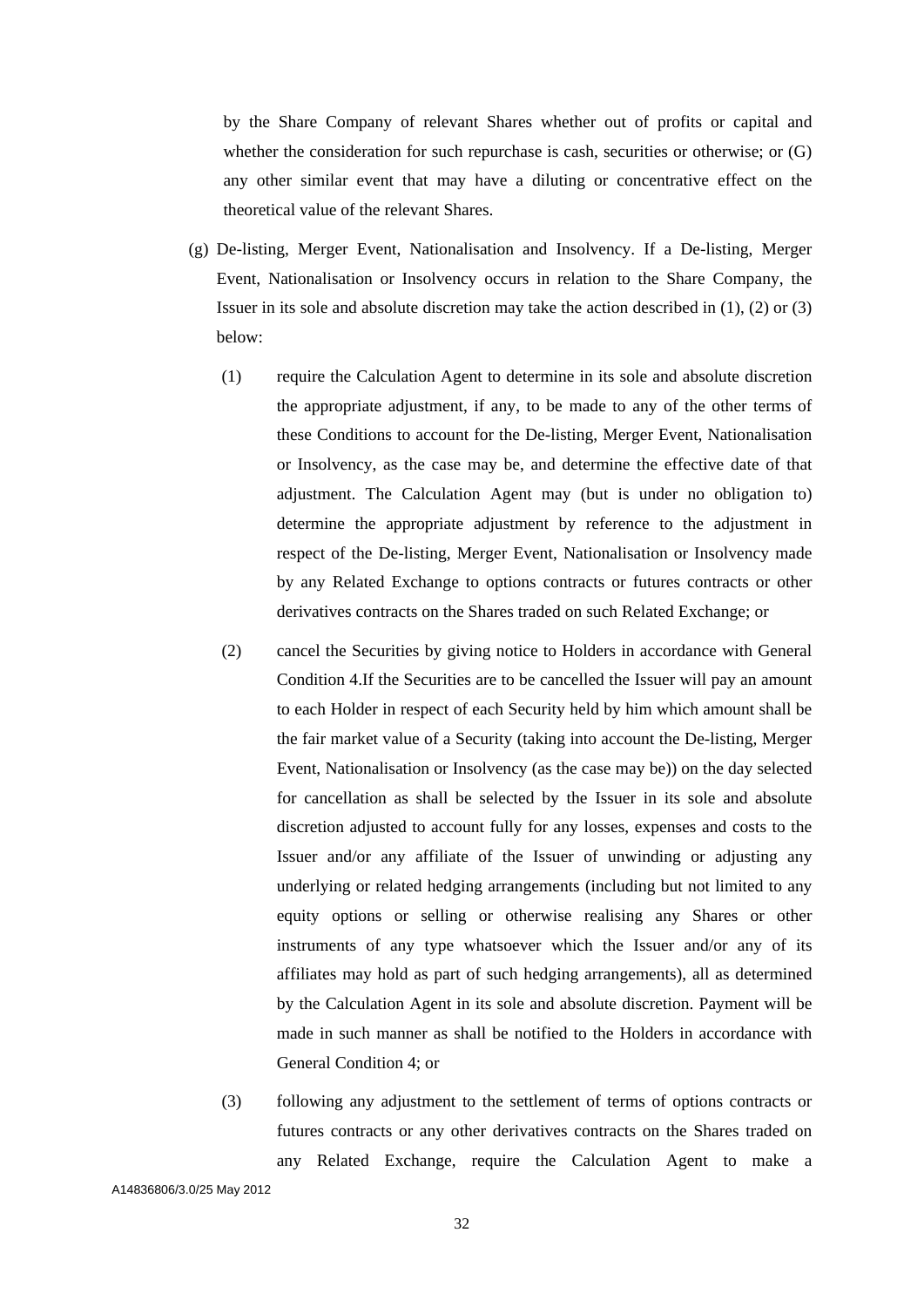by the Share Company of relevant Shares whether out of profits or capital and whether the consideration for such repurchase is cash, securities or otherwise; or (G) any other similar event that may have a diluting or concentrative effect on the theoretical value of the relevant Shares.

(g) De-listing, Merger Event, Nationalisation and Insolvency. If a De-listing, Merger Event, Nationalisation or Insolvency occurs in relation to the Share Company, the Issuer in its sole and absolute discretion may take the action described in (1), (2) or (3) below:

(1) require the Calculation Agent to determine in its sole and absolute discretion the appropriate adjustment, if any, to be made to any of the other terms of these Conditions to account for the De-listing, Merger Event, Nationalisation or Insolvency, as the case may be, and determine the effective date of that adjustment. The Calculation Agent may (but is under no obligation to) determine the appropriate adjustment by reference to the adjustment in respect of the De-listing, Merger Event, Nationalisation or Insolvency made by any Related Exchange to options contracts or futures contracts or other derivatives contracts on the Shares traded on such Related Exchange; or

(2) cancel the Securities by giving notice to Holders in accordance with General Condition 4.If the Securities are to be cancelled the Issuer will pay an amount to each Holder in respect of each Security held by him which amount shall be the fair market value of a Security (taking into account the De-listing, Merger Event, Nationalisation or Insolvency (as the case may be)) on the day selected for cancellation as shall be selected by the Issuer in its sole and absolute discretion adjusted to account fully for any losses, expenses and costs to the Issuer and/or any affiliate of the Issuer of unwinding or adjusting any underlying or related hedging arrangements (including but not limited to any equity options or selling or otherwise realising any Shares or other instruments of any type whatsoever which the Issuer and/or any of its affiliates may hold as part of such hedging arrangements), all as determined by the Calculation Agent in its sole and absolute discretion. Payment will be made in such manner as shall be notified to the Holders in accordance with General Condition 4; or

(3) following any adjustment to the settlement of terms of options contracts or futures contracts or any other derivatives contracts on the Shares traded on any Related Exchange, require the Calculation Agent to make a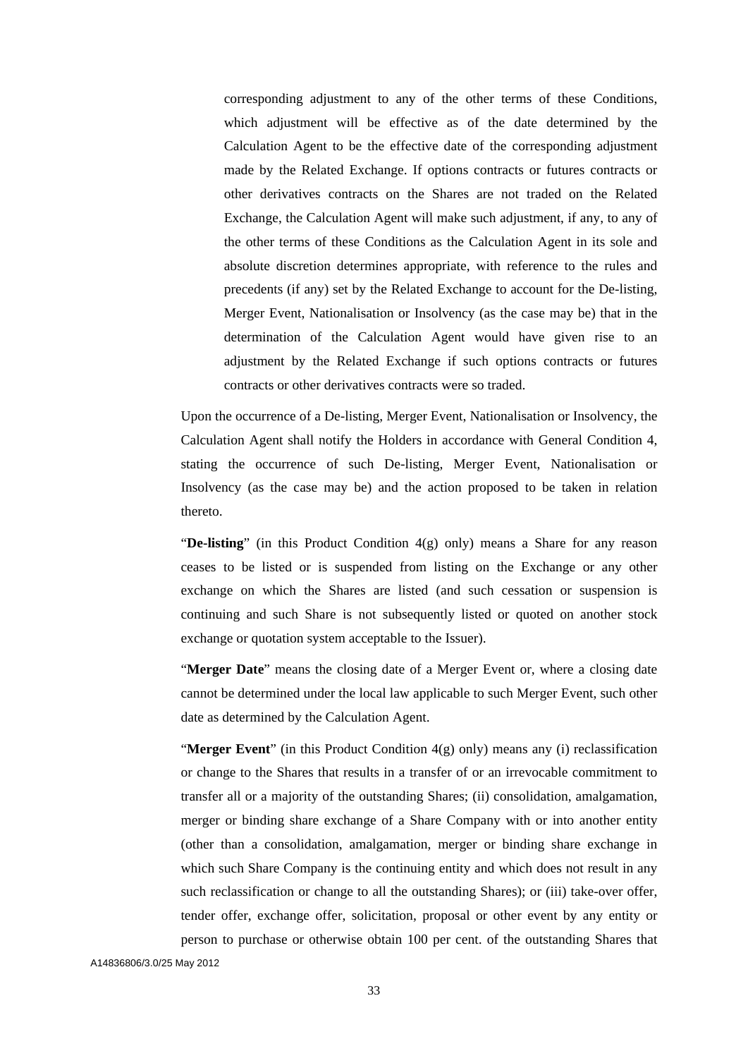corresponding adjustment to any of the other terms of these Conditions, which adjustment will be effective as of the date determined by the Calculation Agent to be the effective date of the corresponding adjustment made by the Related Exchange. If options contracts or futures contracts or other derivatives contracts on the Shares are not traded on the Related Exchange, the Calculation Agent will make such adjustment, if any, to any of the other terms of these Conditions as the Calculation Agent in its sole and absolute discretion determines appropriate, with reference to the rules and precedents (if any) set by the Related Exchange to account for the De-listing, Merger Event, Nationalisation or Insolvency (as the case may be) that in the determination of the Calculation Agent would have given rise to an adjustment by the Related Exchange if such options contracts or futures contracts or other derivatives contracts were so traded.

Upon the occurrence of a De-listing, Merger Event, Nationalisation or Insolvency, the Calculation Agent shall notify the Holders in accordance with General Condition 4, stating the occurrence of such De-listing, Merger Event, Nationalisation or Insolvency (as the case may be) and the action proposed to be taken in relation thereto.

"**De-listing**" (in this Product Condition 4(g) only) means a Share for any reason ceases to be listed or is suspended from listing on the Exchange or any other exchange on which the Shares are listed (and such cessation or suspension is continuing and such Share is not subsequently listed or quoted on another stock exchange or quotation system acceptable to the Issuer).

"**Merger Date**" means the closing date of a Merger Event or, where a closing date cannot be determined under the local law applicable to such Merger Event, such other date as determined by the Calculation Agent.

"**Merger Event**" (in this Product Condition 4(g) only) means any (i) reclassification or change to the Shares that results in a transfer of or an irrevocable commitment to transfer all or a majority of the outstanding Shares; (ii) consolidation, amalgamation, merger or binding share exchange of a Share Company with or into another entity (other than a consolidation, amalgamation, merger or binding share exchange in which such Share Company is the continuing entity and which does not result in any such reclassification or change to all the outstanding Shares); or (iii) take-over offer, tender offer, exchange offer, solicitation, proposal or other event by any entity or person to purchase or otherwise obtain 100 per cent. of the outstanding Shares that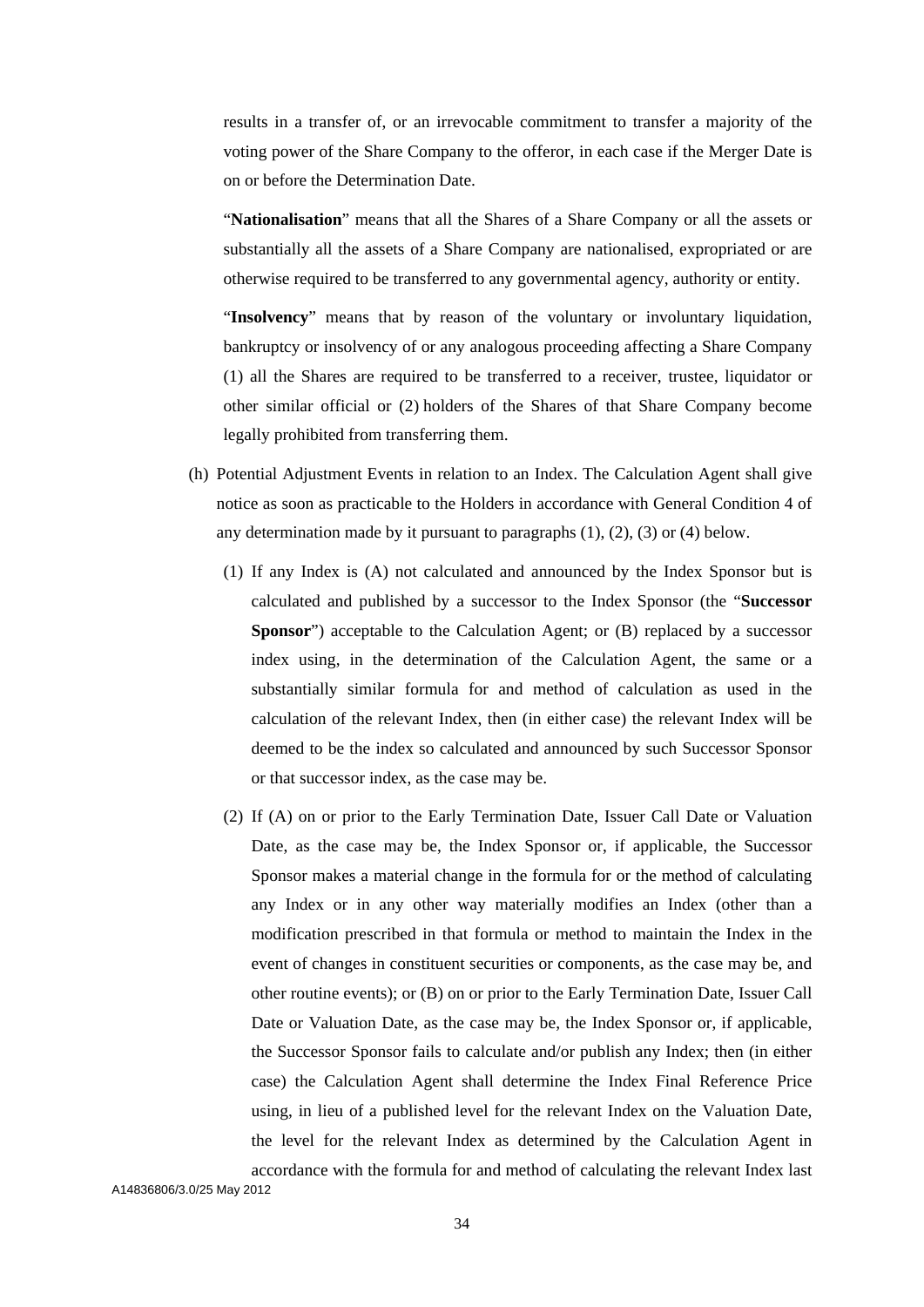results in a transfer of, or an irrevocable commitment to transfer a majority of the voting power of the Share Company to the offeror, in each case if the Merger Date is on or before the Determination Date.

"**Nationalisation**" means that all the Shares of a Share Company or all the assets or substantially all the assets of a Share Company are nationalised, expropriated or are otherwise required to be transferred to any governmental agency, authority or entity.

"**Insolvency**" means that by reason of the voluntary or involuntary liquidation, bankruptcy or insolvency of or any analogous proceeding affecting a Share Company (1) all the Shares are required to be transferred to a receiver, trustee, liquidator or other similar official or (2) holders of the Shares of that Share Company become legally prohibited from transferring them.

(h) Potential Adjustment Events in relation to an Index. The Calculation Agent shall give notice as soon as practicable to the Holders in accordance with General Condition 4 of any determination made by it pursuant to paragraphs (1), (2), (3) or (4) below.

(1) If any Index is (A) not calculated and announced by the Index Sponsor but is calculated and published by a successor to the Index Sponsor (the "**Successor Sponsor**") acceptable to the Calculation Agent; or (B) replaced by a successor index using, in the determination of the Calculation Agent, the same or a substantially similar formula for and method of calculation as used in the calculation of the relevant Index, then (in either case) the relevant Index will be deemed to be the index so calculated and announced by such Successor Sponsor or that successor index, as the case may be.

(2) If (A) on or prior to the Early Termination Date, Issuer Call Date or Valuation Date, as the case may be, the Index Sponsor or, if applicable, the Successor Sponsor makes a material change in the formula for or the method of calculating any Index or in any other way materially modifies an Index (other than a modification prescribed in that formula or method to maintain the Index in the event of changes in constituent securities or components, as the case may be, and other routine events); or (B) on or prior to the Early Termination Date, Issuer Call Date or Valuation Date, as the case may be, the Index Sponsor or, if applicable, the Successor Sponsor fails to calculate and/or publish any Index; then (in either case) the Calculation Agent shall determine the Index Final Reference Price using, in lieu of a published level for the relevant Index on the Valuation Date, the level for the relevant Index as determined by the Calculation Agent in accordance with the formula for and method of calculating the relevant Index last

A14836806/3.0/25 May 2012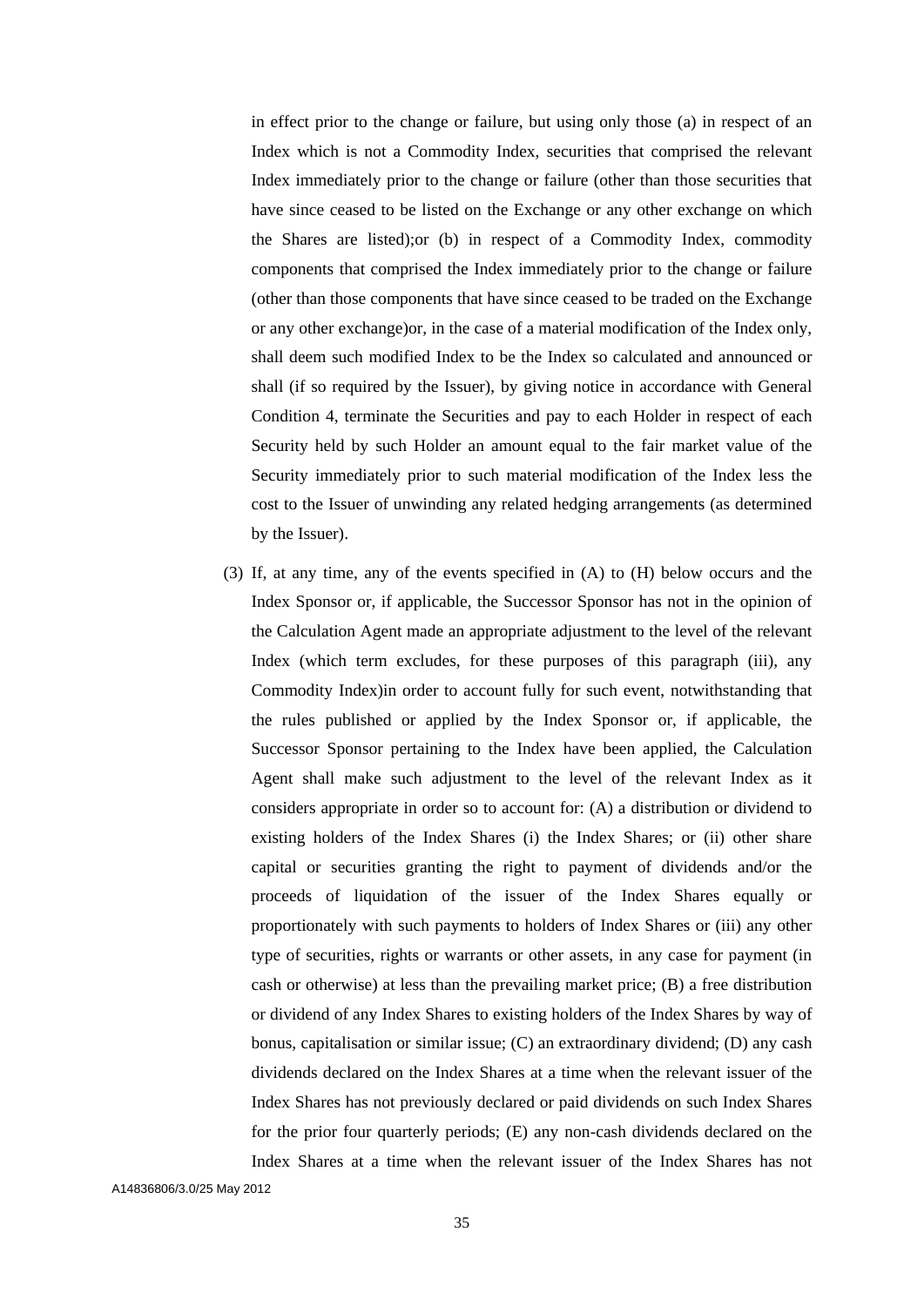in effect prior to the change or failure, but using only those (a) in respect of an Index which is not a Commodity Index, securities that comprised the relevant Index immediately prior to the change or failure (other than those securities that have since ceased to be listed on the Exchange or any other exchange on which the Shares are listed);or (b) in respect of a Commodity Index, commodity components that comprised the Index immediately prior to the change or failure (other than those components that have since ceased to be traded on the Exchange or any other exchange)or, in the case of a material modification of the Index only, shall deem such modified Index to be the Index so calculated and announced or shall (if so required by the Issuer), by giving notice in accordance with General Condition 4, terminate the Securities and pay to each Holder in respect of each Security held by such Holder an amount equal to the fair market value of the Security immediately prior to such material modification of the Index less the cost to the Issuer of unwinding any related hedging arrangements (as determined by the Issuer).

(3) If, at any time, any of the events specified in (A) to (H) below occurs and the Index Sponsor or, if applicable, the Successor Sponsor has not in the opinion of the Calculation Agent made an appropriate adjustment to the level of the relevant Index (which term excludes, for these purposes of this paragraph (iii), any Commodity Index)in order to account fully for such event, notwithstanding that the rules published or applied by the Index Sponsor or, if applicable, the Successor Sponsor pertaining to the Index have been applied, the Calculation Agent shall make such adjustment to the level of the relevant Index as it considers appropriate in order so to account for: (A) a distribution or dividend to existing holders of the Index Shares (i) the Index Shares; or (ii) other share capital or securities granting the right to payment of dividends and/or the proceeds of liquidation of the issuer of the Index Shares equally or proportionately with such payments to holders of Index Shares or (iii) any other type of securities, rights or warrants or other assets, in any case for payment (in cash or otherwise) at less than the prevailing market price; (B) a free distribution or dividend of any Index Shares to existing holders of the Index Shares by way of bonus, capitalisation or similar issue; (C) an extraordinary dividend; (D) any cash dividends declared on the Index Shares at a time when the relevant issuer of the Index Shares has not previously declared or paid dividends on such Index Shares for the prior four quarterly periods; (E) any non-cash dividends declared on the Index Shares at a time when the relevant issuer of the Index Shares has not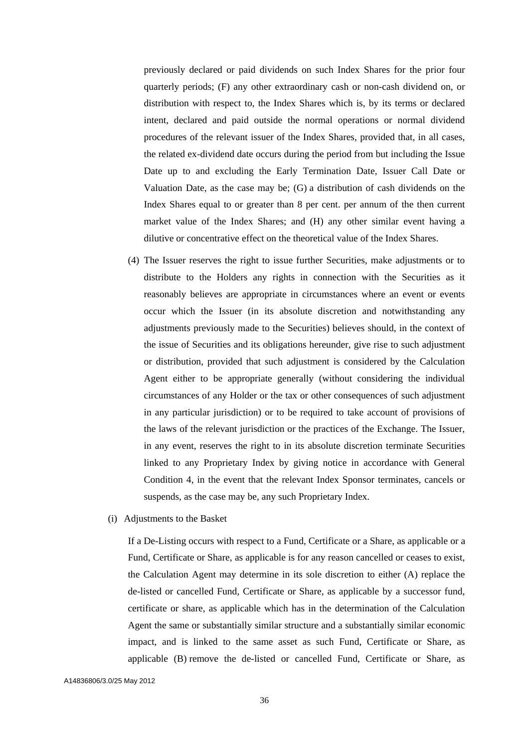previously declared or paid dividends on such Index Shares for the prior four quarterly periods; (F) any other extraordinary cash or non-cash dividend on, or distribution with respect to, the Index Shares which is, by its terms or declared intent, declared and paid outside the normal operations or normal dividend procedures of the relevant issuer of the Index Shares, provided that, in all cases, the related ex-dividend date occurs during the period from but including the Issue Date up to and excluding the Early Termination Date, Issuer Call Date or Valuation Date, as the case may be; (G) a distribution of cash dividends on the Index Shares equal to or greater than 8 per cent. per annum of the then current market value of the Index Shares; and (H) any other similar event having a dilutive or concentrative effect on the theoretical value of the Index Shares.

(4) The Issuer reserves the right to issue further Securities, make adjustments or to distribute to the Holders any rights in connection with the Securities as it reasonably believes are appropriate in circumstances where an event or events occur which the Issuer (in its absolute discretion and notwithstanding any adjustments previously made to the Securities) believes should, in the context of the issue of Securities and its obligations hereunder, give rise to such adjustment or distribution, provided that such adjustment is considered by the Calculation Agent either to be appropriate generally (without considering the individual circumstances of any Holder or the tax or other consequences of such adjustment in any particular jurisdiction) or to be required to take account of provisions of the laws of the relevant jurisdiction or the practices of the Exchange. The Issuer, in any event, reserves the right to in its absolute discretion terminate Securities linked to any Proprietary Index by giving notice in accordance with General Condition 4, in the event that the relevant Index Sponsor terminates, cancels or suspends, as the case may be, any such Proprietary Index.

(i) Adjustments to the Basket

If a De-Listing occurs with respect to a Fund, Certificate or a Share, as applicable or a Fund, Certificate or Share, as applicable is for any reason cancelled or ceases to exist, the Calculation Agent may determine in its sole discretion to either (A) replace the de-listed or cancelled Fund, Certificate or Share, as applicable by a successor fund, certificate or share, as applicable which has in the determination of the Calculation Agent the same or substantially similar structure and a substantially similar economic impact, and is linked to the same asset as such Fund, Certificate or Share, as applicable (B) remove the de-listed or cancelled Fund, Certificate or Share, as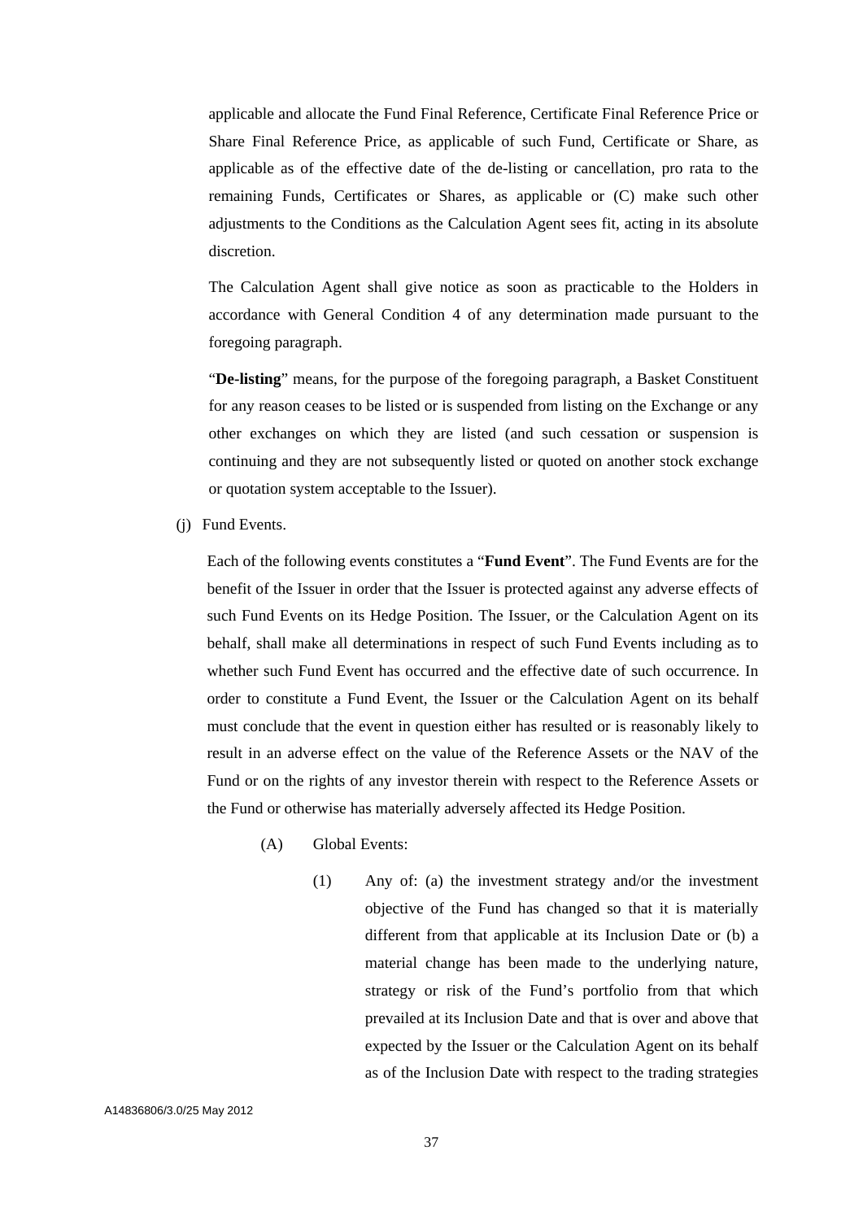applicable and allocate the Fund Final Reference, Certificate Final Reference Price or Share Final Reference Price, as applicable of such Fund, Certificate or Share, as applicable as of the effective date of the de-listing or cancellation, pro rata to the remaining Funds, Certificates or Shares, as applicable or (C) make such other adjustments to the Conditions as the Calculation Agent sees fit, acting in its absolute discretion.

The Calculation Agent shall give notice as soon as practicable to the Holders in accordance with General Condition 4 of any determination made pursuant to the foregoing paragraph.

"**De-listing**" means, for the purpose of the foregoing paragraph, a Basket Constituent for any reason ceases to be listed or is suspended from listing on the Exchange or any other exchanges on which they are listed (and such cessation or suspension is continuing and they are not subsequently listed or quoted on another stock exchange or quotation system acceptable to the Issuer).

(j) Fund Events.

Each of the following events constitutes a "**Fund Event**". The Fund Events are for the benefit of the Issuer in order that the Issuer is protected against any adverse effects of such Fund Events on its Hedge Position. The Issuer, or the Calculation Agent on its behalf, shall make all determinations in respect of such Fund Events including as to whether such Fund Event has occurred and the effective date of such occurrence. In order to constitute a Fund Event, the Issuer or the Calculation Agent on its behalf must conclude that the event in question either has resulted or is reasonably likely to result in an adverse effect on the value of the Reference Assets or the NAV of the Fund or on the rights of any investor therein with respect to the Reference Assets or the Fund or otherwise has materially adversely affected its Hedge Position.

(A) Global Events:

(1) Any of: (a) the investment strategy and/or the investment objective of the Fund has changed so that it is materially different from that applicable at its Inclusion Date or (b) a material change has been made to the underlying nature, strategy or risk of the Fund's portfolio from that which prevailed at its Inclusion Date and that is over and above that expected by the Issuer or the Calculation Agent on its behalf as of the Inclusion Date with respect to the trading strategies

A14836806/3.0/25 May 2012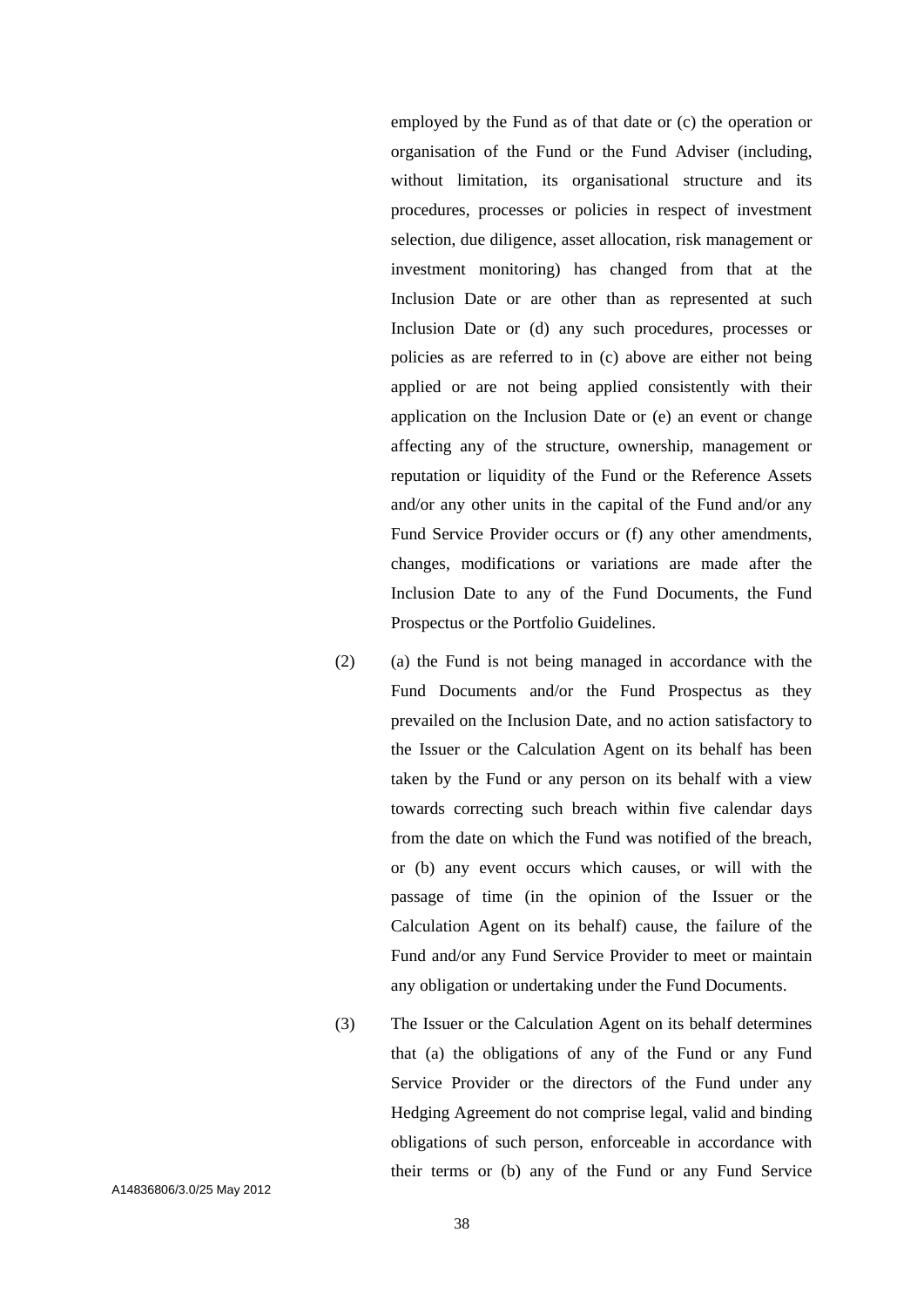employed by the Fund as of that date or (c) the operation or organisation of the Fund or the Fund Adviser (including, without limitation, its organisational structure and its procedures, processes or policies in respect of investment selection, due diligence, asset allocation, risk management or investment monitoring) has changed from that at the Inclusion Date or are other than as represented at such Inclusion Date or (d) any such procedures, processes or policies as are referred to in (c) above are either not being applied or are not being applied consistently with their application on the Inclusion Date or (e) an event or change affecting any of the structure, ownership, management or reputation or liquidity of the Fund or the Reference Assets and/or any other units in the capital of the Fund and/or any Fund Service Provider occurs or (f) any other amendments, changes, modifications or variations are made after the Inclusion Date to any of the Fund Documents, the Fund Prospectus or the Portfolio Guidelines.

(2) (a) the Fund is not being managed in accordance with the Fund Documents and/or the Fund Prospectus as they prevailed on the Inclusion Date, and no action satisfactory to the Issuer or the Calculation Agent on its behalf has been taken by the Fund or any person on its behalf with a view towards correcting such breach within five calendar days from the date on which the Fund was notified of the breach, or (b) any event occurs which causes, or will with the passage of time (in the opinion of the Issuer or the Calculation Agent on its behalf) cause, the failure of the Fund and/or any Fund Service Provider to meet or maintain any obligation or undertaking under the Fund Documents.

(3) The Issuer or the Calculation Agent on its behalf determines that (a) the obligations of any of the Fund or any Fund Service Provider or the directors of the Fund under any Hedging Agreement do not comprise legal, valid and binding obligations of such person, enforceable in accordance with their terms or (b) any of the Fund or any Fund Service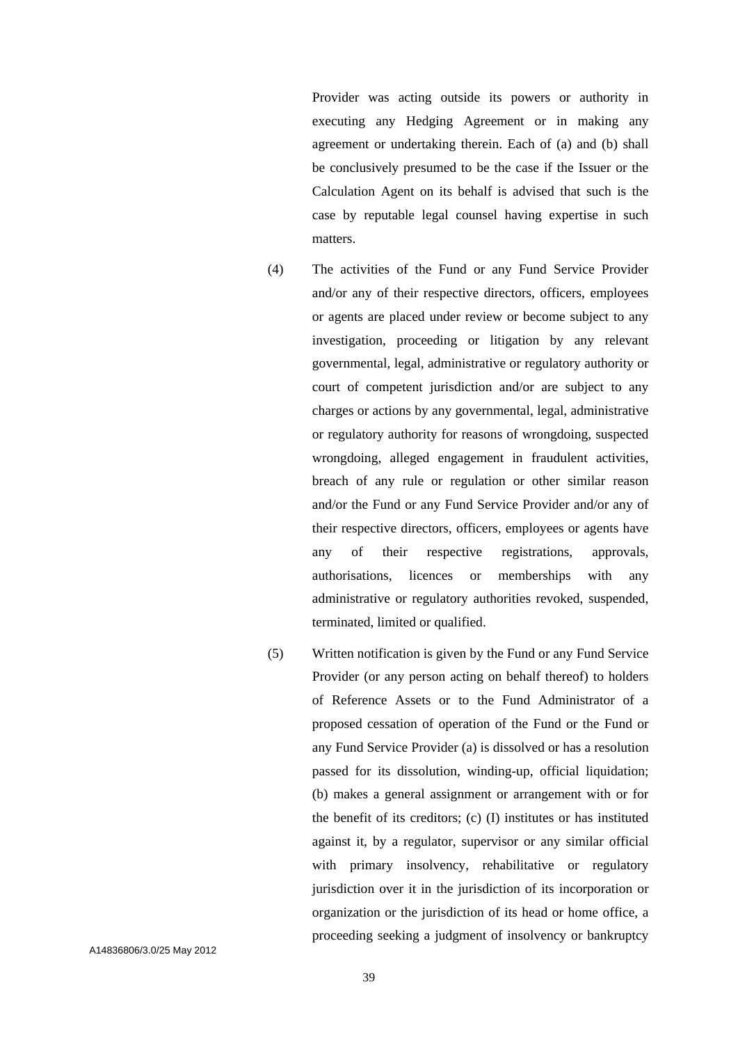Provider was acting outside its powers or authority in executing any Hedging Agreement or in making any agreement or undertaking therein. Each of (a) and (b) shall be conclusively presumed to be the case if the Issuer or the Calculation Agent on its behalf is advised that such is the case by reputable legal counsel having expertise in such matters.

(4) The activities of the Fund or any Fund Service Provider and/or any of their respective directors, officers, employees or agents are placed under review or become subject to any investigation, proceeding or litigation by any relevant governmental, legal, administrative or regulatory authority or court of competent jurisdiction and/or are subject to any charges or actions by any governmental, legal, administrative or regulatory authority for reasons of wrongdoing, suspected wrongdoing, alleged engagement in fraudulent activities, breach of any rule or regulation or other similar reason and/or the Fund or any Fund Service Provider and/or any of their respective directors, officers, employees or agents have any of their respective registrations, approvals, authorisations, licences or memberships with any administrative or regulatory authorities revoked, suspended, terminated, limited or qualified.

(5) Written notification is given by the Fund or any Fund Service Provider (or any person acting on behalf thereof) to holders of Reference Assets or to the Fund Administrator of a proposed cessation of operation of the Fund or the Fund or any Fund Service Provider (a) is dissolved or has a resolution passed for its dissolution, winding-up, official liquidation; (b) makes a general assignment or arrangement with or for the benefit of its creditors; (c) (I) institutes or has instituted against it, by a regulator, supervisor or any similar official with primary insolvency, rehabilitative or regulatory jurisdiction over it in the jurisdiction of its incorporation or organization or the jurisdiction of its head or home office, a proceeding seeking a judgment of insolvency or bankruptcy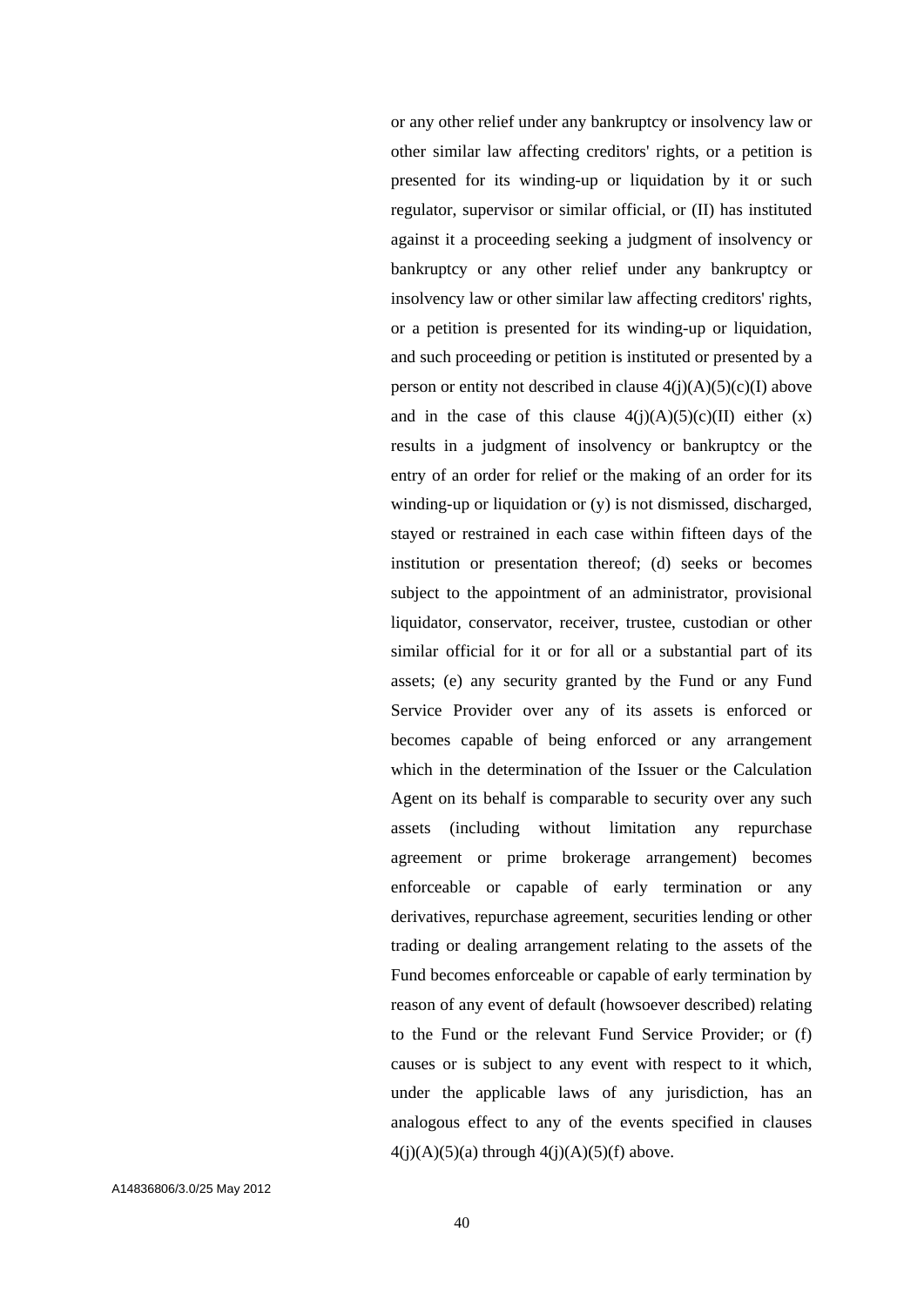or any other relief under any bankruptcy or insolvency law or other similar law affecting creditors' rights, or a petition is presented for its winding-up or liquidation by it or such regulator, supervisor or similar official, or (II) has instituted against it a proceeding seeking a judgment of insolvency or bankruptcy or any other relief under any bankruptcy or insolvency law or other similar law affecting creditors' rights, or a petition is presented for its winding-up or liquidation, and such proceeding or petition is instituted or presented by a person or entity not described in clause 4(j)(A)(5)(c)(I) above and in the case of this clause 4(j)(A)(5)(c)(II) either (x) results in a judgment of insolvency or bankruptcy or the entry of an order for relief or the making of an order for its winding-up or liquidation or (y) is not dismissed, discharged, stayed or restrained in each case within fifteen days of the institution or presentation thereof; (d) seeks or becomes subject to the appointment of an administrator, provisional liquidator, conservator, receiver, trustee, custodian or other similar official for it or for all or a substantial part of its assets; (e) any security granted by the Fund or any Fund Service Provider over any of its assets is enforced or becomes capable of being enforced or any arrangement which in the determination of the Issuer or the Calculation Agent on its behalf is comparable to security over any such assets (including without limitation any repurchase agreement or prime brokerage arrangement) becomes enforceable or capable of early termination or any derivatives, repurchase agreement, securities lending or other trading or dealing arrangement relating to the assets of the Fund becomes enforceable or capable of early termination by reason of any event of default (howsoever described) relating to the Fund or the relevant Fund Service Provider; or (f) causes or is subject to any event with respect to it which, under the applicable laws of any jurisdiction, has an analogous effect to any of the events specified in clauses 4(j)(A)(5)(a) through 4(j)(A)(5)(f) above.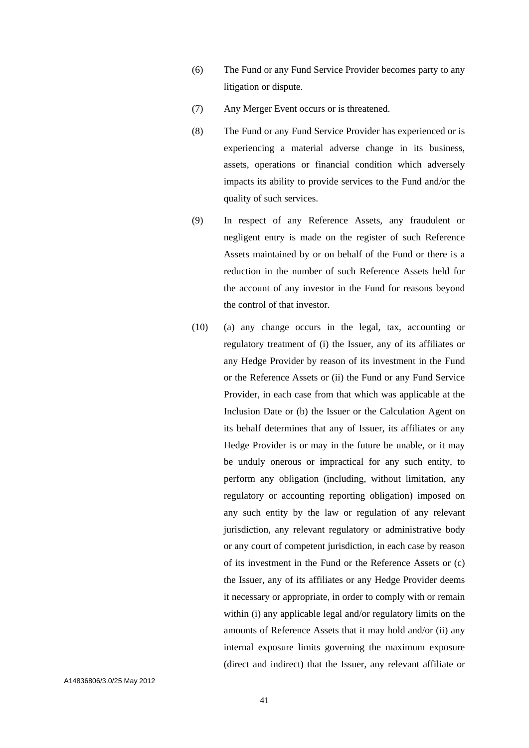(6) The Fund or any Fund Service Provider becomes party to any litigation or dispute.

(7) Any Merger Event occurs or is threatened.

(8) The Fund or any Fund Service Provider has experienced or is experiencing a material adverse change in its business, assets, operations or financial condition which adversely impacts its ability to provide services to the Fund and/or the quality of such services.

(9) In respect of any Reference Assets, any fraudulent or negligent entry is made on the register of such Reference Assets maintained by or on behalf of the Fund or there is a reduction in the number of such Reference Assets held for the account of any investor in the Fund for reasons beyond the control of that investor.

(10) (a) any change occurs in the legal, tax, accounting or regulatory treatment of (i) the Issuer, any of its affiliates or any Hedge Provider by reason of its investment in the Fund or the Reference Assets or (ii) the Fund or any Fund Service Provider, in each case from that which was applicable at the Inclusion Date or (b) the Issuer or the Calculation Agent on its behalf determines that any of Issuer, its affiliates or any Hedge Provider is or may in the future be unable, or it may be unduly onerous or impractical for any such entity, to perform any obligation (including, without limitation, any regulatory or accounting reporting obligation) imposed on any such entity by the law or regulation of any relevant jurisdiction, any relevant regulatory or administrative body or any court of competent jurisdiction, in each case by reason of its investment in the Fund or the Reference Assets or (c) the Issuer, any of its affiliates or any Hedge Provider deems it necessary or appropriate, in order to comply with or remain within (i) any applicable legal and/or regulatory limits on the amounts of Reference Assets that it may hold and/or (ii) any internal exposure limits governing the maximum exposure (direct and indirect) that the Issuer, any relevant affiliate or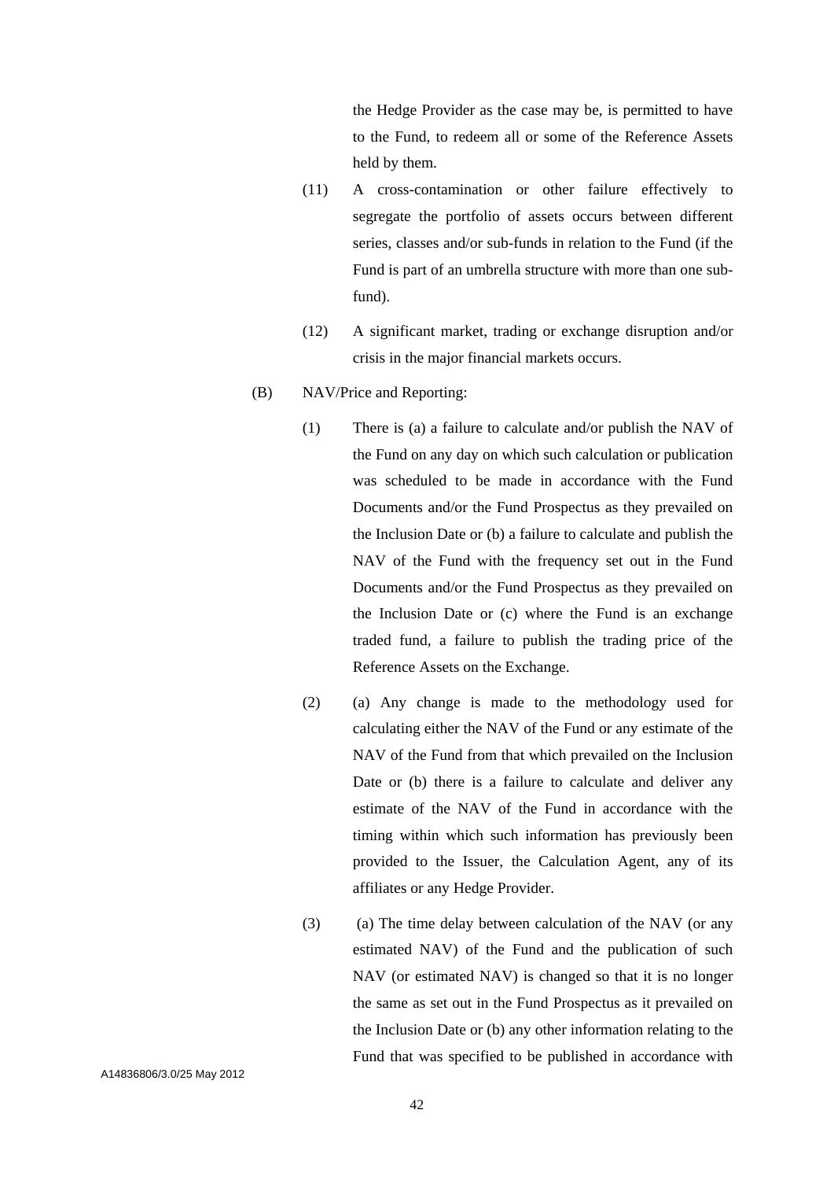the Hedge Provider as the case may be, is permitted to have to the Fund, to redeem all or some of the Reference Assets held by them.

(11) A cross-contamination or other failure effectively to segregate the portfolio of assets occurs between different series, classes and/or sub-funds in relation to the Fund (if the Fund is part of an umbrella structure with more than one sub-fund).

(12) A significant market, trading or exchange disruption and/or crisis in the major financial markets occurs.

(B) NAV/Price and Reporting:

(1) There is (a) a failure to calculate and/or publish the NAV of the Fund on any day on which such calculation or publication was scheduled to be made in accordance with the Fund Documents and/or the Fund Prospectus as they prevailed on the Inclusion Date or (b) a failure to calculate and publish the NAV of the Fund with the frequency set out in the Fund Documents and/or the Fund Prospectus as they prevailed on the Inclusion Date or (c) where the Fund is an exchange traded fund, a failure to publish the trading price of the Reference Assets on the Exchange.

(2) (a) Any change is made to the methodology used for calculating either the NAV of the Fund or any estimate of the NAV of the Fund from that which prevailed on the Inclusion Date or (b) there is a failure to calculate and deliver any estimate of the NAV of the Fund in accordance with the timing within which such information has previously been provided to the Issuer, the Calculation Agent, any of its affiliates or any Hedge Provider.

(3) (a) The time delay between calculation of the NAV (or any estimated NAV) of the Fund and the publication of such NAV (or estimated NAV) is changed so that it is no longer the same as set out in the Fund Prospectus as it prevailed on the Inclusion Date or (b) any other information relating to the Fund that was specified to be published in accordance with

A14836806/3.0/25 May 2012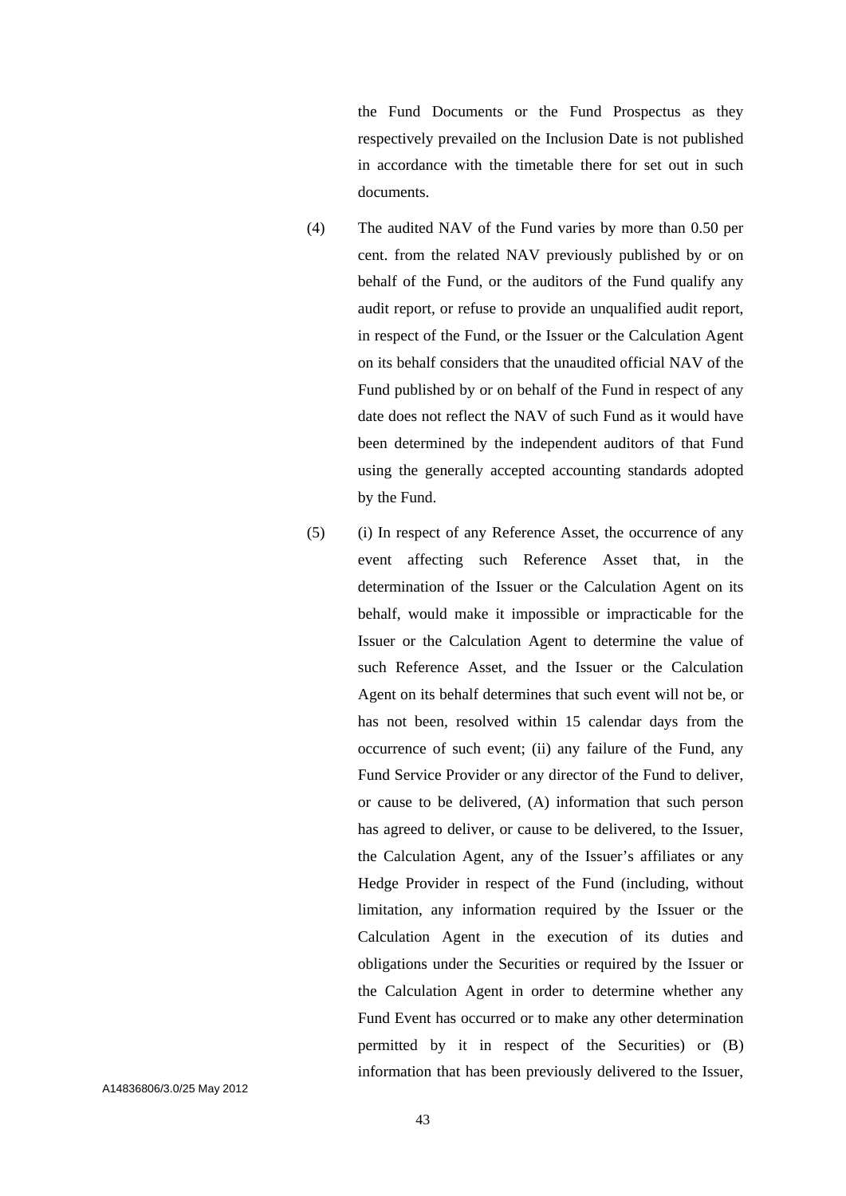the Fund Documents or the Fund Prospectus as they respectively prevailed on the Inclusion Date is not published in accordance with the timetable there for set out in such documents.

(4) The audited NAV of the Fund varies by more than 0.50 per cent. from the related NAV previously published by or on behalf of the Fund, or the auditors of the Fund qualify any audit report, or refuse to provide an unqualified audit report, in respect of the Fund, or the Issuer or the Calculation Agent on its behalf considers that the unaudited official NAV of the Fund published by or on behalf of the Fund in respect of any date does not reflect the NAV of such Fund as it would have been determined by the independent auditors of that Fund using the generally accepted accounting standards adopted by the Fund.

(5) (i) In respect of any Reference Asset, the occurrence of any event affecting such Reference Asset that, in the determination of the Issuer or the Calculation Agent on its behalf, would make it impossible or impracticable for the Issuer or the Calculation Agent to determine the value of such Reference Asset, and the Issuer or the Calculation Agent on its behalf determines that such event will not be, or has not been, resolved within 15 calendar days from the occurrence of such event; (ii) any failure of the Fund, any Fund Service Provider or any director of the Fund to deliver, or cause to be delivered, (A) information that such person has agreed to deliver, or cause to be delivered, to the Issuer, the Calculation Agent, any of the Issuer's affiliates or any Hedge Provider in respect of the Fund (including, without limitation, any information required by the Issuer or the Calculation Agent in the execution of its duties and obligations under the Securities or required by the Issuer or the Calculation Agent in order to determine whether any Fund Event has occurred or to make any other determination permitted by it in respect of the Securities) or (B) information that has been previously delivered to the Issuer,

A14836806/3.0/25 May 2012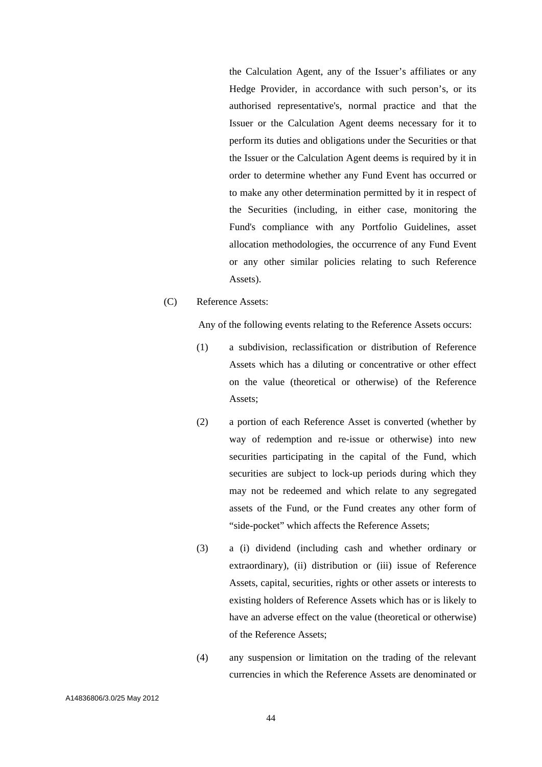the Calculation Agent, any of the Issuer's affiliates or any Hedge Provider, in accordance with such person's, or its authorised representative's, normal practice and that the Issuer or the Calculation Agent deems necessary for it to perform its duties and obligations under the Securities or that the Issuer or the Calculation Agent deems is required by it in order to determine whether any Fund Event has occurred or to make any other determination permitted by it in respect of the Securities (including, in either case, monitoring the Fund's compliance with any Portfolio Guidelines, asset allocation methodologies, the occurrence of any Fund Event or any other similar policies relating to such Reference Assets).

(C) Reference Assets:

Any of the following events relating to the Reference Assets occurs:

(1) a subdivision, reclassification or distribution of Reference Assets which has a diluting or concentrative or other effect on the value (theoretical or otherwise) of the Reference Assets;

(2) a portion of each Reference Asset is converted (whether by way of redemption and re-issue or otherwise) into new securities participating in the capital of the Fund, which securities are subject to lock-up periods during which they may not be redeemed and which relate to any segregated assets of the Fund, or the Fund creates any other form of "side-pocket" which affects the Reference Assets;

(3) a (i) dividend (including cash and whether ordinary or extraordinary), (ii) distribution or (iii) issue of Reference Assets, capital, securities, rights or other assets or interests to existing holders of Reference Assets which has or is likely to have an adverse effect on the value (theoretical or otherwise) of the Reference Assets;

(4) any suspension or limitation on the trading of the relevant currencies in which the Reference Assets are denominated or

A14836806/3.0/25 May 2012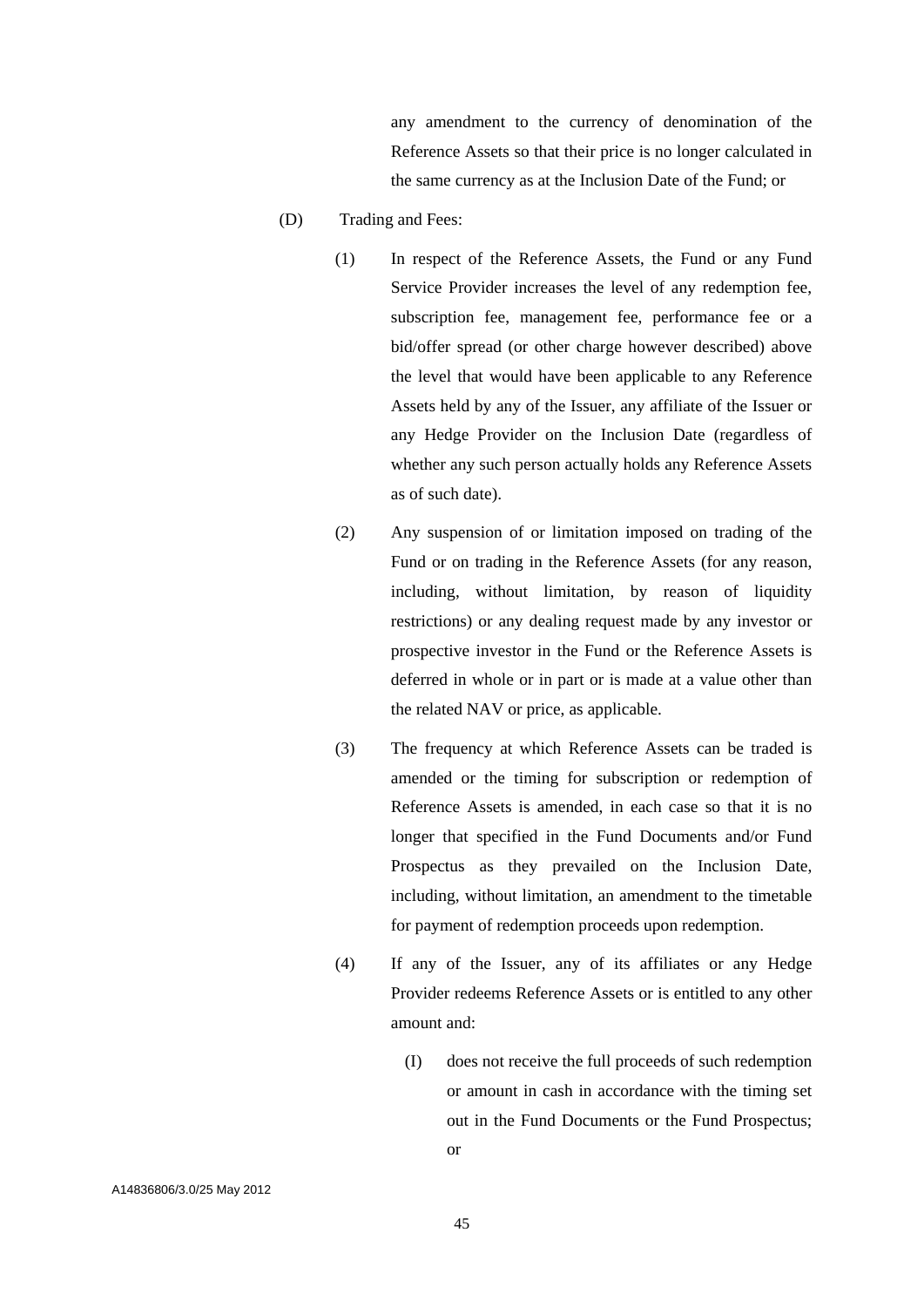any amendment to the currency of denomination of the Reference Assets so that their price is no longer calculated in the same currency as at the Inclusion Date of the Fund; or

(D) Trading and Fees:

(1) In respect of the Reference Assets, the Fund or any Fund Service Provider increases the level of any redemption fee, subscription fee, management fee, performance fee or a bid/offer spread (or other charge however described) above the level that would have been applicable to any Reference Assets held by any of the Issuer, any affiliate of the Issuer or any Hedge Provider on the Inclusion Date (regardless of whether any such person actually holds any Reference Assets as of such date).

(2) Any suspension of or limitation imposed on trading of the Fund or on trading in the Reference Assets (for any reason, including, without limitation, by reason of liquidity restrictions) or any dealing request made by any investor or prospective investor in the Fund or the Reference Assets is deferred in whole or in part or is made at a value other than the related NAV or price, as applicable.

(3) The frequency at which Reference Assets can be traded is amended or the timing for subscription or redemption of Reference Assets is amended, in each case so that it is no longer that specified in the Fund Documents and/or Fund Prospectus as they prevailed on the Inclusion Date, including, without limitation, an amendment to the timetable for payment of redemption proceeds upon redemption.

(4) If any of the Issuer, any of its affiliates or any Hedge Provider redeems Reference Assets or is entitled to any other amount and:

(I) does not receive the full proceeds of such redemption or amount in cash in accordance with the timing set out in the Fund Documents or the Fund Prospectus; or

A14836806/3.0/25 May 2012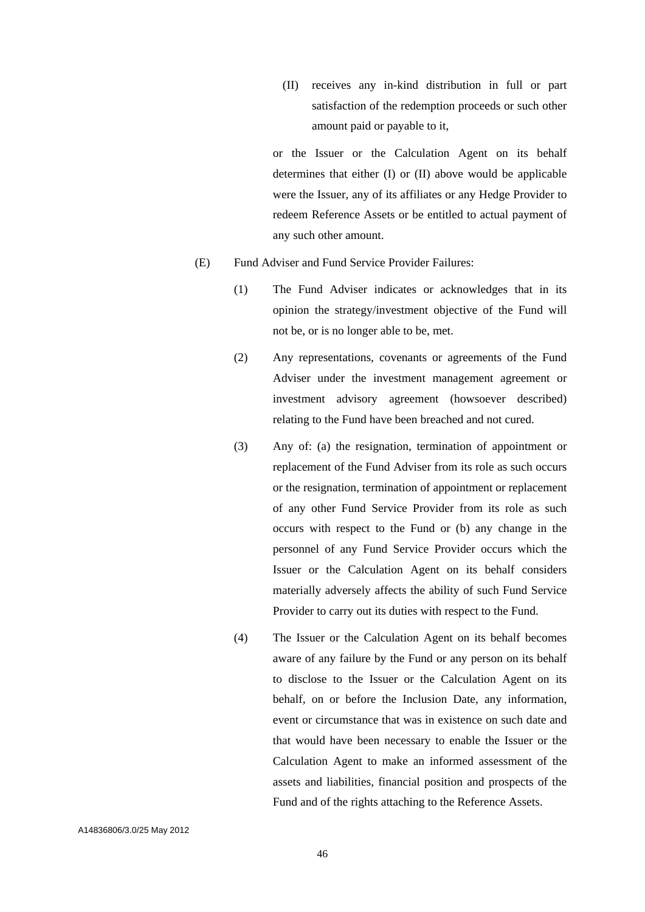(II) receives any in-kind distribution in full or part satisfaction of the redemption proceeds or such other amount paid or payable to it,

or the Issuer or the Calculation Agent on its behalf determines that either (I) or (II) above would be applicable were the Issuer, any of its affiliates or any Hedge Provider to redeem Reference Assets or be entitled to actual payment of any such other amount.

(E) Fund Adviser and Fund Service Provider Failures:

(1) The Fund Adviser indicates or acknowledges that in its opinion the strategy/investment objective of the Fund will not be, or is no longer able to be, met.

(2) Any representations, covenants or agreements of the Fund Adviser under the investment management agreement or investment advisory agreement (howsoever described) relating to the Fund have been breached and not cured.

(3) Any of: (a) the resignation, termination of appointment or replacement of the Fund Adviser from its role as such occurs or the resignation, termination of appointment or replacement of any other Fund Service Provider from its role as such occurs with respect to the Fund or (b) any change in the personnel of any Fund Service Provider occurs which the Issuer or the Calculation Agent on its behalf considers materially adversely affects the ability of such Fund Service Provider to carry out its duties with respect to the Fund.

(4) The Issuer or the Calculation Agent on its behalf becomes aware of any failure by the Fund or any person on its behalf to disclose to the Issuer or the Calculation Agent on its behalf, on or before the Inclusion Date, any information, event or circumstance that was in existence on such date and that would have been necessary to enable the Issuer or the Calculation Agent to make an informed assessment of the assets and liabilities, financial position and prospects of the Fund and of the rights attaching to the Reference Assets.

A14836806/3.0/25 May 2012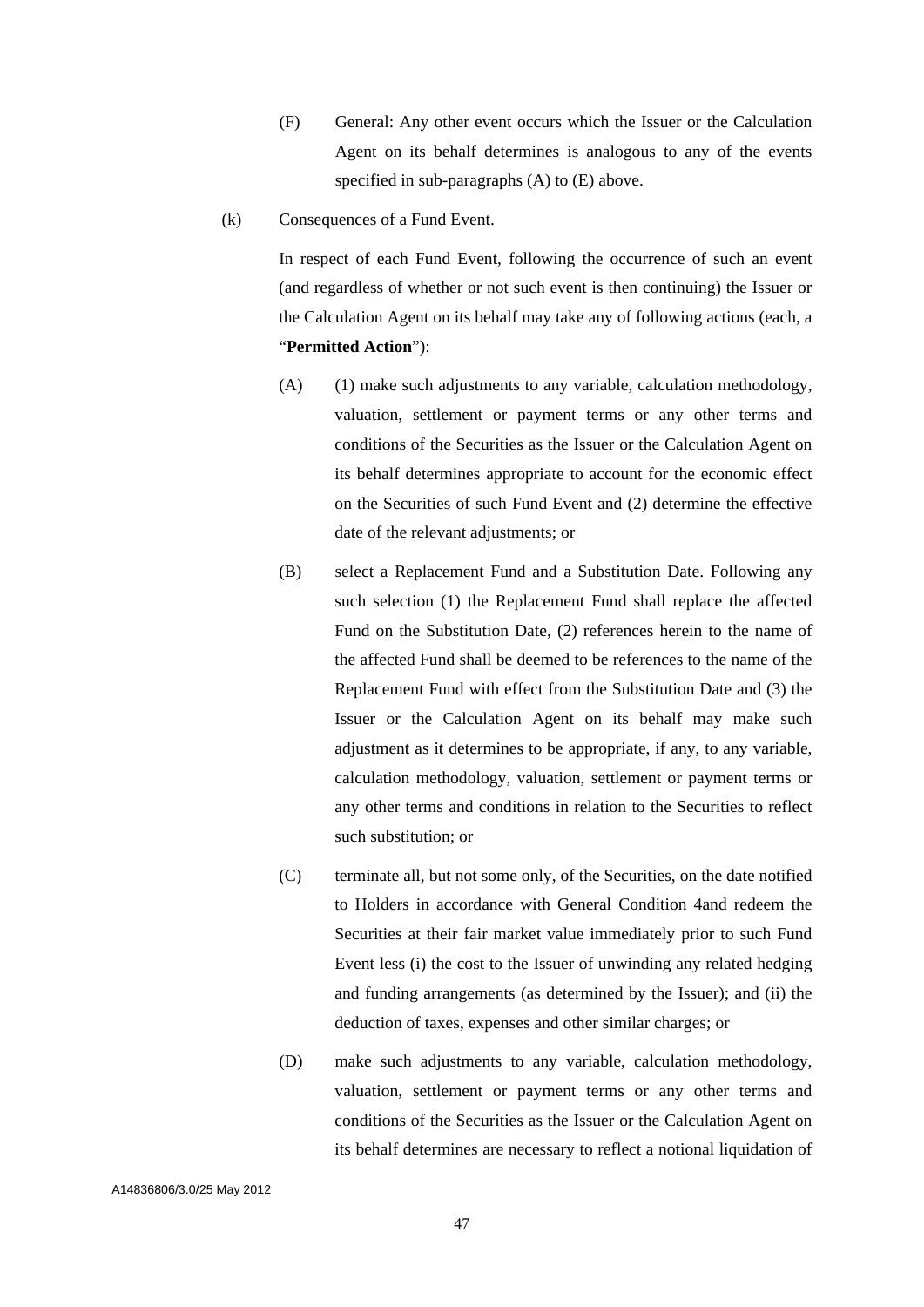(F) General: Any other event occurs which the Issuer or the Calculation Agent on its behalf determines is analogous to any of the events specified in sub-paragraphs (A) to (E) above.

(k) Consequences of a Fund Event.

In respect of each Fund Event, following the occurrence of such an event (and regardless of whether or not such event is then continuing) the Issuer or the Calculation Agent on its behalf may take any of following actions (each, a "**Permitted Action**"):

(A) (1) make such adjustments to any variable, calculation methodology, valuation, settlement or payment terms or any other terms and conditions of the Securities as the Issuer or the Calculation Agent on its behalf determines appropriate to account for the economic effect on the Securities of such Fund Event and (2) determine the effective date of the relevant adjustments; or

(B) select a Replacement Fund and a Substitution Date. Following any such selection (1) the Replacement Fund shall replace the affected Fund on the Substitution Date, (2) references herein to the name of the affected Fund shall be deemed to be references to the name of the Replacement Fund with effect from the Substitution Date and (3) the Issuer or the Calculation Agent on its behalf may make such adjustment as it determines to be appropriate, if any, to any variable, calculation methodology, valuation, settlement or payment terms or any other terms and conditions in relation to the Securities to reflect such substitution; or

(C) terminate all, but not some only, of the Securities, on the date notified to Holders in accordance with General Condition 4and redeem the Securities at their fair market value immediately prior to such Fund Event less (i) the cost to the Issuer of unwinding any related hedging and funding arrangements (as determined by the Issuer); and (ii) the deduction of taxes, expenses and other similar charges; or

(D) make such adjustments to any variable, calculation methodology, valuation, settlement or payment terms or any other terms and conditions of the Securities as the Issuer or the Calculation Agent on its behalf determines are necessary to reflect a notional liquidation of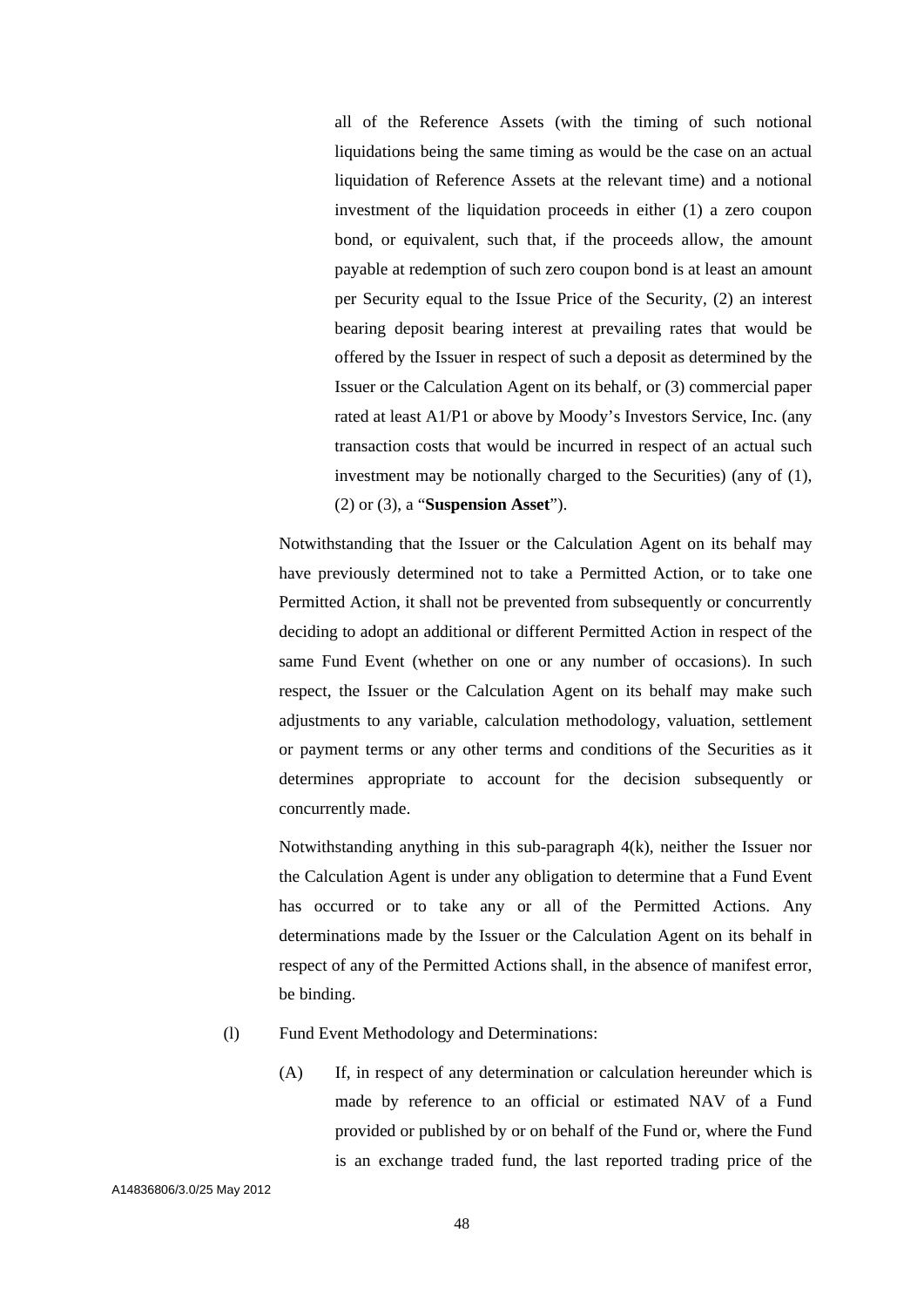all of the Reference Assets (with the timing of such notional liquidations being the same timing as would be the case on an actual liquidation of Reference Assets at the relevant time) and a notional investment of the liquidation proceeds in either (1) a zero coupon bond, or equivalent, such that, if the proceeds allow, the amount payable at redemption of such zero coupon bond is at least an amount per Security equal to the Issue Price of the Security, (2) an interest bearing deposit bearing interest at prevailing rates that would be offered by the Issuer in respect of such a deposit as determined by the Issuer or the Calculation Agent on its behalf, or (3) commercial paper rated at least A1/P1 or above by Moody's Investors Service, Inc. (any transaction costs that would be incurred in respect of an actual such investment may be notionally charged to the Securities) (any of (1), (2) or (3), a "**Suspension Asset**").

Notwithstanding that the Issuer or the Calculation Agent on its behalf may have previously determined not to take a Permitted Action, or to take one Permitted Action, it shall not be prevented from subsequently or concurrently deciding to adopt an additional or different Permitted Action in respect of the same Fund Event (whether on one or any number of occasions). In such respect, the Issuer or the Calculation Agent on its behalf may make such adjustments to any variable, calculation methodology, valuation, settlement or payment terms or any other terms and conditions of the Securities as it determines appropriate to account for the decision subsequently or concurrently made.

Notwithstanding anything in this sub-paragraph 4(k), neither the Issuer nor the Calculation Agent is under any obligation to determine that a Fund Event has occurred or to take any or all of the Permitted Actions. Any determinations made by the Issuer or the Calculation Agent on its behalf in respect of any of the Permitted Actions shall, in the absence of manifest error, be binding.

(l) Fund Event Methodology and Determinations:

(A) If, in respect of any determination or calculation hereunder which is made by reference to an official or estimated NAV of a Fund provided or published by or on behalf of the Fund or, where the Fund is an exchange traded fund, the last reported trading price of the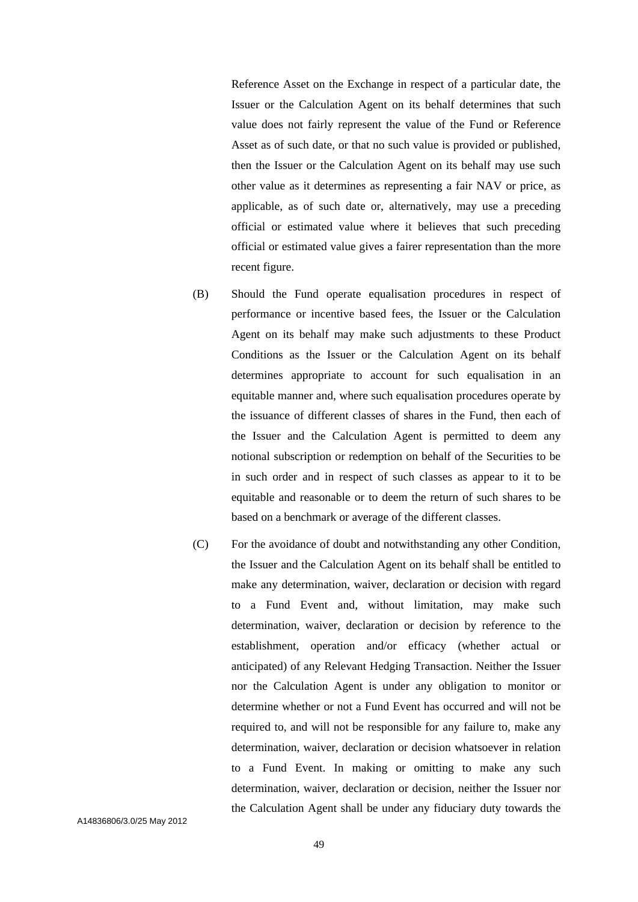Reference Asset on the Exchange in respect of a particular date, the Issuer or the Calculation Agent on its behalf determines that such value does not fairly represent the value of the Fund or Reference Asset as of such date, or that no such value is provided or published, then the Issuer or the Calculation Agent on its behalf may use such other value as it determines as representing a fair NAV or price, as applicable, as of such date or, alternatively, may use a preceding official or estimated value where it believes that such preceding official or estimated value gives a fairer representation than the more recent figure.

(B) Should the Fund operate equalisation procedures in respect of performance or incentive based fees, the Issuer or the Calculation Agent on its behalf may make such adjustments to these Product Conditions as the Issuer or the Calculation Agent on its behalf determines appropriate to account for such equalisation in an equitable manner and, where such equalisation procedures operate by the issuance of different classes of shares in the Fund, then each of the Issuer and the Calculation Agent is permitted to deem any notional subscription or redemption on behalf of the Securities to be in such order and in respect of such classes as appear to it to be equitable and reasonable or to deem the return of such shares to be based on a benchmark or average of the different classes.

(C) For the avoidance of doubt and notwithstanding any other Condition, the Issuer and the Calculation Agent on its behalf shall be entitled to make any determination, waiver, declaration or decision with regard to a Fund Event and, without limitation, may make such determination, waiver, declaration or decision by reference to the establishment, operation and/or efficacy (whether actual or anticipated) of any Relevant Hedging Transaction. Neither the Issuer nor the Calculation Agent is under any obligation to monitor or determine whether or not a Fund Event has occurred and will not be required to, and will not be responsible for any failure to, make any determination, waiver, declaration or decision whatsoever in relation to a Fund Event. In making or omitting to make any such determination, waiver, declaration or decision, neither the Issuer nor the Calculation Agent shall be under any fiduciary duty towards the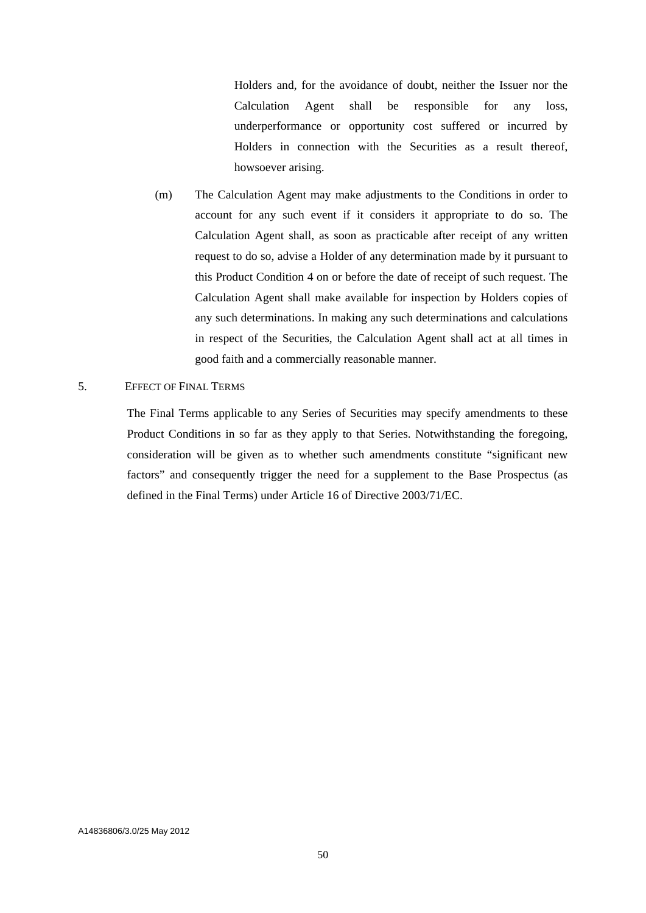Holders and, for the avoidance of doubt, neither the Issuer nor the Calculation Agent shall be responsible for any loss, underperformance or opportunity cost suffered or incurred by Holders in connection with the Securities as a result thereof, howsoever arising.

(m) The Calculation Agent may make adjustments to the Conditions in order to account for any such event if it considers it appropriate to do so. The Calculation Agent shall, as soon as practicable after receipt of any written request to do so, advise a Holder of any determination made by it pursuant to this Product Condition 4 on or before the date of receipt of such request. The Calculation Agent shall make available for inspection by Holders copies of any such determinations. In making any such determinations and calculations in respect of the Securities, the Calculation Agent shall act at all times in good faith and a commercially reasonable manner.

5. EFFECT OF FINAL TERMS

The Final Terms applicable to any Series of Securities may specify amendments to these Product Conditions in so far as they apply to that Series. Notwithstanding the foregoing, consideration will be given as to whether such amendments constitute "significant new factors" and consequently trigger the need for a supplement to the Base Prospectus (as defined in the Final Terms) under Article 16 of Directive 2003/71/EC.

A14836806/3.0/25 May 2012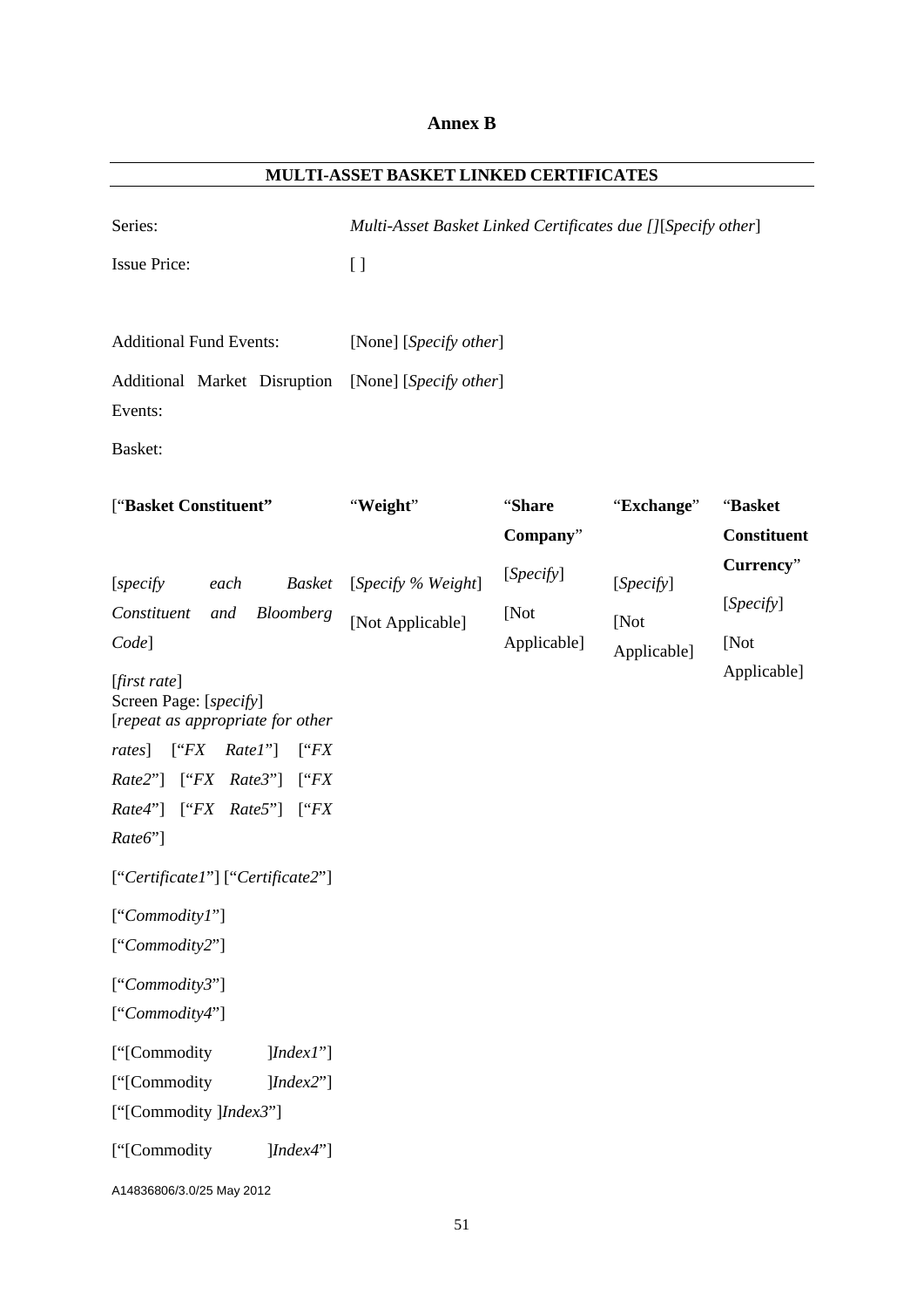# Annex B

## MULTI-ASSET BASKET LINKED CERTIFICATES

Series: *Multi-Asset Basket Linked Certificates due []*[*Specify other*]

Issue Price: [ ]

Additional Fund Events: [None] [*Specify other*]

Additional Market Disruption Events: [None] [*Specify other*]

Basket:

| [“**Basket Constituent”** | “**Weight**” | “**Share Company**” | “**Exchange**” | “**Basket Constituent Currency**” |
|---|---|---|---|---|
| [*specify each Basket Constituent and Bloomberg Code*] | [*Specify % Weight*] [Not Applicable] | [*Specify*] [Not Applicable] | [*Specify*] [Not Applicable] | [*Specify*] [Not Applicable] |
| [*first rate*] Screen Page: [*specify*] [*repeat as appropriate for other rates*] [“*FX Rate1*”] [“*FX Rate2*”] [“*FX Rate3*”] [“*FX Rate4*”] [“*FX Rate5*”] [“*FX Rate6*”] | | | | |
| [“*Certificate1*”] [“*Certificate2*”] | | | | |
| [“*Commodity1*”] [“*Commodity2*”] | | | | |
| [“*Commodity3*”] [“*Commodity4*”] | | | | |
| [“[Commodity ]*Index1*”] [“[Commodity ]*Index2*”] [“[Commodity ]*Index3*”] | | | | |
| [“[Commodity ]*Index4*”] | | | | |

A14836806/3.0/25 May 2012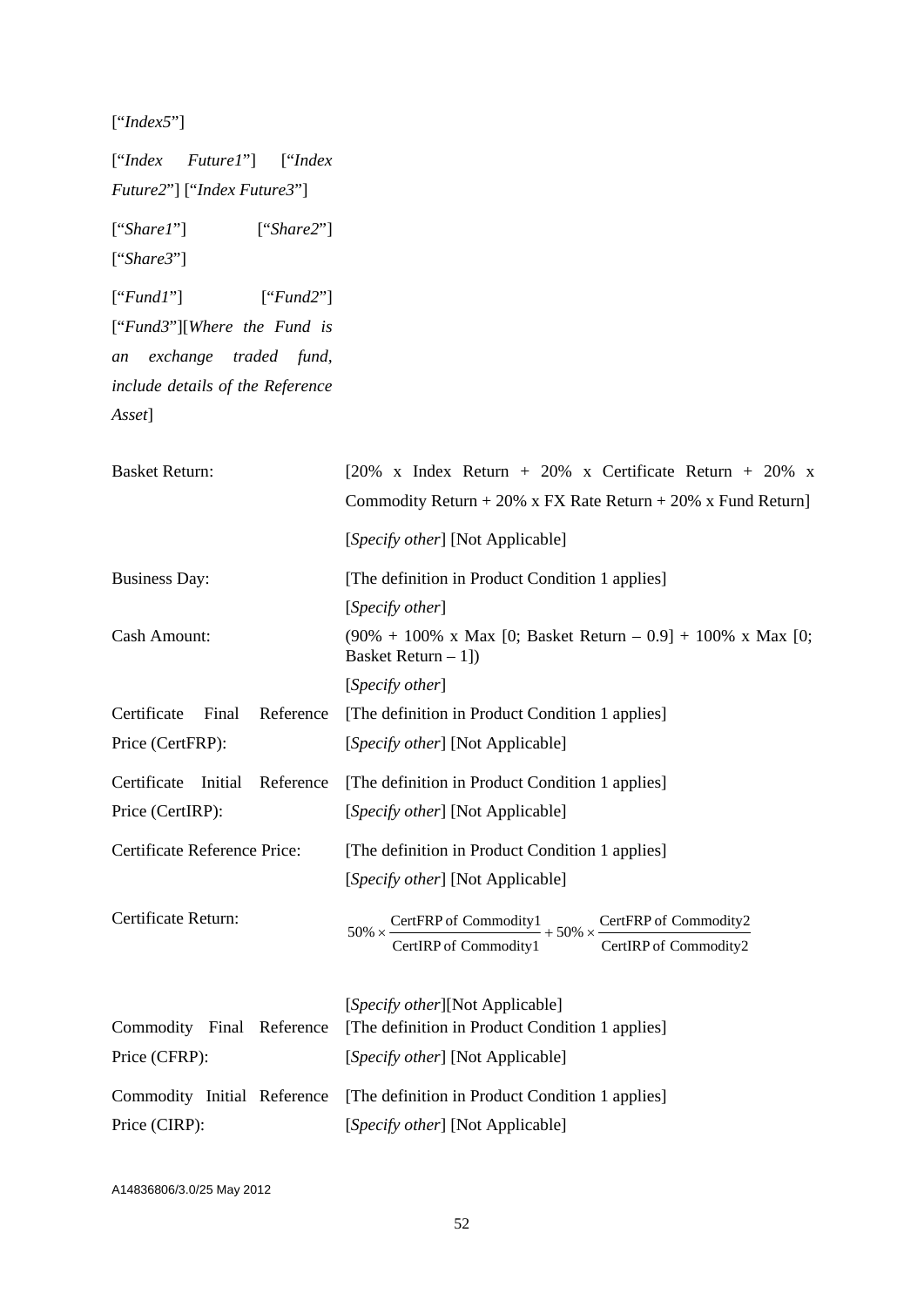["*Index5*"]

["*Index Future1*"] ["*Index Future2*"] ["*Index Future3*"]

["*Share1*"] ["*Share2*"] ["*Share3*"]

["*Fund1*"] ["*Fund2*"] ["*Fund3*"][*Where the Fund is an exchange traded fund, include details of the Reference Asset*]

| | |
|---|---|
| Basket Return: | [20% x Index Return + 20% x Certificate Return + 20% x Commodity Return + 20% x FX Rate Return + 20% x Fund Return]<br><br>[*Specify other*] [Not Applicable] |
| Business Day: | [The definition in Product Condition 1 applies]<br>[*Specify other*] |
| Cash Amount: | (90% + 100% x Max [0; Basket Return – 0.9] + 100% x Max [0; Basket Return – 1])<br>[*Specify other*] |
| Certificate Final Reference Price (CertFRP): | [The definition in Product Condition 1 applies]<br>[*Specify other*] [Not Applicable] |
| Certificate Initial Reference Price (CertIRP): | [The definition in Product Condition 1 applies]<br>[*Specify other*] [Not Applicable] |
| Certificate Reference Price: | [The definition in Product Condition 1 applies]<br>[*Specify other*] [Not Applicable] |
| Certificate Return: | $50\% \times \frac{\text{CertFRP of Commodity1}}{\text{CertIRP of Commodity1}} + 50\% \times \frac{\text{CertFRP of Commodity2}}{\text{CertIRP of Commodity2}}$<br><br>[*Specify other*][Not Applicable] |
| Commodity Final Reference Price (CFRP): | [The definition in Product Condition 1 applies]<br>[*Specify other*] [Not Applicable] |
| Commodity Initial Reference Price (CIRP): | [The definition in Product Condition 1 applies]<br>[*Specify other*] [Not Applicable] |

A14836806/3.0/25 May 2012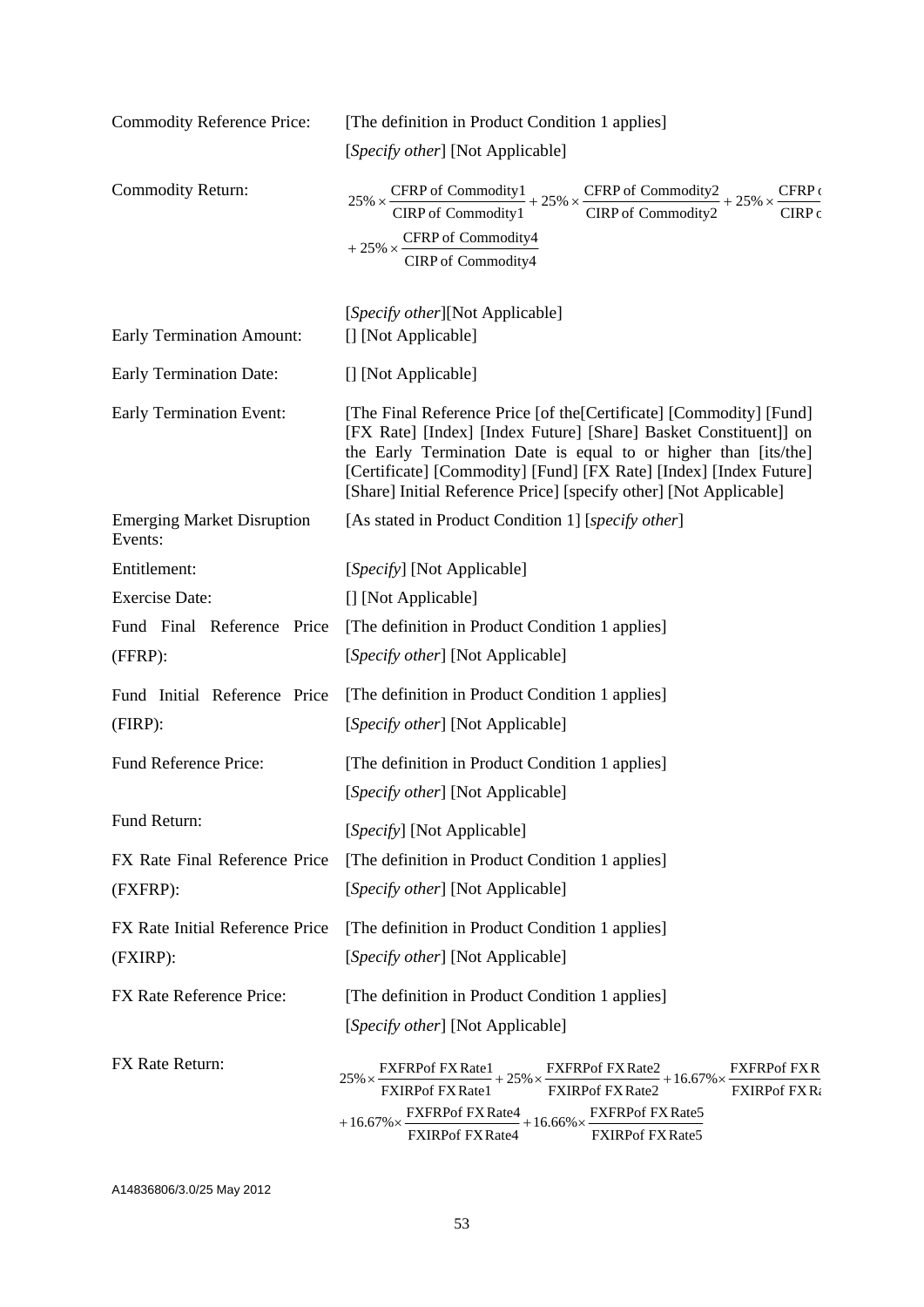| | |
|---|---|
| Commodity Reference Price: | [The definition in Product Condition 1 applies] [*Specify other*] [Not Applicable] |
| Commodity Return: | $25\% \times \frac{\text{CFRP of Commodity1}}{\text{CIRP of Commodity1}} + 25\% \times \frac{\text{CFRP of Commodity2}}{\text{CIRP of Commodity2}} + 25\% \times \frac{\text{CFRP of Commodity3}}{\text{CIRP of Commodity3}} + 25\% \times \frac{\text{CFRP of Commodity4}}{\text{CIRP of Commodity4}}$ [*Specify other*][Not Applicable] |
| Early Termination Amount: | [] [Not Applicable] |
| Early Termination Date: | [] [Not Applicable] |
| Early Termination Event: | [The Final Reference Price [of the[Certificate] [Commodity] [Fund] [FX Rate] [Index] [Index Future] [Share] Basket Constituent]] on the Early Termination Date is equal to or higher than [its/the] [Certificate] [Commodity] [Fund] [FX Rate] [Index] [Index Future] [Share] Initial Reference Price] [specify other] [Not Applicable] |
| Emerging Market Disruption Events: | [As stated in Product Condition 1] [*specify other*] |
| Entitlement: | [*Specify*] [Not Applicable] |
| Exercise Date: | [] [Not Applicable] |
| Fund Final Reference Price (FFRP): | [The definition in Product Condition 1 applies] [*Specify other*] [Not Applicable] |
| Fund Initial Reference Price (FIRP): | [The definition in Product Condition 1 applies] [*Specify other*] [Not Applicable] |
| Fund Reference Price: | [The definition in Product Condition 1 applies] [*Specify other*] [Not Applicable] |
| Fund Return: | [*Specify*] [Not Applicable] |
| FX Rate Final Reference Price (FXFRP): | [The definition in Product Condition 1 applies] [*Specify other*] [Not Applicable] |
| FX Rate Initial Reference Price (FXIRP): | [The definition in Product Condition 1 applies] [*Specify other*] [Not Applicable] |
| FX Rate Reference Price: | [The definition in Product Condition 1 applies] [*Specify other*] [Not Applicable] |
| FX Rate Return: | $25\% \times \frac{\text{FXFRPof FX Rate1}}{\text{FXIRPof FX Rate1}} + 25\% \times \frac{\text{FXFRPof FX Rate2}}{\text{FXIRPof FX Rate2}} + 16.67\% \times \frac{\text{FXFRPof FX Rate3}}{\text{FXIRPof FX Rate3}} + 16.67\% \times \frac{\text{FXFRPof FX Rate4}}{\text{FXIRPof FX Rate4}} + 16.66\% \times \frac{\text{FXFRPof FX Rate5}}{\text{FXIRPof FX Rate5}}$ |

A14836806/3.0/25 May 2012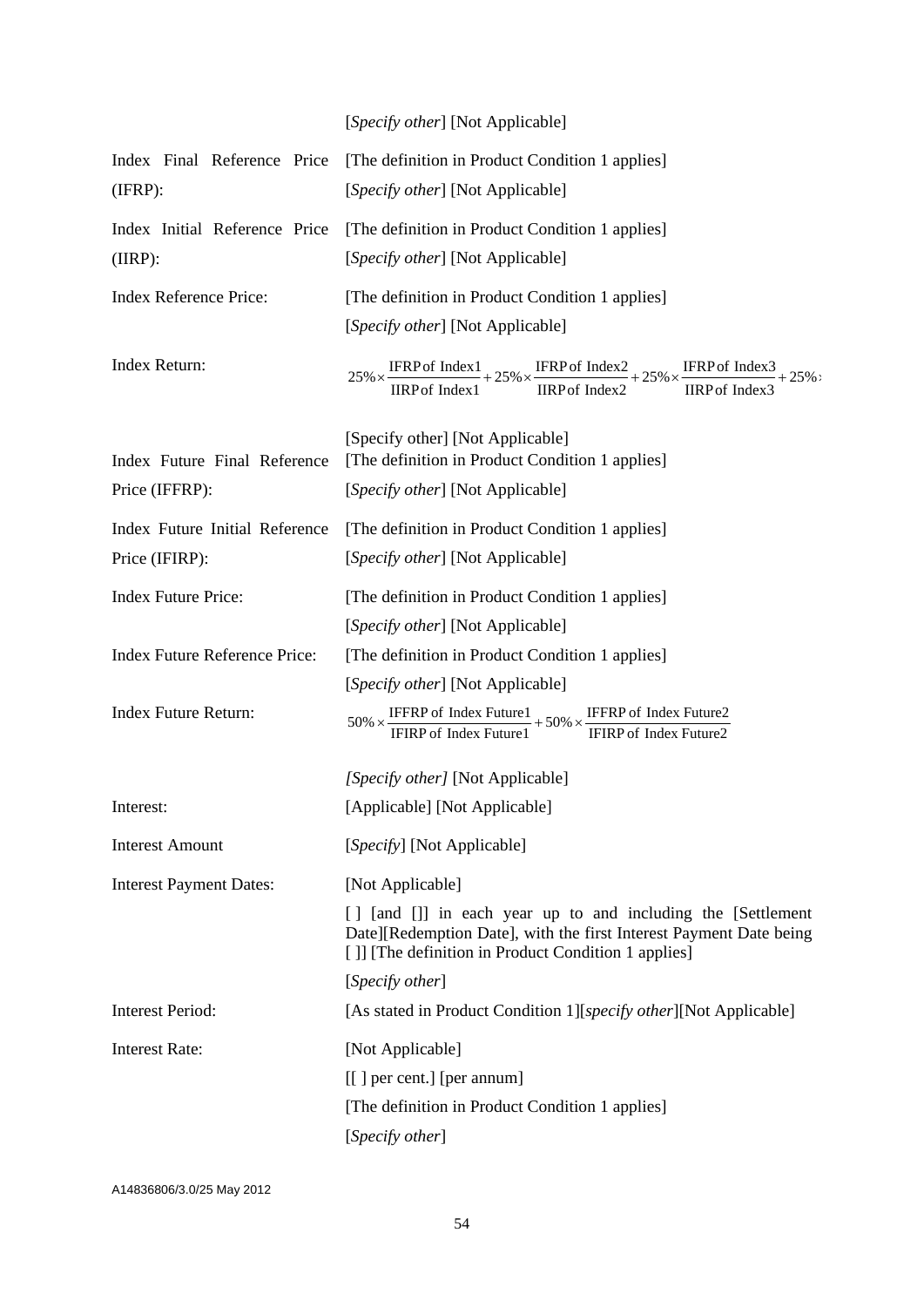| | |
|---|---|
| | [*Specify other*] [Not Applicable] |
| Index Final Reference Price (IFRP): | [The definition in Product Condition 1 applies] [*Specify other*] [Not Applicable] |
| Index Initial Reference Price (IIRP): | [The definition in Product Condition 1 applies] [*Specify other*] [Not Applicable] |
| Index Reference Price: | [The definition in Product Condition 1 applies] [*Specify other*] [Not Applicable] |
| Index Return: | $25\% \times \frac{\text{IFRP of Index1}}{\text{IIRP of Index1}} + 25\% \times \frac{\text{IFRP of Index2}}{\text{IIRP of Index2}} + 25\% \times \frac{\text{IFRP of Index3}}{\text{IIRP of Index3}} + 25\%$ [Specify other] [Not Applicable] |
| Index Future Final Reference Price (IFFRP): | [The definition in Product Condition 1 applies] [*Specify other*] [Not Applicable] |
| Index Future Initial Reference Price (IFIRP): | [The definition in Product Condition 1 applies] [*Specify other*] [Not Applicable] |
| Index Future Price: | [The definition in Product Condition 1 applies] [*Specify other*] [Not Applicable] |
| Index Future Reference Price: | [The definition in Product Condition 1 applies] [*Specify other*] [Not Applicable] |
| Index Future Return: | $50\% \times \frac{\text{IFFRP of Index Future1}}{\text{IFIRP of Index Future1}} + 50\% \times \frac{\text{IFFRP of Index Future2}}{\text{IFIRP of Index Future2}}$ *[Specify other]* [Not Applicable] |
| Interest: | [Applicable] [Not Applicable] |
| Interest Amount | [*Specify*] [Not Applicable] |
| Interest Payment Dates: | [Not Applicable] [ ] [and []] in each year up to and including the [Settlement Date][Redemption Date], with the first Interest Payment Date being [ ]] [The definition in Product Condition 1 applies] [*Specify other*] |
| Interest Period: | [As stated in Product Condition 1][*specify other*][Not Applicable] |
| Interest Rate: | [Not Applicable] [[ ] per cent.] [per annum] [The definition in Product Condition 1 applies] [*Specify other*] |

A14836806/3.0/25 May 2012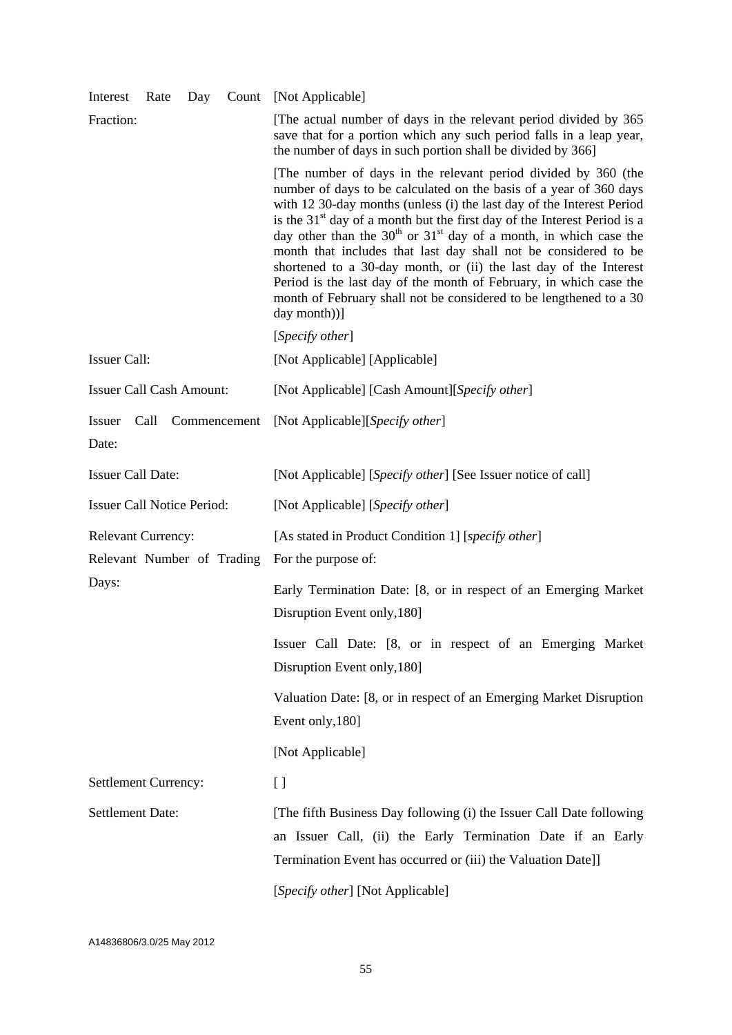| | |
|---|---|
| Interest Rate Day Count Fraction: | [Not Applicable] |
| | [The actual number of days in the relevant period divided by 365 save that for a portion which any such period falls in a leap year, the number of days in such portion shall be divided by 366] |
| | [The number of days in the relevant period divided by 360 (the number of days to be calculated on the basis of a year of 360 days with 12 30-day months (unless (i) the last day of the Interest Period is the 31st day of a month but the first day of the Interest Period is a day other than the 30th or 31st day of a month, in which case the month that includes that last day shall not be considered to be shortened to a 30-day month, or (ii) the last day of the Interest Period is the last day of the month of February, in which case the month of February shall not be considered to be lengthened to a 30 day month))] |
| | [*Specify other*] |
| Issuer Call: | [Not Applicable] [Applicable] |
| Issuer Call Cash Amount: | [Not Applicable] [Cash Amount][*Specify other*] |
| Issuer Call Commencement Date: | [Not Applicable][*Specify other*] |
| Issuer Call Date: | [Not Applicable] [*Specify other*] [See Issuer notice of call] |
| Issuer Call Notice Period: | [Not Applicable] [*Specify other*] |
| Relevant Currency: | [As stated in Product Condition 1] [*specify other*] |
| Relevant Number of Trading Days: | For the purpose of: |
| | Early Termination Date: [8, or in respect of an Emerging Market Disruption Event only,180] |
| | Issuer Call Date: [8, or in respect of an Emerging Market Disruption Event only,180] |
| | Valuation Date: [8, or in respect of an Emerging Market Disruption Event only,180] |
| | [Not Applicable] |
| Settlement Currency: | [ ] |
| Settlement Date: | [The fifth Business Day following (i) the Issuer Call Date following an Issuer Call, (ii) the Early Termination Date if an Early Termination Event has occurred or (iii) the Valuation Date]] |
| | [*Specify other*] [Not Applicable] |

A14836806/3.0/25 May 2012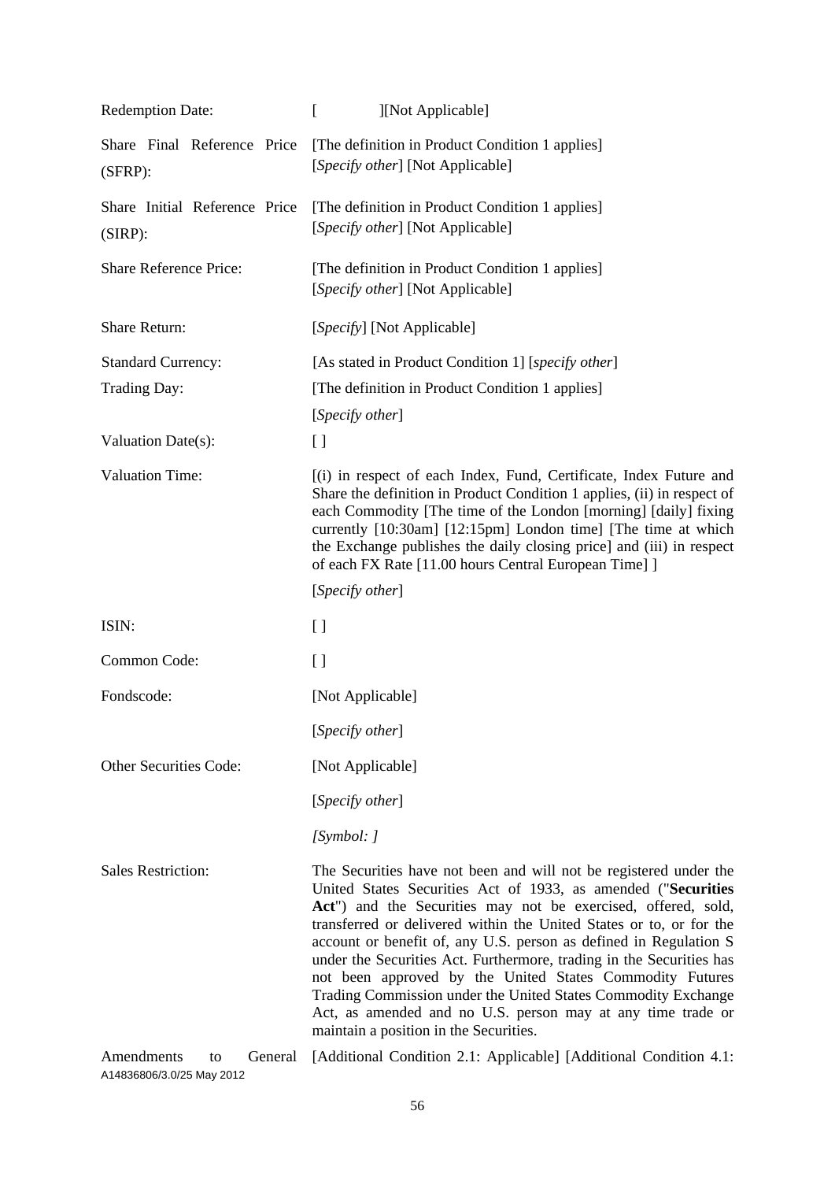| | |
|---|---|
| Redemption Date: | [ ][Not Applicable] |
| Share Final Reference Price (SFRP): | [The definition in Product Condition 1 applies] [*Specify other*] [Not Applicable] |
| Share Initial Reference Price (SIRP): | [The definition in Product Condition 1 applies] [*Specify other*] [Not Applicable] |
| Share Reference Price: | [The definition in Product Condition 1 applies] [*Specify other*] [Not Applicable] |
| Share Return: | [*Specify*] [Not Applicable] |
| Standard Currency: | [As stated in Product Condition 1] [*specify other*] |
| Trading Day: | [The definition in Product Condition 1 applies]<br>[*Specify other*] |
| Valuation Date(s): | [ ] |
| Valuation Time: | [(i) in respect of each Index, Fund, Certificate, Index Future and Share the definition in Product Condition 1 applies, (ii) in respect of each Commodity [The time of the London [morning] [daily] fixing currently [10:30am] [12:15pm] London time] [The time at which the Exchange publishes the daily closing price] and (iii) in respect of each FX Rate [11.00 hours Central European Time] ]<br>[*Specify other*] |
| ISIN: | [ ] |
| Common Code: | [ ] |
| Fondscode: | [Not Applicable]<br>[*Specify other*] |
| Other Securities Code: | [Not Applicable]<br>[*Specify other*]<br>*[Symbol: ]* |
| Sales Restriction: | The Securities have not been and will not be registered under the United States Securities Act of 1933, as amended ("**Securities Act**") and the Securities may not be exercised, offered, sold, transferred or delivered within the United States or to, or for the account or benefit of, any U.S. person as defined in Regulation S under the Securities Act. Furthermore, trading in the Securities has not been approved by the United States Commodity Futures Trading Commission under the United States Commodity Exchange Act, as amended and no U.S. person may at any time trade or maintain a position in the Securities. |
| Amendments to General | [Additional Condition 2.1: Applicable] [Additional Condition 4.1: |

A14836806/3.0/25 May 2012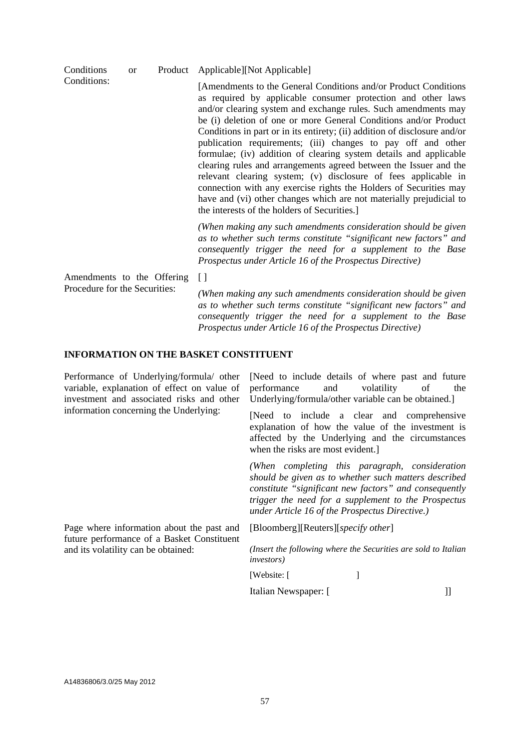| | |
|---|---|
| Conditions or Product Conditions: | Applicable][Not Applicable]<br><br>[Amendments to the General Conditions and/or Product Conditions as required by applicable consumer protection and other laws and/or clearing system and exchange rules. Such amendments may be (i) deletion of one or more General Conditions and/or Product Conditions in part or in its entirety; (ii) addition of disclosure and/or publication requirements; (iii) changes to pay off and other formulae; (iv) addition of clearing system details and applicable clearing rules and arrangements agreed between the Issuer and the relevant clearing system; (v) disclosure of fees applicable in connection with any exercise rights the Holders of Securities may have and (vi) other changes which are not materially prejudicial to the interests of the holders of Securities.]<br><br>*(When making any such amendments consideration should be given as to whether such terms constitute "significant new factors" and consequently trigger the need for a supplement to the Base Prospectus under Article 16 of the Prospectus Directive)* |
| Amendments to the Offering Procedure for the Securities: | [ ]<br><br>*(When making any such amendments consideration should be given as to whether such terms constitute "significant new factors" and consequently trigger the need for a supplement to the Base Prospectus under Article 16 of the Prospectus Directive)* |

**INFORMATION ON THE BASKET CONSTITUENT**

| | |
|---|---|
| Performance of Underlying/formula/ other variable, explanation of effect on value of investment and associated risks and other information concerning the Underlying: | [Need to include details of where past and future performance and volatility of the Underlying/formula/other variable can be obtained.]<br><br>[Need to include a clear and comprehensive explanation of how the value of the investment is affected by the Underlying and the circumstances when the risks are most evident.]<br><br>*(When completing this paragraph, consideration should be given as to whether such matters described constitute "significant new factors" and consequently trigger the need for a supplement to the Prospectus under Article 16 of the Prospectus Directive.)* |
| Page where information about the past and future performance of a Basket Constituent and its volatility can be obtained: | [Bloomberg][Reuters][*specify other*]<br><br>*(Insert the following where the Securities are sold to Italian investors)*<br><br>[Website: [ ]<br><br>Italian Newspaper: [ ]] |

A14836806/3.0/25 May 2012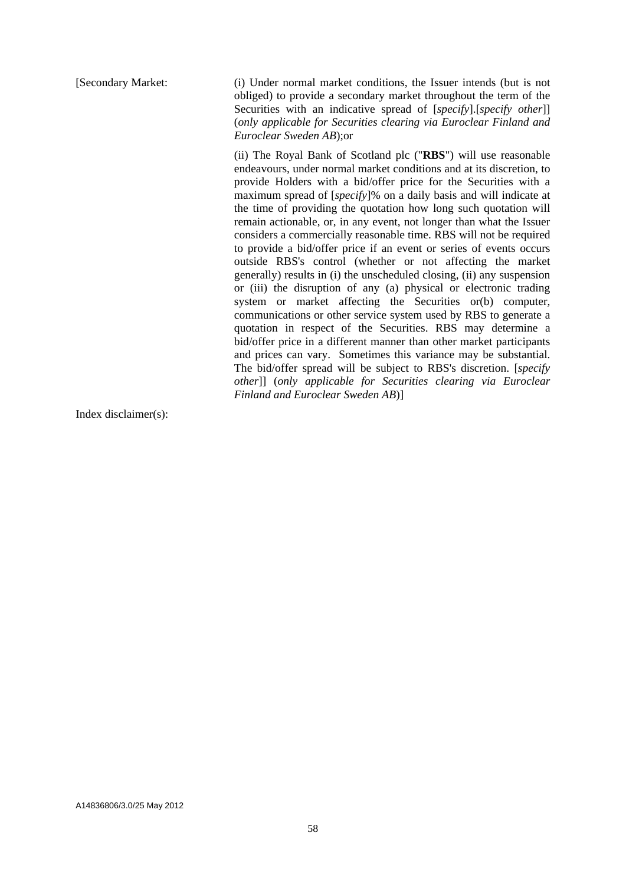[Secondary Market: (i) Under normal market conditions, the Issuer intends (but is not obliged) to provide a secondary market throughout the term of the Securities with an indicative spread of [*specify*].[*specify other*]] (*only applicable for Securities clearing via Euroclear Finland and Euroclear Sweden AB*);or

(ii) The Royal Bank of Scotland plc ("**RBS**") will use reasonable endeavours, under normal market conditions and at its discretion, to provide Holders with a bid/offer price for the Securities with a maximum spread of [*specify*]% on a daily basis and will indicate at the time of providing the quotation how long such quotation will remain actionable, or, in any event, not longer than what the Issuer considers a commercially reasonable time. RBS will not be required to provide a bid/offer price if an event or series of events occurs outside RBS's control (whether or not affecting the market generally) results in (i) the unscheduled closing, (ii) any suspension or (iii) the disruption of any (a) physical or electronic trading system or market affecting the Securities or(b) computer, communications or other service system used by RBS to generate a quotation in respect of the Securities. RBS may determine a bid/offer price in a different manner than other market participants and prices can vary. Sometimes this variance may be substantial. The bid/offer spread will be subject to RBS's discretion. [*specify other*]] (*only applicable for Securities clearing via Euroclear Finland and Euroclear Sweden AB*)]

Index disclaimer(s):

A14836806/3.0/25 May 2012